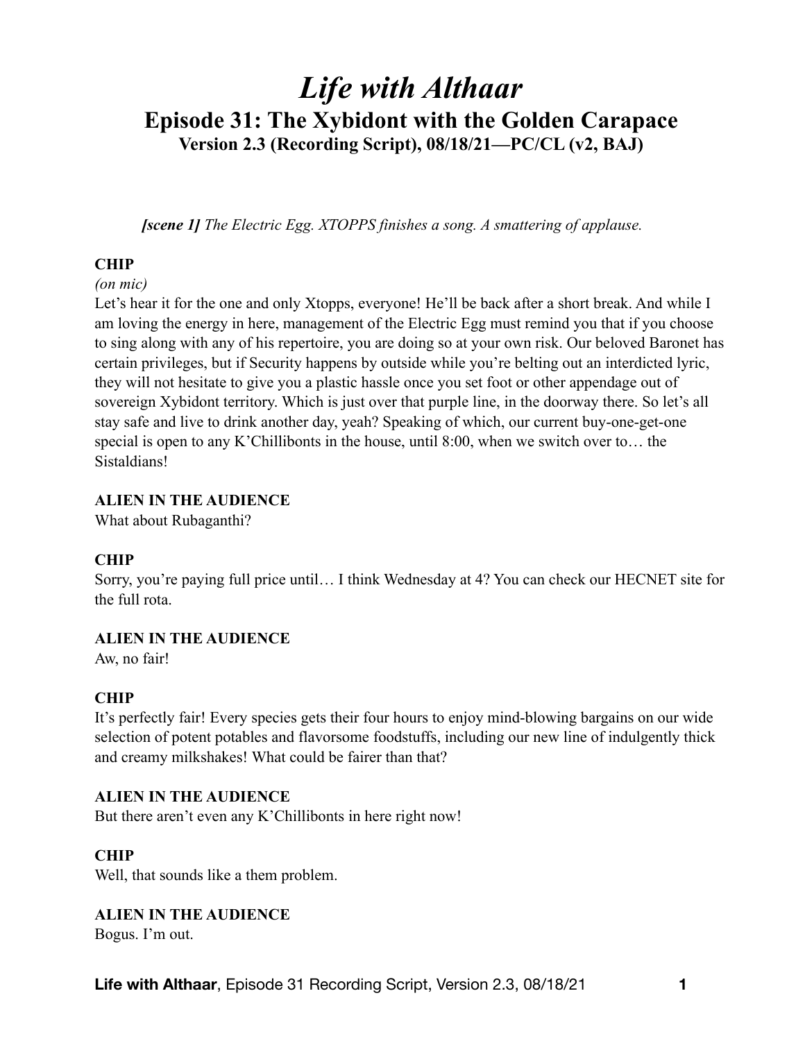# *Life with Althaar*

## Episode 31: The Xybidont with the Golden Carapace

### Version 2.3 (Recording Script), 08/18/21—PC/CL (v2, BAJ)

***[scene 1]*** *The Electric Egg. XTOPPS finishes a song. A smattering of applause.*

**CHIP**

*(on mic)*

Let's hear it for the one and only Xtopps, everyone! He'll be back after a short break. And while I am loving the energy in here, management of the Electric Egg must remind you that if you choose to sing along with any of his repertoire, you are doing so at your own risk. Our beloved Baronet has certain privileges, but if Security happens by outside while you're belting out an interdicted lyric, they will not hesitate to give you a plastic hassle once you set foot or other appendage out of sovereign Xybidont territory. Which is just over that purple line, in the doorway there. So let's all stay safe and live to drink another day, yeah? Speaking of which, our current buy-one-get-one special is open to any K'Chillibonts in the house, until 8:00, when we switch over to… the Sistaldians!

**ALIEN IN THE AUDIENCE**

What about Rubaganthi?

**CHIP**

Sorry, you're paying full price until… I think Wednesday at 4? You can check our HECNET site for the full rota.

**ALIEN IN THE AUDIENCE**

Aw, no fair!

**CHIP**

It's perfectly fair! Every species gets their four hours to enjoy mind-blowing bargains on our wide selection of potent potables and flavorsome foodstuffs, including our new line of indulgently thick and creamy milkshakes! What could be fairer than that?

**ALIEN IN THE AUDIENCE**

But there aren't even any K'Chillibonts in here right now!

**CHIP**

Well, that sounds like a them problem.

**ALIEN IN THE AUDIENCE**

Bogus. I'm out.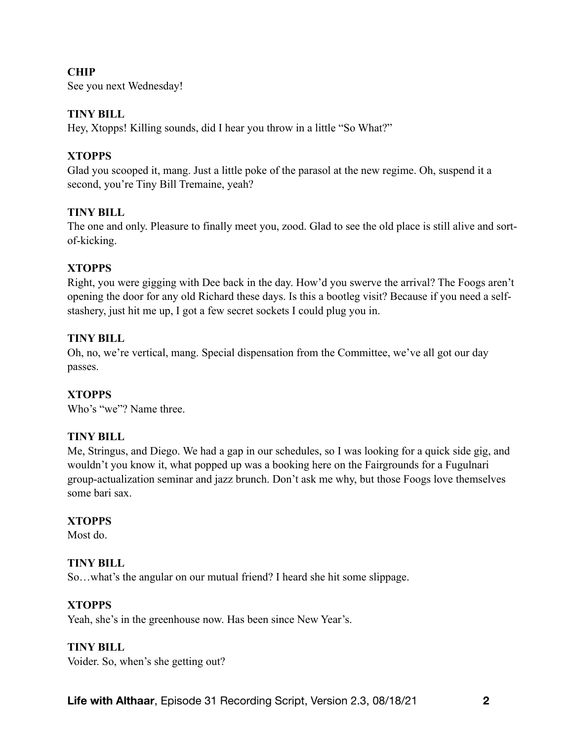**CHIP**  
See you next Wednesday!

**TINY BILL**  
Hey, Xtopps! Killing sounds, did I hear you throw in a little "So What?"

**XTOPPS**  
Glad you scooped it, mang. Just a little poke of the parasol at the new regime. Oh, suspend it a second, you're Tiny Bill Tremaine, yeah?

**TINY BILL**  
The one and only. Pleasure to finally meet you, zood. Glad to see the old place is still alive and sort-of-kicking.

**XTOPPS**  
Right, you were gigging with Dee back in the day. How'd you swerve the arrival? The Foogs aren't opening the door for any old Richard these days. Is this a bootleg visit? Because if you need a self-stashery, just hit me up, I got a few secret sockets I could plug you in.

**TINY BILL**  
Oh, no, we're vertical, mang. Special dispensation from the Committee, we've all got our day passes.

**XTOPPS**  
Who's "we"? Name three.

**TINY BILL**  
Me, Stringus, and Diego. We had a gap in our schedules, so I was looking for a quick side gig, and wouldn't you know it, what popped up was a booking here on the Fairgrounds for a Fugulnari group-actualization seminar and jazz brunch. Don't ask me why, but those Foogs love themselves some bari sax.

**XTOPPS**  
Most do.

**TINY BILL**  
So…what's the angular on our mutual friend? I heard she hit some slippage.

**XTOPPS**  
Yeah, she's in the greenhouse now. Has been since New Year's.

**TINY BILL**  
Voider. So, when's she getting out?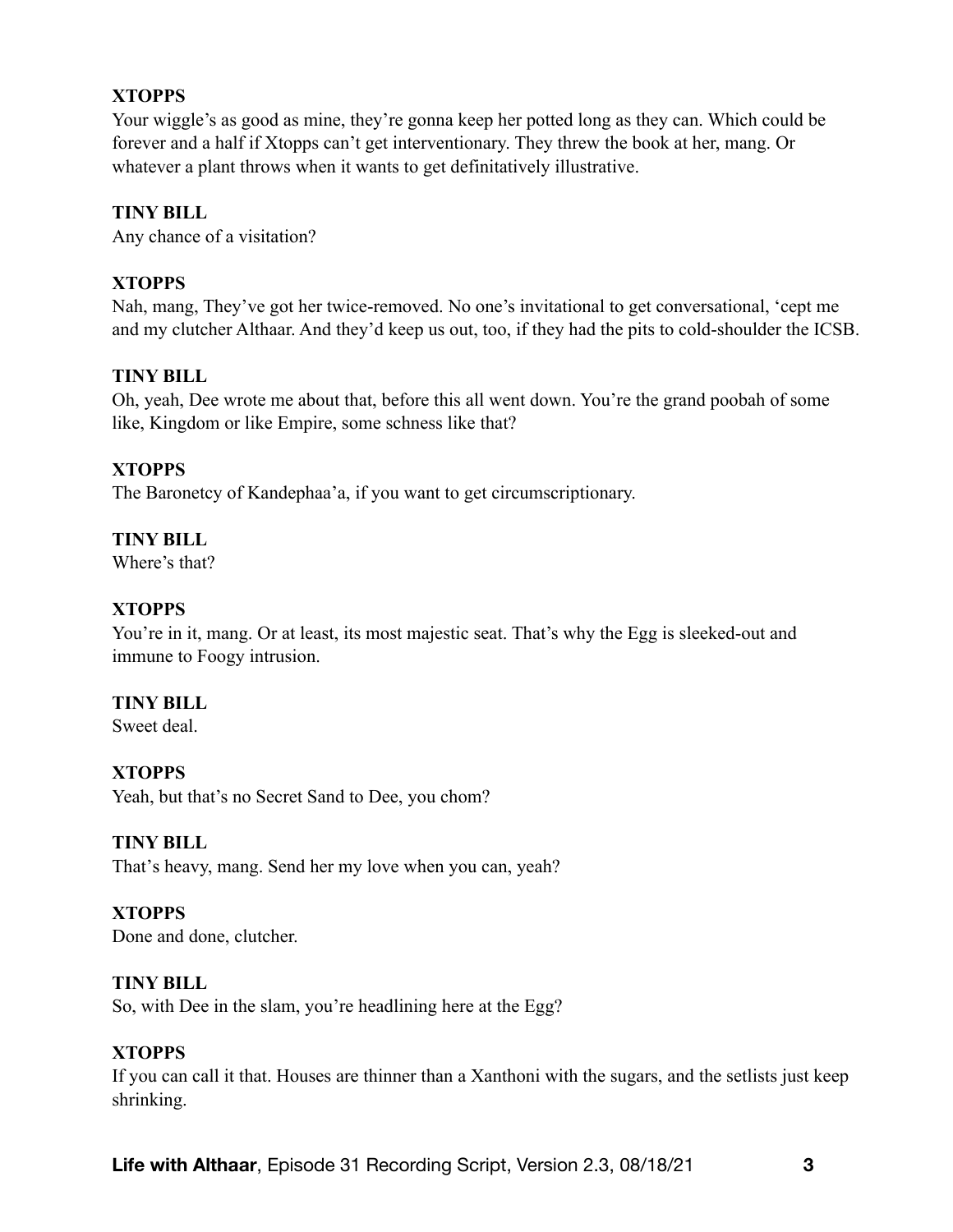**XTOPPS**
Your wiggle's as good as mine, they're gonna keep her potted long as they can. Which could be forever and a half if Xtopps can't get interventionary. They threw the book at her, mang. Or whatever a plant throws when it wants to get definitatively illustrative.

**TINY BILL**
Any chance of a visitation?

**XTOPPS**
Nah, mang, They've got her twice-removed. No one's invitational to get conversational, 'cept me and my clutcher Althaar. And they'd keep us out, too, if they had the pits to cold-shoulder the ICSB.

**TINY BILL**
Oh, yeah, Dee wrote me about that, before this all went down. You're the grand poobah of some like, Kingdom or like Empire, some schness like that?

**XTOPPS**
The Baronetcy of Kandephaa'a, if you want to get circumscriptionary.

**TINY BILL**
Where's that?

**XTOPPS**
You're in it, mang. Or at least, its most majestic seat. That's why the Egg is sleeked-out and immune to Foogy intrusion.

**TINY BILL**
Sweet deal.

**XTOPPS**
Yeah, but that's no Secret Sand to Dee, you chom?

**TINY BILL**
That's heavy, mang. Send her my love when you can, yeah?

**XTOPPS**
Done and done, clutcher.

**TINY BILL**
So, with Dee in the slam, you're headlining here at the Egg?

**XTOPPS**
If you can call it that. Houses are thinner than a Xanthoni with the sugars, and the setlists just keep shrinking.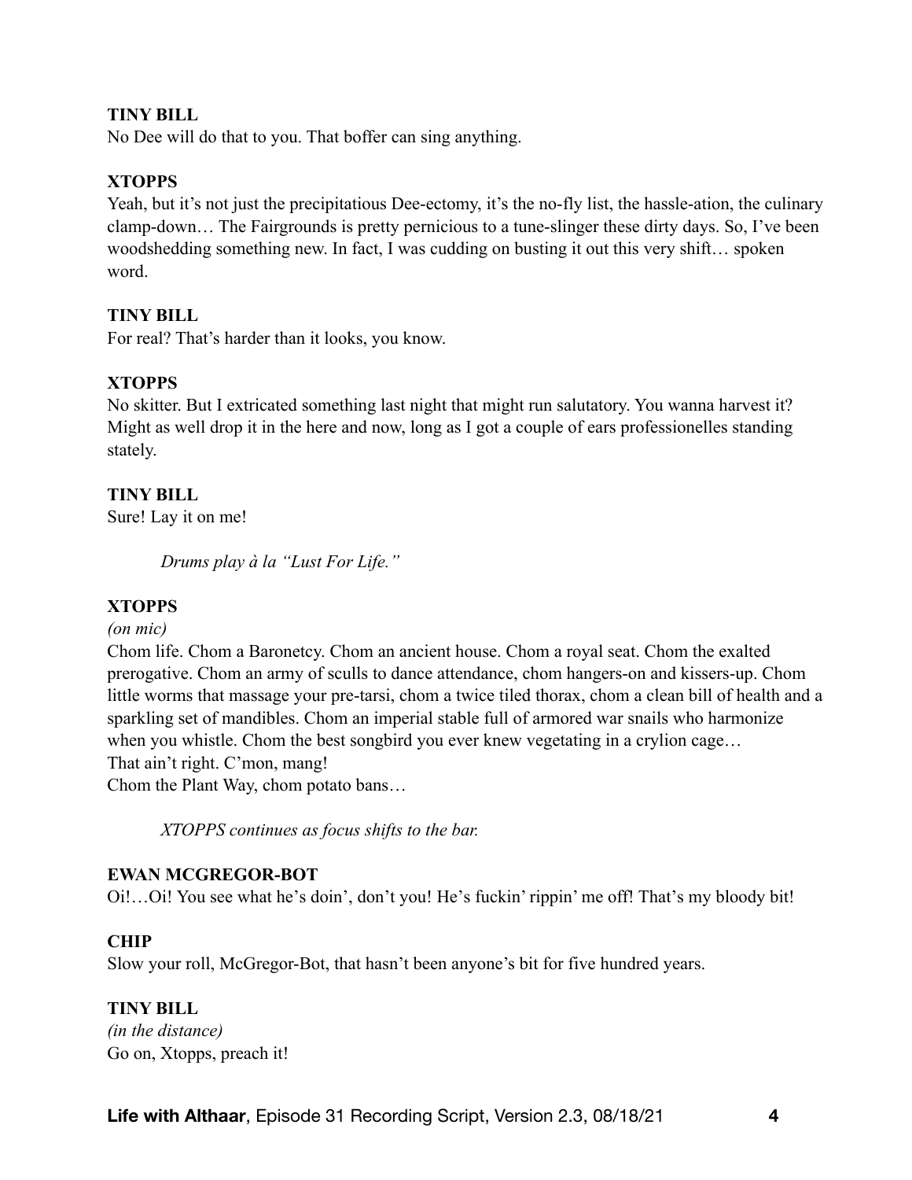**TINY BILL**
No Dee will do that to you. That boffer can sing anything.

**XTOPPS**
Yeah, but it's not just the precipitatious Dee-ectomy, it's the no-fly list, the hassle-ation, the culinary clamp-down… The Fairgrounds is pretty pernicious to a tune-slinger these dirty days. So, I've been woodshedding something new. In fact, I was cudding on busting it out this very shift… spoken word.

**TINY BILL**
For real? That's harder than it looks, you know.

**XTOPPS**
No skitter. But I extricated something last night that might run salutatory. You wanna harvest it? Might as well drop it in the here and now, long as I got a couple of ears professionelles standing stately.

**TINY BILL**
Sure! Lay it on me!

*Drums play à la "Lust For Life."*

**XTOPPS**
*(on mic)*
Chom life. Chom a Baronetcy. Chom an ancient house. Chom a royal seat. Chom the exalted prerogative. Chom an army of sculls to dance attendance, chom hangers-on and kissers-up. Chom little worms that massage your pre-tarsi, chom a twice tiled thorax, chom a clean bill of health and a sparkling set of mandibles. Chom an imperial stable full of armored war snails who harmonize when you whistle. Chom the best songbird you ever knew vegetating in a crylion cage…
That ain't right. C'mon, mang!
Chom the Plant Way, chom potato bans…

*XTOPPS continues as focus shifts to the bar.*

**EWAN MCGREGOR-BOT**
Oi!…Oi! You see what he's doin', don't you! He's fuckin' rippin' me off! That's my bloody bit!

**CHIP**
Slow your roll, McGregor-Bot, that hasn't been anyone's bit for five hundred years.

**TINY BILL**
*(in the distance)*
Go on, Xtopps, preach it!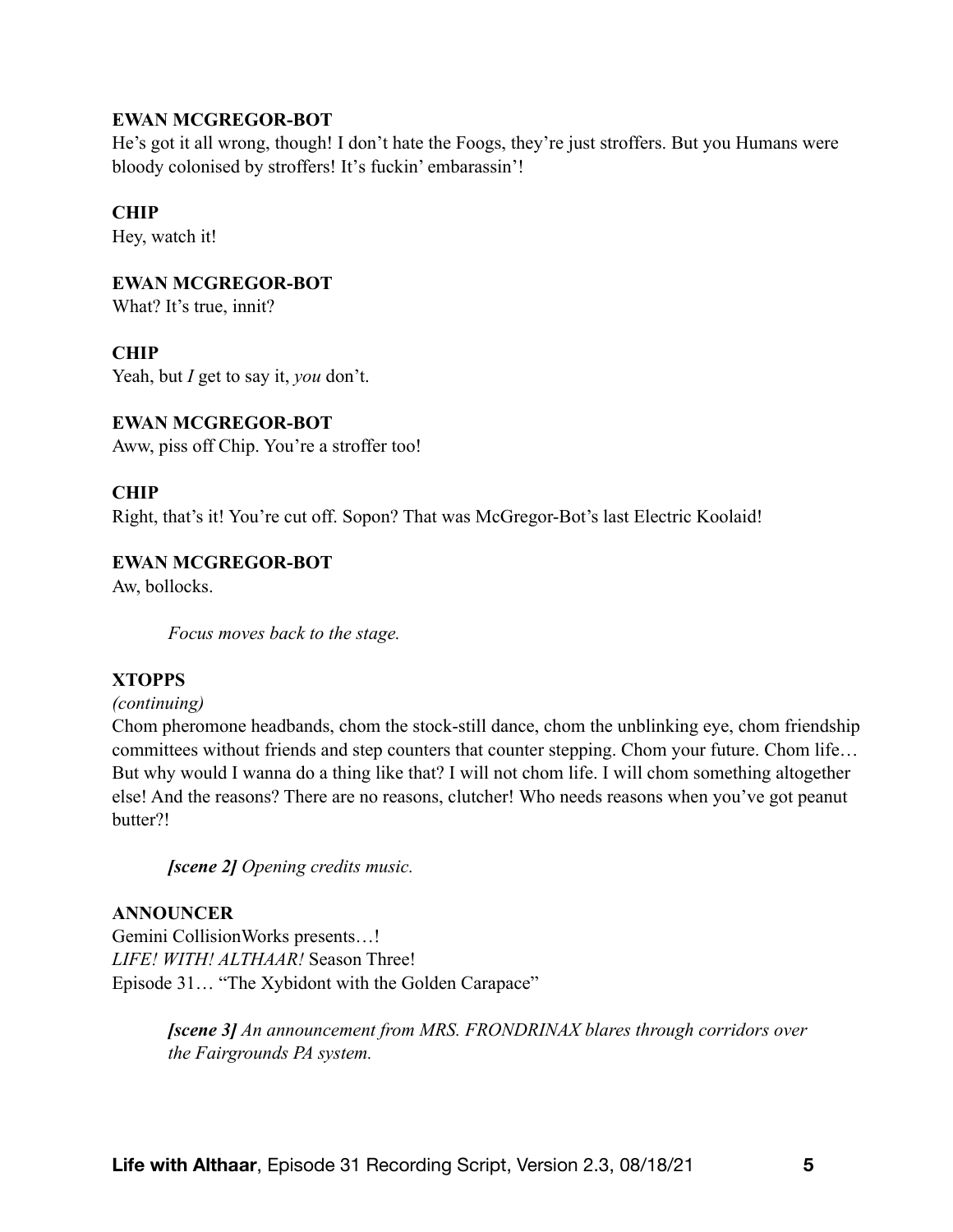**EWAN MCGREGOR-BOT**
He's got it all wrong, though! I don't hate the Foogs, they're just stroffers. But you Humans were bloody colonised by stroffers! It's fuckin' embarassin'!

**CHIP**
Hey, watch it!

**EWAN MCGREGOR-BOT**
What? It's true, innit?

**CHIP**
Yeah, but *I* get to say it, *you* don't.

**EWAN MCGREGOR-BOT**
Aww, piss off Chip. You're a stroffer too!

**CHIP**
Right, that's it! You're cut off. Sopon? That was McGregor-Bot's last Electric Koolaid!

**EWAN MCGREGOR-BOT**
Aw, bollocks.

*Focus moves back to the stage.*

**XTOPPS**
*(continuing)*
Chom pheromone headbands, chom the stock-still dance, chom the unblinking eye, chom friendship committees without friends and step counters that counter stepping. Chom your future. Chom life… But why would I wanna do a thing like that? I will not chom life. I will chom something altogether else! And the reasons? There are no reasons, clutcher! Who needs reasons when you've got peanut butter?!

***[scene 2]*** *Opening credits music.*

**ANNOUNCER**
Gemini CollisionWorks presents…!
*LIFE! WITH! ALTHAAR!* Season Three!
Episode 31… "The Xybidont with the Golden Carapace"

***[scene 3]*** *An announcement from MRS. FRONDRINAX blares through corridors over the Fairgrounds PA system.*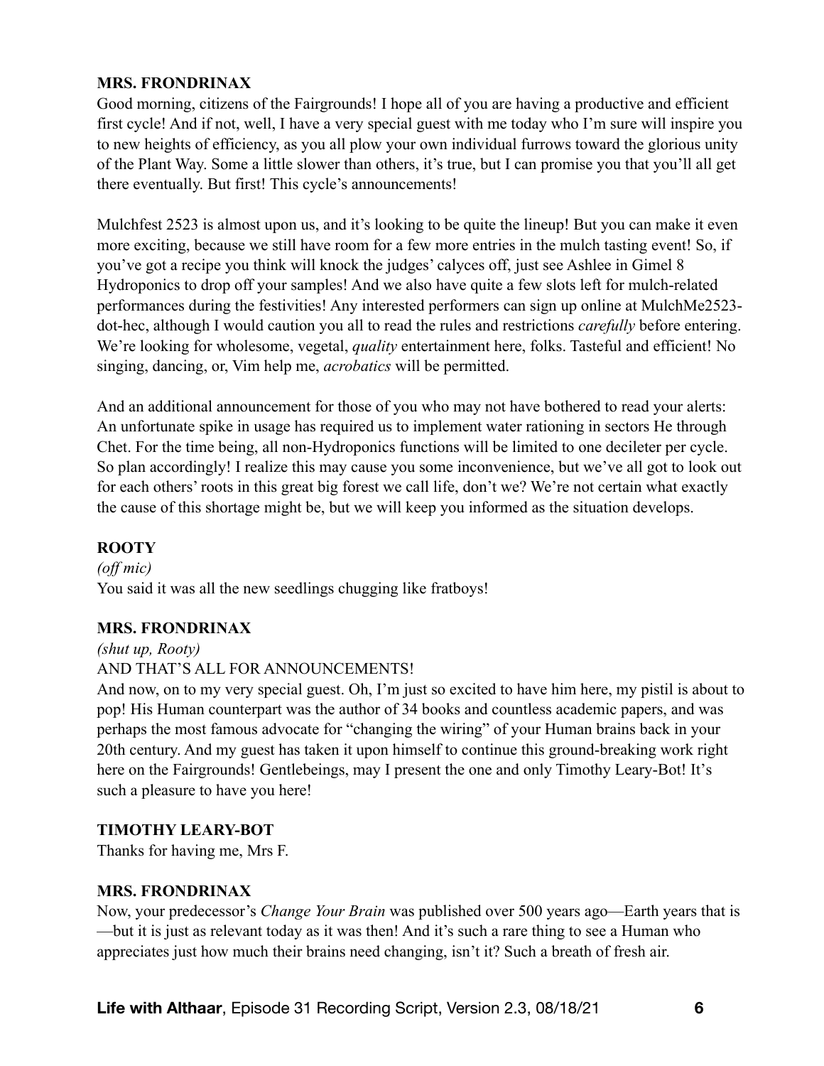**MRS. FRONDRINAX**

Good morning, citizens of the Fairgrounds! I hope all of you are having a productive and efficient first cycle! And if not, well, I have a very special guest with me today who I'm sure will inspire you to new heights of efficiency, as you all plow your own individual furrows toward the glorious unity of the Plant Way. Some a little slower than others, it's true, but I can promise you that you'll all get there eventually. But first! This cycle's announcements!

Mulchfest 2523 is almost upon us, and it's looking to be quite the lineup! But you can make it even more exciting, because we still have room for a few more entries in the mulch tasting event! So, if you've got a recipe you think will knock the judges' calyces off, just see Ashlee in Gimel 8 Hydroponics to drop off your samples! And we also have quite a few slots left for mulch-related performances during the festivities! Any interested performers can sign up online at MulchMe2523-dot-hec, although I would caution you all to read the rules and restrictions *carefully* before entering. We're looking for wholesome, vegetal, *quality* entertainment here, folks. Tasteful and efficient! No singing, dancing, or, Vim help me, *acrobatics* will be permitted.

And an additional announcement for those of you who may not have bothered to read your alerts: An unfortunate spike in usage has required us to implement water rationing in sectors He through Chet. For the time being, all non-Hydroponics functions will be limited to one decileter per cycle. So plan accordingly! I realize this may cause you some inconvenience, but we've all got to look out for each others' roots in this great big forest we call life, don't we? We're not certain what exactly the cause of this shortage might be, but we will keep you informed as the situation develops.

**ROOTY**

*(off mic)*

You said it was all the new seedlings chugging like fratboys!

**MRS. FRONDRINAX**

*(shut up, Rooty)*

AND THAT'S ALL FOR ANNOUNCEMENTS!

And now, on to my very special guest. Oh, I'm just so excited to have him here, my pistil is about to pop! His Human counterpart was the author of 34 books and countless academic papers, and was perhaps the most famous advocate for "changing the wiring" of your Human brains back in your 20th century. And my guest has taken it upon himself to continue this ground-breaking work right here on the Fairgrounds! Gentlebeings, may I present the one and only Timothy Leary-Bot! It's such a pleasure to have you here!

**TIMOTHY LEARY-BOT**

Thanks for having me, Mrs F.

**MRS. FRONDRINAX**

Now, your predecessor's *Change Your Brain* was published over 500 years ago—Earth years that is—but it is just as relevant today as it was then! And it's such a rare thing to see a Human who appreciates just how much their brains need changing, isn't it? Such a breath of fresh air.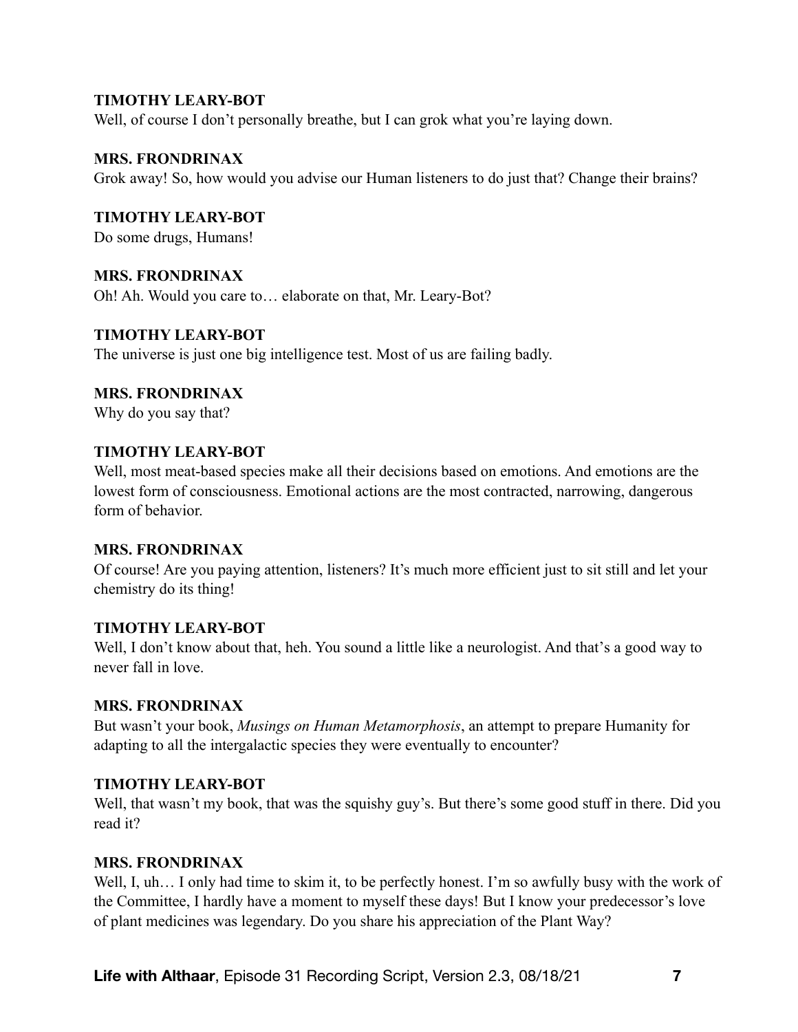**TIMOTHY LEARY-BOT**
Well, of course I don't personally breathe, but I can grok what you're laying down.

**MRS. FRONDRINAX**
Grok away! So, how would you advise our Human listeners to do just that? Change their brains?

**TIMOTHY LEARY-BOT**
Do some drugs, Humans!

**MRS. FRONDRINAX**
Oh! Ah. Would you care to… elaborate on that, Mr. Leary-Bot?

**TIMOTHY LEARY-BOT**
The universe is just one big intelligence test. Most of us are failing badly.

**MRS. FRONDRINAX**
Why do you say that?

**TIMOTHY LEARY-BOT**
Well, most meat-based species make all their decisions based on emotions. And emotions are the lowest form of consciousness. Emotional actions are the most contracted, narrowing, dangerous form of behavior.

**MRS. FRONDRINAX**
Of course! Are you paying attention, listeners? It's much more efficient just to sit still and let your chemistry do its thing!

**TIMOTHY LEARY-BOT**
Well, I don't know about that, heh. You sound a little like a neurologist. And that's a good way to never fall in love.

**MRS. FRONDRINAX**
But wasn't your book, *Musings on Human Metamorphosis*, an attempt to prepare Humanity for adapting to all the intergalactic species they were eventually to encounter?

**TIMOTHY LEARY-BOT**
Well, that wasn't my book, that was the squishy guy's. But there's some good stuff in there. Did you read it?

**MRS. FRONDRINAX**
Well, I, uh… I only had time to skim it, to be perfectly honest. I'm so awfully busy with the work of the Committee, I hardly have a moment to myself these days! But I know your predecessor's love of plant medicines was legendary. Do you share his appreciation of the Plant Way?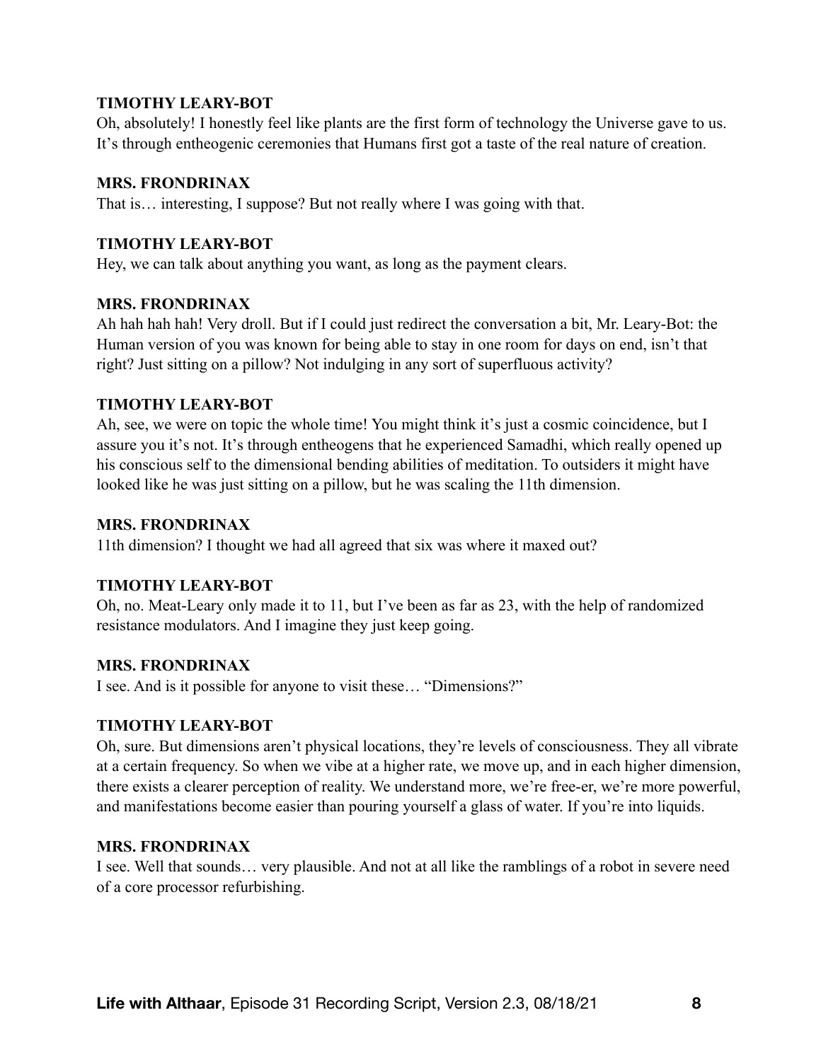**TIMOTHY LEARY-BOT**

Oh, absolutely! I honestly feel like plants are the first form of technology the Universe gave to us. It's through entheogenic ceremonies that Humans first got a taste of the real nature of creation.

**MRS. FRONDRINAX**

That is… interesting, I suppose? But not really where I was going with that.

**TIMOTHY LEARY-BOT**

Hey, we can talk about anything you want, as long as the payment clears.

**MRS. FRONDRINAX**

Ah hah hah hah! Very droll. But if I could just redirect the conversation a bit, Mr. Leary-Bot: the Human version of you was known for being able to stay in one room for days on end, isn't that right? Just sitting on a pillow? Not indulging in any sort of superfluous activity?

**TIMOTHY LEARY-BOT**

Ah, see, we were on topic the whole time! You might think it's just a cosmic coincidence, but I assure you it's not. It's through entheogens that he experienced Samadhi, which really opened up his conscious self to the dimensional bending abilities of meditation. To outsiders it might have looked like he was just sitting on a pillow, but he was scaling the 11th dimension.

**MRS. FRONDRINAX**

11th dimension? I thought we had all agreed that six was where it maxed out?

**TIMOTHY LEARY-BOT**

Oh, no. Meat-Leary only made it to 11, but I've been as far as 23, with the help of randomized resistance modulators. And I imagine they just keep going.

**MRS. FRONDRINAX**

I see. And is it possible for anyone to visit these… "Dimensions?"

**TIMOTHY LEARY-BOT**

Oh, sure. But dimensions aren't physical locations, they're levels of consciousness. They all vibrate at a certain frequency. So when we vibe at a higher rate, we move up, and in each higher dimension, there exists a clearer perception of reality. We understand more, we're free-er, we're more powerful, and manifestations become easier than pouring yourself a glass of water. If you're into liquids.

**MRS. FRONDRINAX**

I see. Well that sounds… very plausible. And not at all like the ramblings of a robot in severe need of a core processor refurbishing.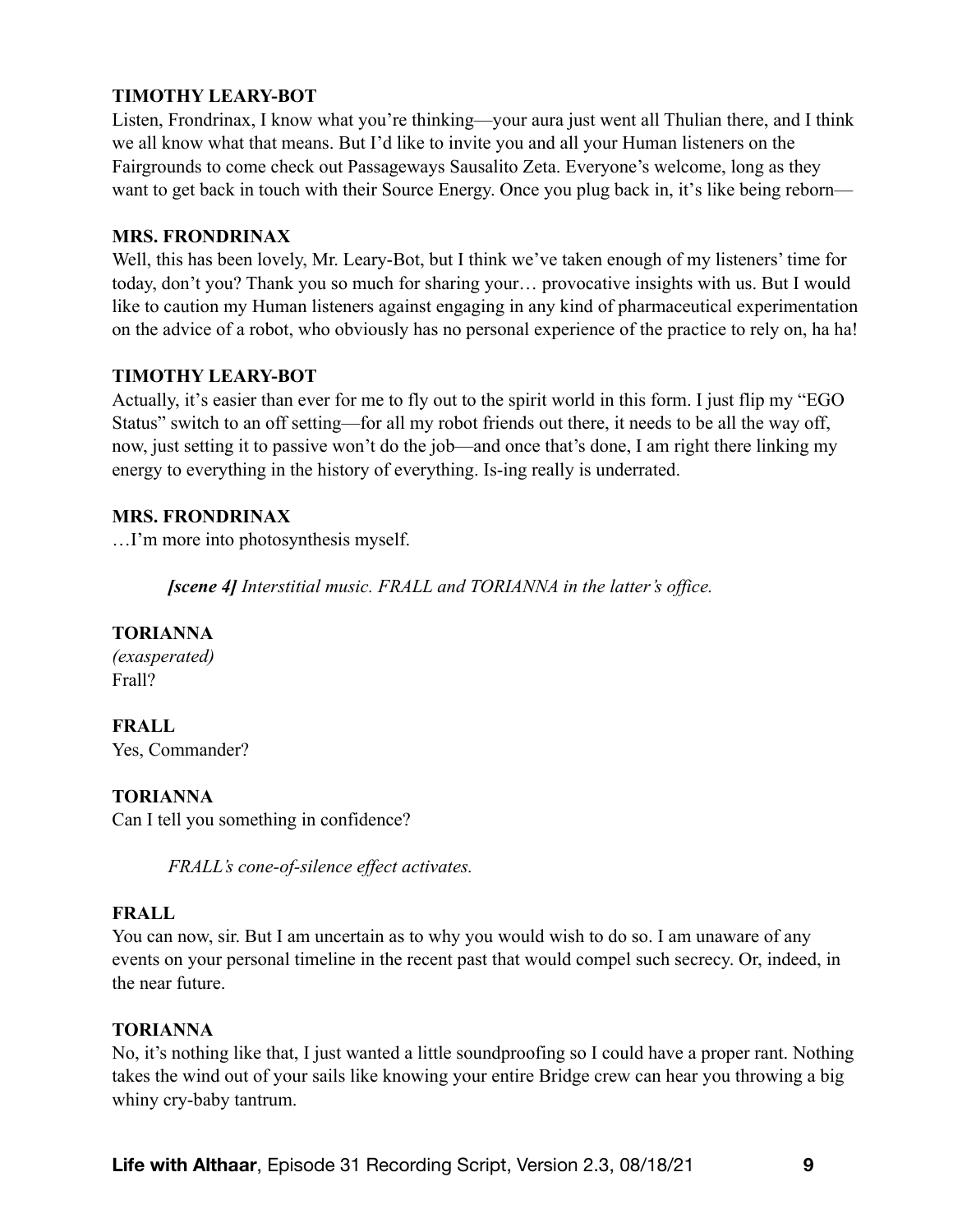**TIMOTHY LEARY-BOT**
Listen, Frondrinax, I know what you're thinking—your aura just went all Thulian there, and I think we all know what that means. But I'd like to invite you and all your Human listeners on the Fairgrounds to come check out Passageways Sausalito Zeta. Everyone's welcome, long as they want to get back in touch with their Source Energy. Once you plug back in, it's like being reborn—

**MRS. FRONDRINAX**
Well, this has been lovely, Mr. Leary-Bot, but I think we've taken enough of my listeners' time for today, don't you? Thank you so much for sharing your… provocative insights with us. But I would like to caution my Human listeners against engaging in any kind of pharmaceutical experimentation on the advice of a robot, who obviously has no personal experience of the practice to rely on, ha ha!

**TIMOTHY LEARY-BOT**
Actually, it's easier than ever for me to fly out to the spirit world in this form. I just flip my "EGO Status" switch to an off setting—for all my robot friends out there, it needs to be all the way off, now, just setting it to passive won't do the job—and once that's done, I am right there linking my energy to everything in the history of everything. Is-ing really is underrated.

**MRS. FRONDRINAX**
…I'm more into photosynthesis myself.

> ***[scene 4]*** *Interstitial music. FRALL and TORIANNA in the latter's office.*

**TORIANNA**
*(exasperated)*
Frall?

**FRALL**
Yes, Commander?

**TORIANNA**
Can I tell you something in confidence?

> *FRALL's cone-of-silence effect activates.*

**FRALL**
You can now, sir. But I am uncertain as to why you would wish to do so. I am unaware of any events on your personal timeline in the recent past that would compel such secrecy. Or, indeed, in the near future.

**TORIANNA**
No, it's nothing like that, I just wanted a little soundproofing so I could have a proper rant. Nothing takes the wind out of your sails like knowing your entire Bridge crew can hear you throwing a big whiny cry-baby tantrum.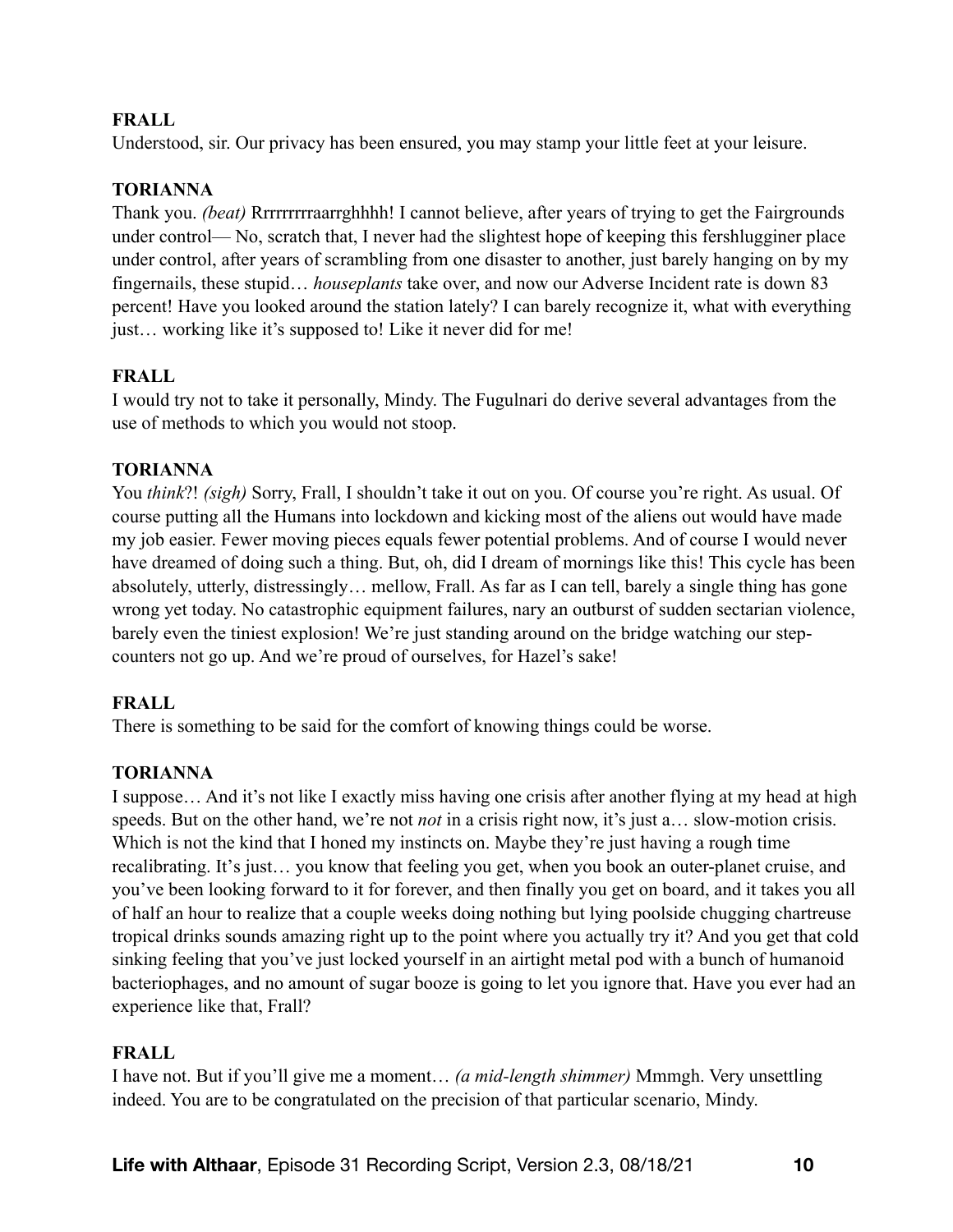**FRALL**

Understood, sir. Our privacy has been ensured, you may stamp your little feet at your leisure.

**TORIANNA**

Thank you. *(beat)* Rrrrrrrrraarrghhhh! I cannot believe, after years of trying to get the Fairgrounds under control— No, scratch that, I never had the slightest hope of keeping this fershlugginer place under control, after years of scrambling from one disaster to another, just barely hanging on by my fingernails, these stupid… *houseplants* take over, and now our Adverse Incident rate is down 83 percent! Have you looked around the station lately? I can barely recognize it, what with everything just… working like it's supposed to! Like it never did for me!

**FRALL**

I would try not to take it personally, Mindy. The Fugulnari do derive several advantages from the use of methods to which you would not stoop.

**TORIANNA**

You *think*?! *(sigh)* Sorry, Frall, I shouldn't take it out on you. Of course you're right. As usual. Of course putting all the Humans into lockdown and kicking most of the aliens out would have made my job easier. Fewer moving pieces equals fewer potential problems. And of course I would never have dreamed of doing such a thing. But, oh, did I dream of mornings like this! This cycle has been absolutely, utterly, distressingly… mellow, Frall. As far as I can tell, barely a single thing has gone wrong yet today. No catastrophic equipment failures, nary an outburst of sudden sectarian violence, barely even the tiniest explosion! We're just standing around on the bridge watching our step-counters not go up. And we're proud of ourselves, for Hazel's sake!

**FRALL**

There is something to be said for the comfort of knowing things could be worse.

**TORIANNA**

I suppose… And it's not like I exactly miss having one crisis after another flying at my head at high speeds. But on the other hand, we're not *not* in a crisis right now, it's just a… slow-motion crisis. Which is not the kind that I honed my instincts on. Maybe they're just having a rough time recalibrating. It's just… you know that feeling you get, when you book an outer-planet cruise, and you've been looking forward to it for forever, and then finally you get on board, and it takes you all of half an hour to realize that a couple weeks doing nothing but lying poolside chugging chartreuse tropical drinks sounds amazing right up to the point where you actually try it? And you get that cold sinking feeling that you've just locked yourself in an airtight metal pod with a bunch of humanoid bacteriophages, and no amount of sugar booze is going to let you ignore that. Have you ever had an experience like that, Frall?

**FRALL**

I have not. But if you'll give me a moment… *(a mid-length shimmer)* Mmmgh. Very unsettling indeed. You are to be congratulated on the precision of that particular scenario, Mindy.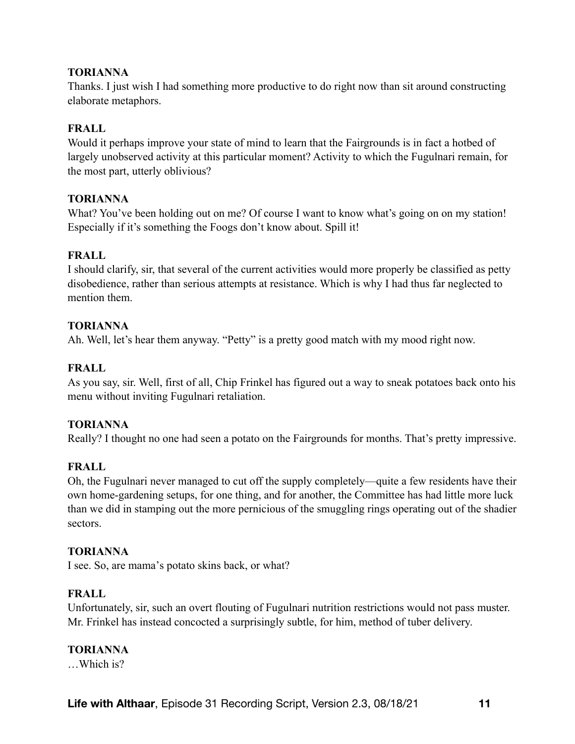**TORIANNA**
Thanks. I just wish I had something more productive to do right now than sit around constructing elaborate metaphors.

**FRALL**
Would it perhaps improve your state of mind to learn that the Fairgrounds is in fact a hotbed of largely unobserved activity at this particular moment? Activity to which the Fugulnari remain, for the most part, utterly oblivious?

**TORIANNA**
What? You've been holding out on me? Of course I want to know what's going on on my station! Especially if it's something the Foogs don't know about. Spill it!

**FRALL**
I should clarify, sir, that several of the current activities would more properly be classified as petty disobedience, rather than serious attempts at resistance. Which is why I had thus far neglected to mention them.

**TORIANNA**
Ah. Well, let's hear them anyway. "Petty" is a pretty good match with my mood right now.

**FRALL**
As you say, sir. Well, first of all, Chip Frinkel has figured out a way to sneak potatoes back onto his menu without inviting Fugulnari retaliation.

**TORIANNA**
Really? I thought no one had seen a potato on the Fairgrounds for months. That's pretty impressive.

**FRALL**
Oh, the Fugulnari never managed to cut off the supply completely—quite a few residents have their own home-gardening setups, for one thing, and for another, the Committee has had little more luck than we did in stamping out the more pernicious of the smuggling rings operating out of the shadier sectors.

**TORIANNA**
I see. So, are mama's potato skins back, or what?

**FRALL**
Unfortunately, sir, such an overt flouting of Fugulnari nutrition restrictions would not pass muster. Mr. Frinkel has instead concocted a surprisingly subtle, for him, method of tuber delivery.

**TORIANNA**
…Which is?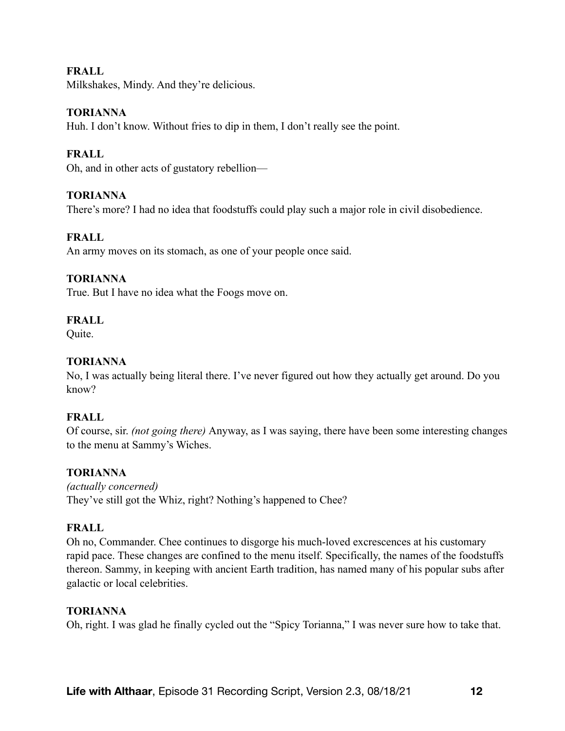**FRALL**
Milkshakes, Mindy. And they're delicious.

**TORIANNA**
Huh. I don't know. Without fries to dip in them, I don't really see the point.

**FRALL**
Oh, and in other acts of gustatory rebellion—

**TORIANNA**
There's more? I had no idea that foodstuffs could play such a major role in civil disobedience.

**FRALL**
An army moves on its stomach, as one of your people once said.

**TORIANNA**
True. But I have no idea what the Foogs move on.

**FRALL**
Quite.

**TORIANNA**
No, I was actually being literal there. I've never figured out how they actually get around. Do you know?

**FRALL**
Of course, sir. *(not going there)* Anyway, as I was saying, there have been some interesting changes to the menu at Sammy's Wiches.

**TORIANNA**
*(actually concerned)*
They've still got the Whiz, right? Nothing's happened to Chee?

**FRALL**
Oh no, Commander. Chee continues to disgorge his much-loved excrescences at his customary rapid pace. These changes are confined to the menu itself. Specifically, the names of the foodstuffs thereon. Sammy, in keeping with ancient Earth tradition, has named many of his popular subs after galactic or local celebrities.

**TORIANNA**
Oh, right. I was glad he finally cycled out the "Spicy Torianna," I was never sure how to take that.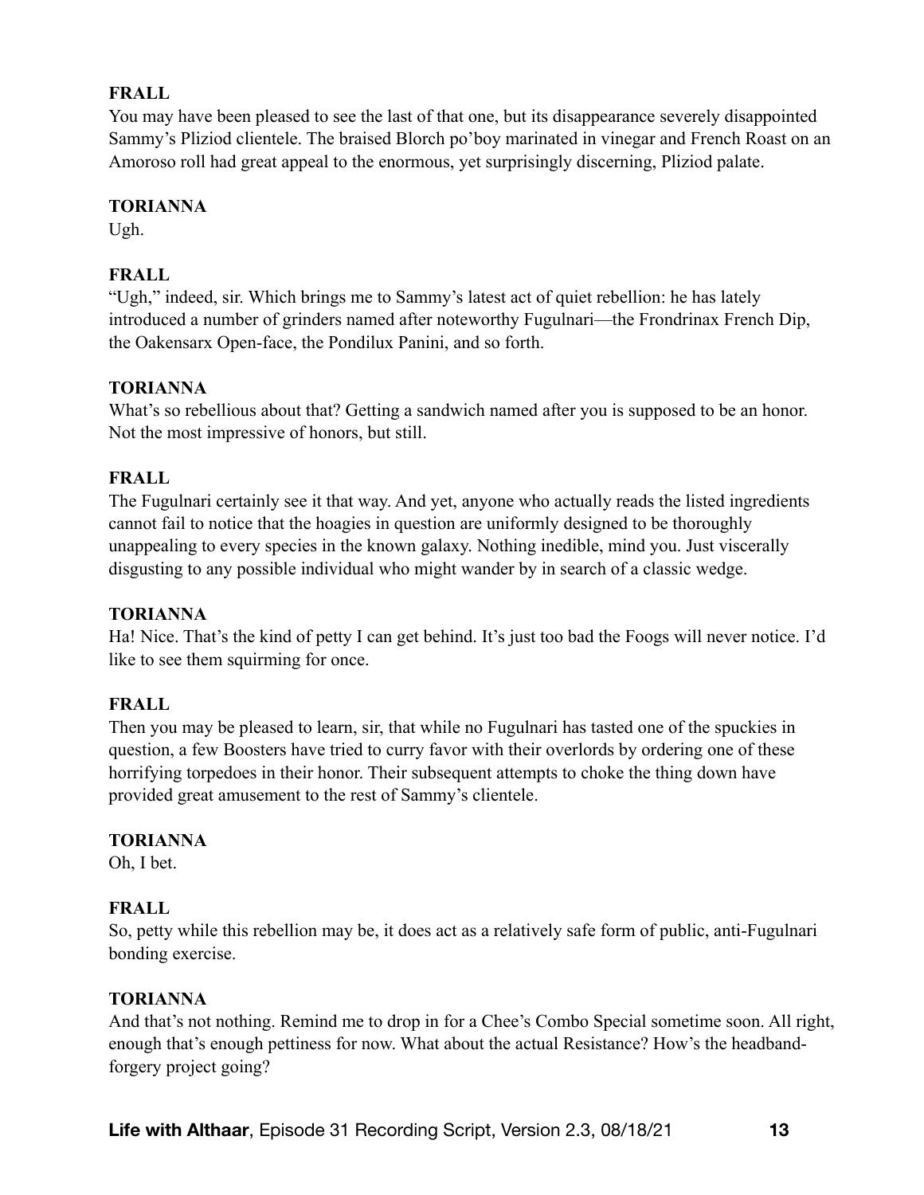**FRALL**

You may have been pleased to see the last of that one, but its disappearance severely disappointed Sammy's Pliziod clientele. The braised Blorch po'boy marinated in vinegar and French Roast on an Amoroso roll had great appeal to the enormous, yet surprisingly discerning, Pliziod palate.

**TORIANNA**

Ugh.

**FRALL**

"Ugh," indeed, sir. Which brings me to Sammy's latest act of quiet rebellion: he has lately introduced a number of grinders named after noteworthy Fugulnari—the Frondrinax French Dip, the Oakensarx Open-face, the Pondilux Panini, and so forth.

**TORIANNA**

What's so rebellious about that? Getting a sandwich named after you is supposed to be an honor. Not the most impressive of honors, but still.

**FRALL**

The Fugulnari certainly see it that way. And yet, anyone who actually reads the listed ingredients cannot fail to notice that the hoagies in question are uniformly designed to be thoroughly unappealing to every species in the known galaxy. Nothing inedible, mind you. Just viscerally disgusting to any possible individual who might wander by in search of a classic wedge.

**TORIANNA**

Ha! Nice. That's the kind of petty I can get behind. It's just too bad the Foogs will never notice. I'd like to see them squirming for once.

**FRALL**

Then you may be pleased to learn, sir, that while no Fugulnari has tasted one of the spuckies in question, a few Boosters have tried to curry favor with their overlords by ordering one of these horrifying torpedoes in their honor. Their subsequent attempts to choke the thing down have provided great amusement to the rest of Sammy's clientele.

**TORIANNA**

Oh, I bet.

**FRALL**

So, petty while this rebellion may be, it does act as a relatively safe form of public, anti-Fugulnari bonding exercise.

**TORIANNA**

And that's not nothing. Remind me to drop in for a Chee's Combo Special sometime soon. All right, enough that's enough pettiness for now. What about the actual Resistance? How's the headband-forgery project going?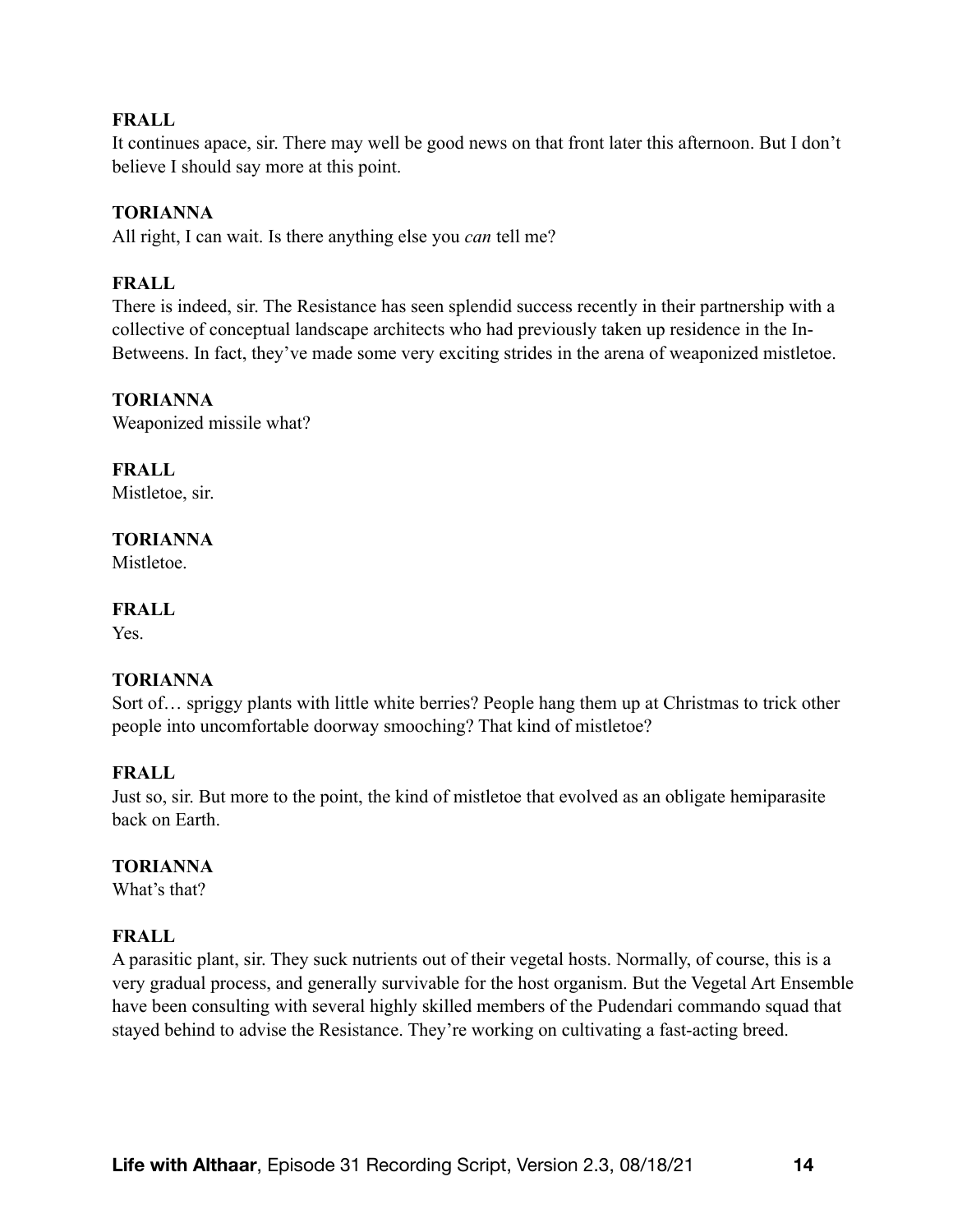**FRALL**
It continues apace, sir. There may well be good news on that front later this afternoon. But I don't believe I should say more at this point.

**TORIANNA**
All right, I can wait. Is there anything else you *can* tell me?

**FRALL**
There is indeed, sir. The Resistance has seen splendid success recently in their partnership with a collective of conceptual landscape architects who had previously taken up residence in the In-Betweens. In fact, they've made some very exciting strides in the arena of weaponized mistletoe.

**TORIANNA**
Weaponized missile what?

**FRALL**
Mistletoe, sir.

**TORIANNA**
Mistletoe.

**FRALL**
Yes.

**TORIANNA**
Sort of… spriggy plants with little white berries? People hang them up at Christmas to trick other people into uncomfortable doorway smooching? That kind of mistletoe?

**FRALL**
Just so, sir. But more to the point, the kind of mistletoe that evolved as an obligate hemiparasite back on Earth.

**TORIANNA**
What's that?

**FRALL**
A parasitic plant, sir. They suck nutrients out of their vegetal hosts. Normally, of course, this is a very gradual process, and generally survivable for the host organism. But the Vegetal Art Ensemble have been consulting with several highly skilled members of the Pudendari commando squad that stayed behind to advise the Resistance. They're working on cultivating a fast-acting breed.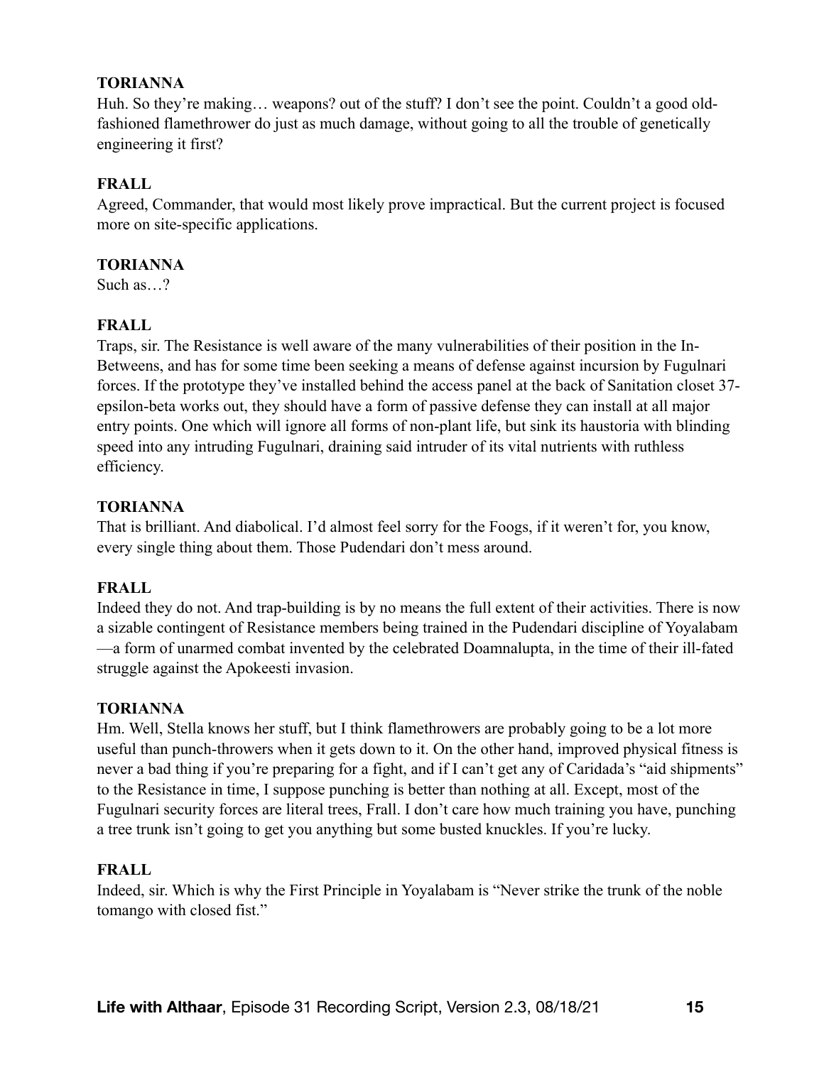**TORIANNA**

Huh. So they're making… weapons? out of the stuff? I don't see the point. Couldn't a good old-fashioned flamethrower do just as much damage, without going to all the trouble of genetically engineering it first?

**FRALL**

Agreed, Commander, that would most likely prove impractical. But the current project is focused more on site-specific applications.

**TORIANNA**

Such as…?

**FRALL**

Traps, sir. The Resistance is well aware of the many vulnerabilities of their position in the In-Betweens, and has for some time been seeking a means of defense against incursion by Fugulnari forces. If the prototype they've installed behind the access panel at the back of Sanitation closet 37-epsilon-beta works out, they should have a form of passive defense they can install at all major entry points. One which will ignore all forms of non-plant life, but sink its haustoria with blinding speed into any intruding Fugulnari, draining said intruder of its vital nutrients with ruthless efficiency.

**TORIANNA**

That is brilliant. And diabolical. I'd almost feel sorry for the Foogs, if it weren't for, you know, every single thing about them. Those Pudendari don't mess around.

**FRALL**

Indeed they do not. And trap-building is by no means the full extent of their activities. There is now a sizable contingent of Resistance members being trained in the Pudendari discipline of Yoyalabam—a form of unarmed combat invented by the celebrated Doamnalupta, in the time of their ill-fated struggle against the Apokeesti invasion.

**TORIANNA**

Hm. Well, Stella knows her stuff, but I think flamethrowers are probably going to be a lot more useful than punch-throwers when it gets down to it. On the other hand, improved physical fitness is never a bad thing if you're preparing for a fight, and if I can't get any of Caridada's "aid shipments" to the Resistance in time, I suppose punching is better than nothing at all. Except, most of the Fugulnari security forces are literal trees, Frall. I don't care how much training you have, punching a tree trunk isn't going to get you anything but some busted knuckles. If you're lucky.

**FRALL**

Indeed, sir. Which is why the First Principle in Yoyalabam is "Never strike the trunk of the noble tomango with closed fist."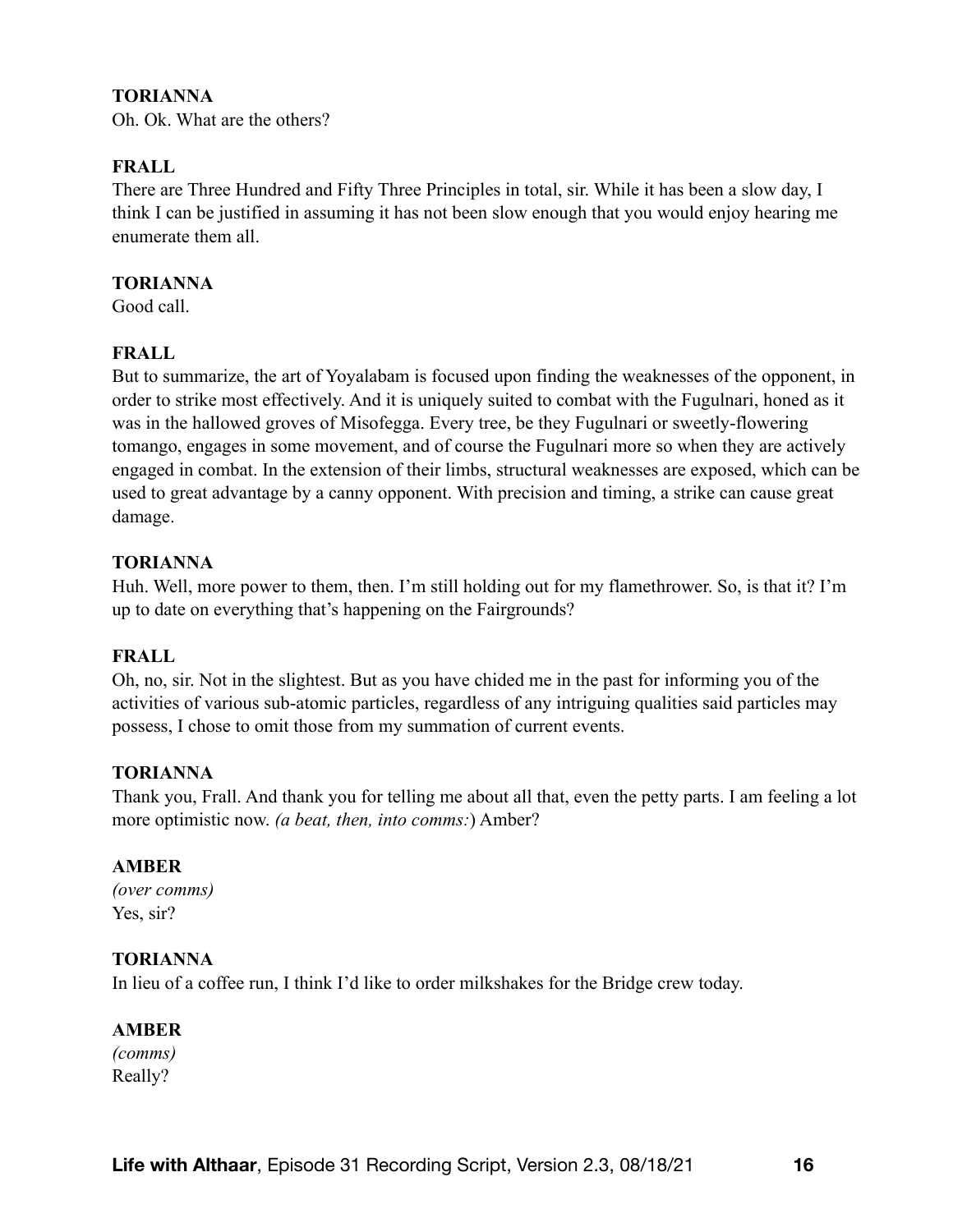**TORIANNA**
Oh. Ok. What are the others?

**FRALL**
There are Three Hundred and Fifty Three Principles in total, sir. While it has been a slow day, I think I can be justified in assuming it has not been slow enough that you would enjoy hearing me enumerate them all.

**TORIANNA**
Good call.

**FRALL**
But to summarize, the art of Yoyalabam is focused upon finding the weaknesses of the opponent, in order to strike most effectively. And it is uniquely suited to combat with the Fugulnari, honed as it was in the hallowed groves of Misofegga. Every tree, be they Fugulnari or sweetly-flowering tomango, engages in some movement, and of course the Fugulnari more so when they are actively engaged in combat. In the extension of their limbs, structural weaknesses are exposed, which can be used to great advantage by a canny opponent. With precision and timing, a strike can cause great damage.

**TORIANNA**
Huh. Well, more power to them, then. I'm still holding out for my flamethrower. So, is that it? I'm up to date on everything that's happening on the Fairgrounds?

**FRALL**
Oh, no, sir. Not in the slightest. But as you have chided me in the past for informing you of the activities of various sub-atomic particles, regardless of any intriguing qualities said particles may possess, I chose to omit those from my summation of current events.

**TORIANNA**
Thank you, Frall. And thank you for telling me about all that, even the petty parts. I am feeling a lot more optimistic now. *(a beat, then, into comms:*) Amber?

**AMBER**
*(over comms)*
Yes, sir?

**TORIANNA**
In lieu of a coffee run, I think I'd like to order milkshakes for the Bridge crew today.

**AMBER**
*(comms)*
Really?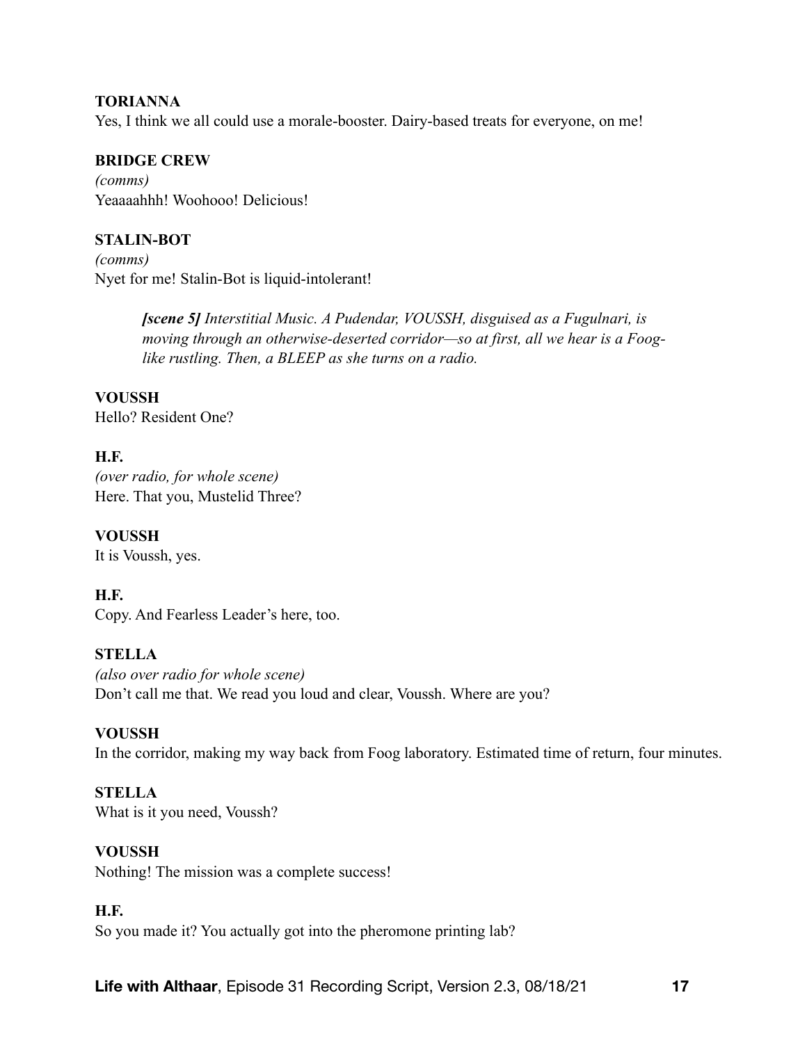**TORIANNA**
Yes, I think we all could use a morale-booster. Dairy-based treats for everyone, on me!

**BRIDGE CREW**
*(comms)*
Yeaaaahhh! Woohooo! Delicious!

**STALIN-BOT**
*(comms)*
Nyet for me! Stalin-Bot is liquid-intolerant!

> ***[scene 5]*** *Interstitial Music. A Pudendar, VOUSSH, disguised as a Fugulnari, is moving through an otherwise-deserted corridor—so at first, all we hear is a Foog-like rustling. Then, a BLEEP as she turns on a radio.*

**VOUSSH**
Hello? Resident One?

**H.F.**
*(over radio, for whole scene)*
Here. That you, Mustelid Three?

**VOUSSH**
It is Voussh, yes.

**H.F.**
Copy. And Fearless Leader's here, too.

**STELLA**
*(also over radio for whole scene)*
Don't call me that. We read you loud and clear, Voussh. Where are you?

**VOUSSH**
In the corridor, making my way back from Foog laboratory. Estimated time of return, four minutes.

**STELLA**
What is it you need, Voussh?

**VOUSSH**
Nothing! The mission was a complete success!

**H.F.**
So you made it? You actually got into the pheromone printing lab?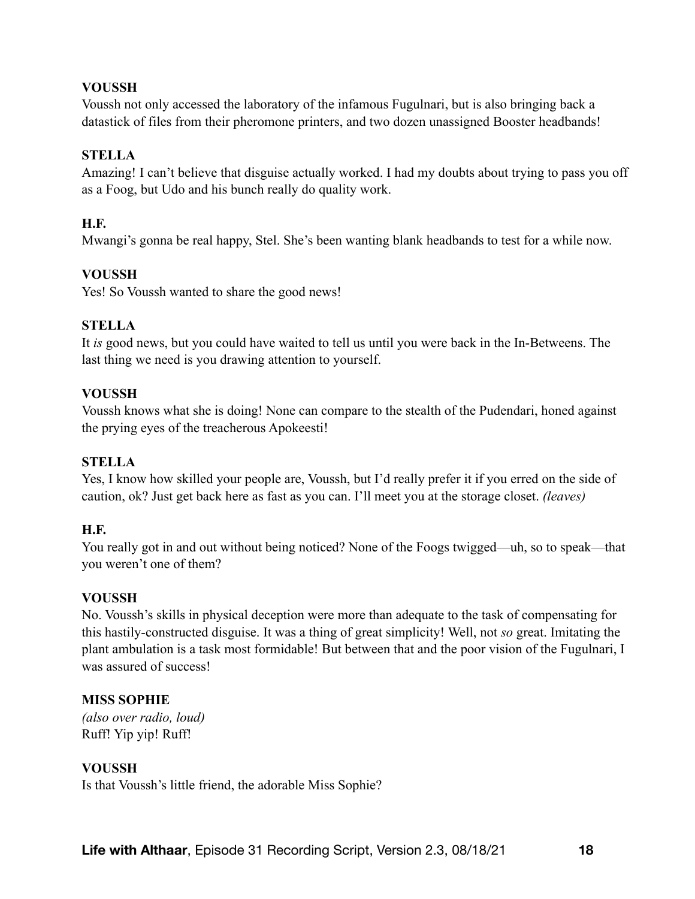**VOUSSH**

Voussh not only accessed the laboratory of the infamous Fugulnari, but is also bringing back a datastick of files from their pheromone printers, and two dozen unassigned Booster headbands!

**STELLA**

Amazing! I can't believe that disguise actually worked. I had my doubts about trying to pass you off as a Foog, but Udo and his bunch really do quality work.

**H.F.**

Mwangi's gonna be real happy, Stel. She's been wanting blank headbands to test for a while now.

**VOUSSH**

Yes! So Voussh wanted to share the good news!

**STELLA**

It *is* good news, but you could have waited to tell us until you were back in the In-Betweens. The last thing we need is you drawing attention to yourself.

**VOUSSH**

Voussh knows what she is doing! None can compare to the stealth of the Pudendari, honed against the prying eyes of the treacherous Apokeesti!

**STELLA**

Yes, I know how skilled your people are, Voussh, but I'd really prefer it if you erred on the side of caution, ok? Just get back here as fast as you can. I'll meet you at the storage closet. *(leaves)*

**H.F.**

You really got in and out without being noticed? None of the Foogs twigged—uh, so to speak—that you weren't one of them?

**VOUSSH**

No. Voussh's skills in physical deception were more than adequate to the task of compensating for this hastily-constructed disguise. It was a thing of great simplicity! Well, not *so* great. Imitating the plant ambulation is a task most formidable! But between that and the poor vision of the Fugulnari, I was assured of success!

**MISS SOPHIE**

*(also over radio, loud)*
Ruff! Yip yip! Ruff!

**VOUSSH**

Is that Voussh's little friend, the adorable Miss Sophie?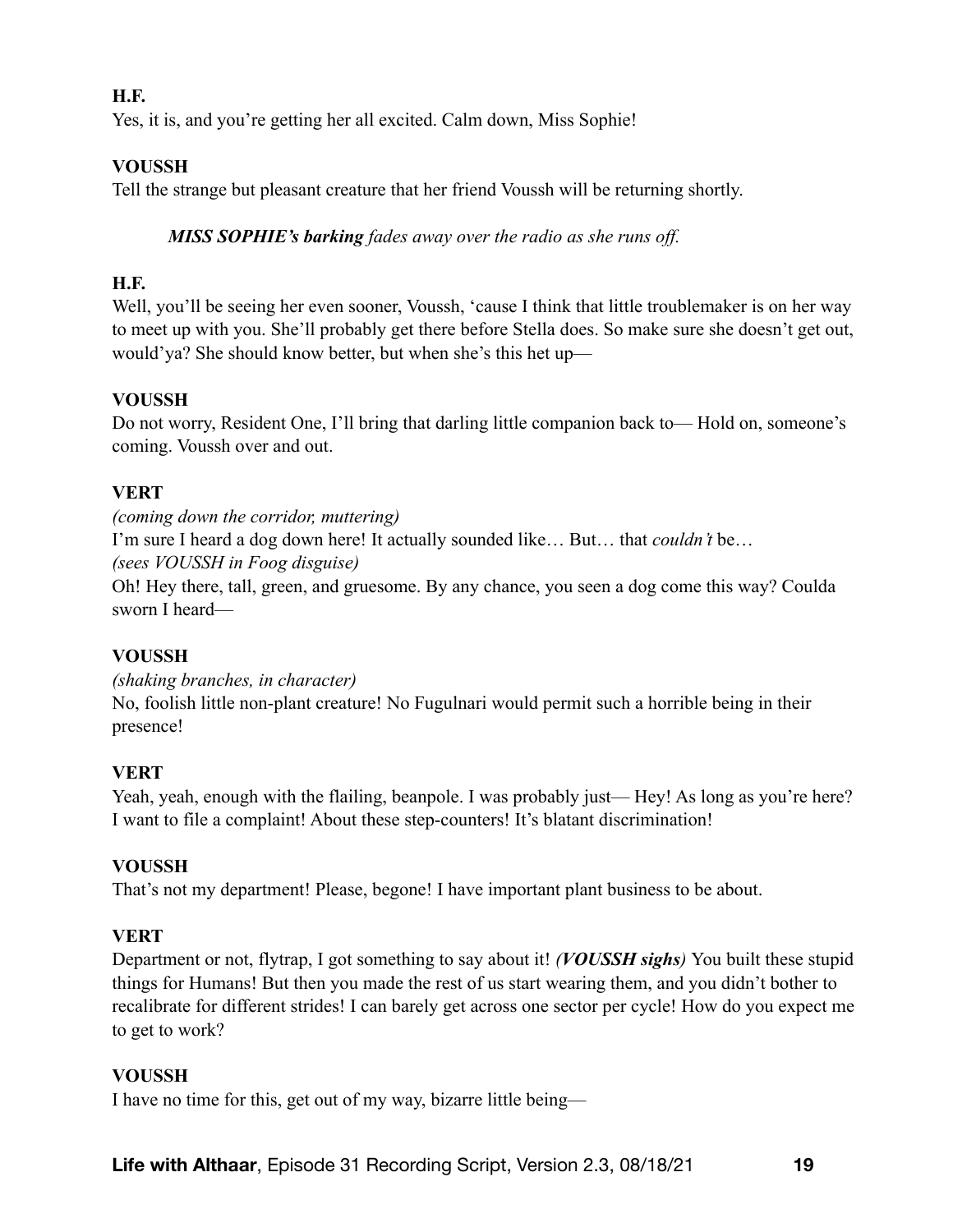**H.F.**

Yes, it is, and you’re getting her all excited. Calm down, Miss Sophie!

**VOUSSH**

Tell the strange but pleasant creature that her friend Voussh will be returning shortly.

> ***MISS SOPHIE’s barking*** *fades away over the radio as she runs off.*

**H.F.**

Well, you’ll be seeing her even sooner, Voussh, ‘cause I think that little troublemaker is on her way to meet up with you. She’ll probably get there before Stella does. So make sure she doesn’t get out, would’ya? She should know better, but when she’s this het up—

**VOUSSH**

Do not worry, Resident One, I’ll bring that darling little companion back to— Hold on, someone’s coming. Voussh over and out.

**VERT**

*(coming down the corridor, muttering)*

I’m sure I heard a dog down here! It actually sounded like… But… that *couldn’t* be…

*(sees VOUSSH in Foog disguise)*

Oh! Hey there, tall, green, and gruesome. By any chance, you seen a dog come this way? Coulda sworn I heard—

**VOUSSH**

*(shaking branches, in character)*

No, foolish little non-plant creature! No Fugulnari would permit such a horrible being in their presence!

**VERT**

Yeah, yeah, enough with the flailing, beanpole. I was probably just— Hey! As long as you’re here? I want to file a complaint! About these step-counters! It’s blatant discrimination!

**VOUSSH**

That’s not my department! Please, begone! I have important plant business to be about.

**VERT**

Department or not, flytrap, I got something to say about it! ***(VOUSSH sighs)*** You built these stupid things for Humans! But then you made the rest of us start wearing them, and you didn’t bother to recalibrate for different strides! I can barely get across one sector per cycle! How do you expect me to get to work?

**VOUSSH**

I have no time for this, get out of my way, bizarre little being—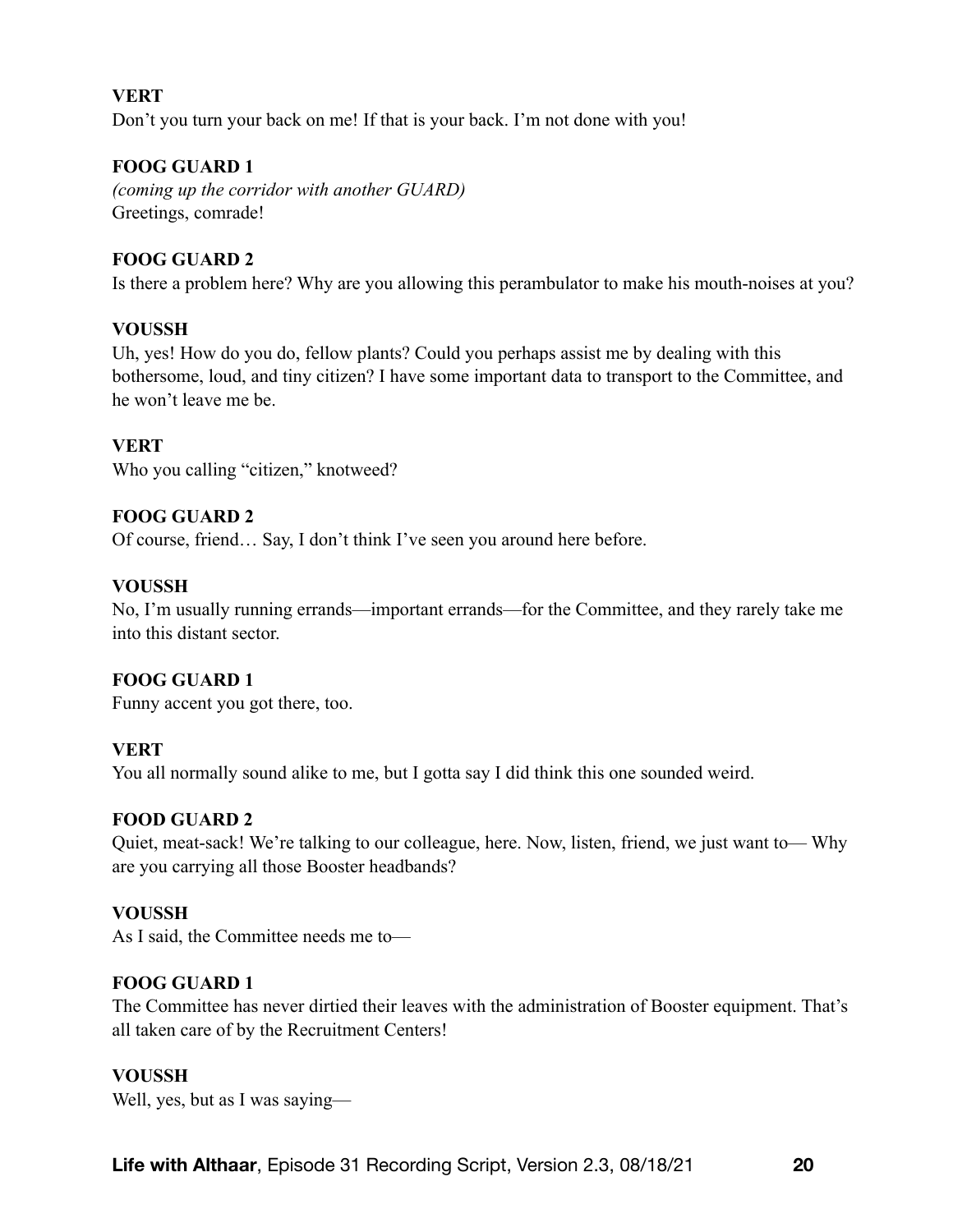**VERT**

Don't you turn your back on me! If that is your back. I'm not done with you!

**FOOG GUARD 1**

*(coming up the corridor with another GUARD)*

Greetings, comrade!

**FOOG GUARD 2**

Is there a problem here? Why are you allowing this perambulator to make his mouth-noises at you?

**VOUSSH**

Uh, yes! How do you do, fellow plants? Could you perhaps assist me by dealing with this bothersome, loud, and tiny citizen? I have some important data to transport to the Committee, and he won't leave me be.

**VERT**

Who you calling "citizen," knotweed?

**FOOG GUARD 2**

Of course, friend… Say, I don't think I've seen you around here before.

**VOUSSH**

No, I'm usually running errands—important errands—for the Committee, and they rarely take me into this distant sector.

**FOOG GUARD 1**

Funny accent you got there, too.

**VERT**

You all normally sound alike to me, but I gotta say I did think this one sounded weird.

**FOOD GUARD 2**

Quiet, meat-sack! We're talking to our colleague, here. Now, listen, friend, we just want to— Why are you carrying all those Booster headbands?

**VOUSSH**

As I said, the Committee needs me to—

**FOOG GUARD 1**

The Committee has never dirtied their leaves with the administration of Booster equipment. That's all taken care of by the Recruitment Centers!

**VOUSSH**

Well, yes, but as I was saying—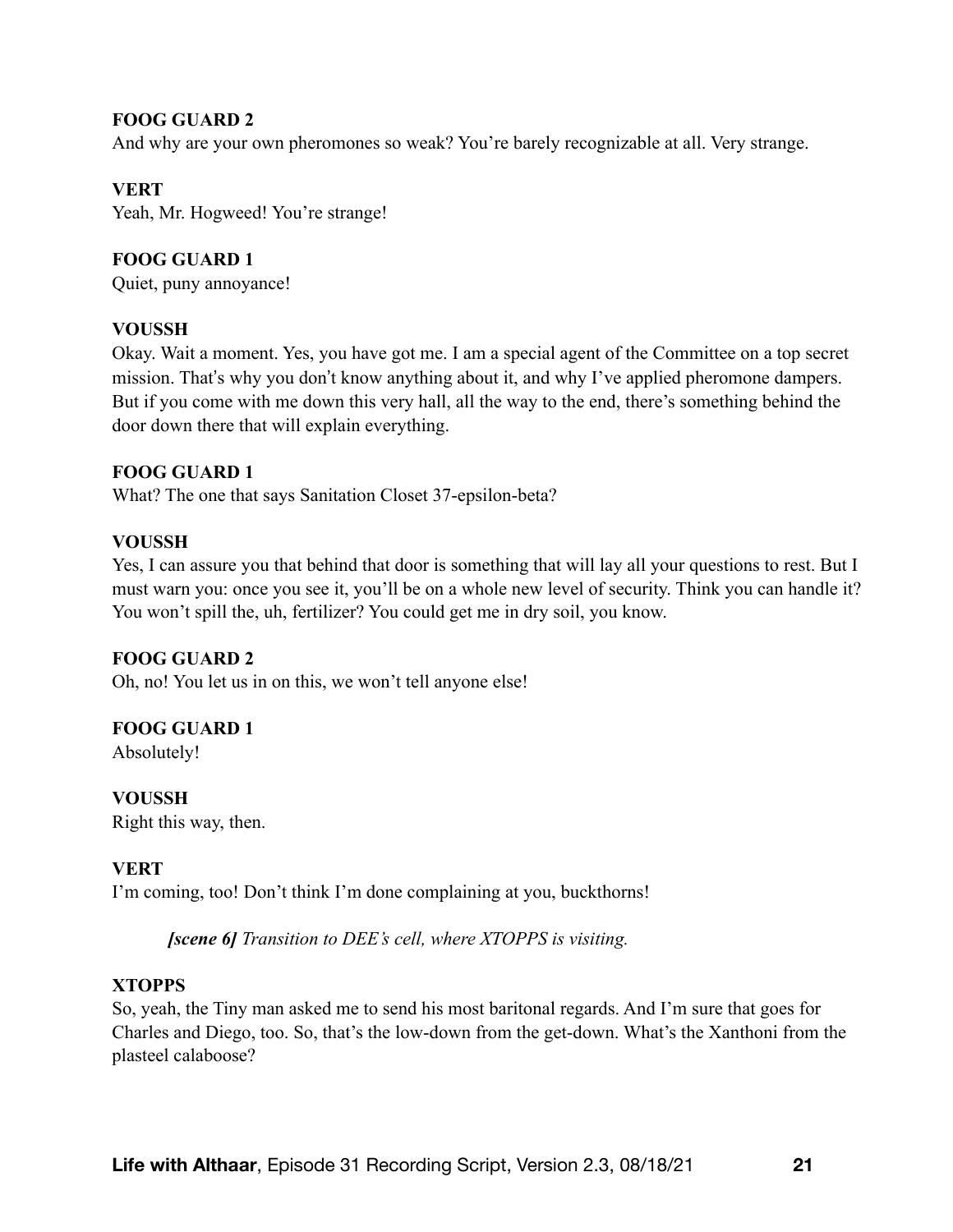**FOOG GUARD 2**
And why are your own pheromones so weak? You're barely recognizable at all. Very strange.

**VERT**
Yeah, Mr. Hogweed! You're strange!

**FOOG GUARD 1**
Quiet, puny annoyance!

**VOUSSH**
Okay. Wait a moment. Yes, you have got me. I am a special agent of the Committee on a top secret mission. That's why you don't know anything about it, and why I've applied pheromone dampers. But if you come with me down this very hall, all the way to the end, there's something behind the door down there that will explain everything.

**FOOG GUARD 1**
What? The one that says Sanitation Closet 37-epsilon-beta?

**VOUSSH**
Yes, I can assure you that behind that door is something that will lay all your questions to rest. But I must warn you: once you see it, you'll be on a whole new level of security. Think you can handle it? You won't spill the, uh, fertilizer? You could get me in dry soil, you know.

**FOOG GUARD 2**
Oh, no! You let us in on this, we won't tell anyone else!

**FOOG GUARD 1**
Absolutely!

**VOUSSH**
Right this way, then.

**VERT**
I'm coming, too! Don't think I'm done complaining at you, buckthorns!

> ***[scene 6]*** *Transition to DEE's cell, where XTOPPS is visiting.*

**XTOPPS**
So, yeah, the Tiny man asked me to send his most baritonal regards. And I'm sure that goes for Charles and Diego, too. So, that's the low-down from the get-down. What's the Xanthoni from the plasteel calaboose?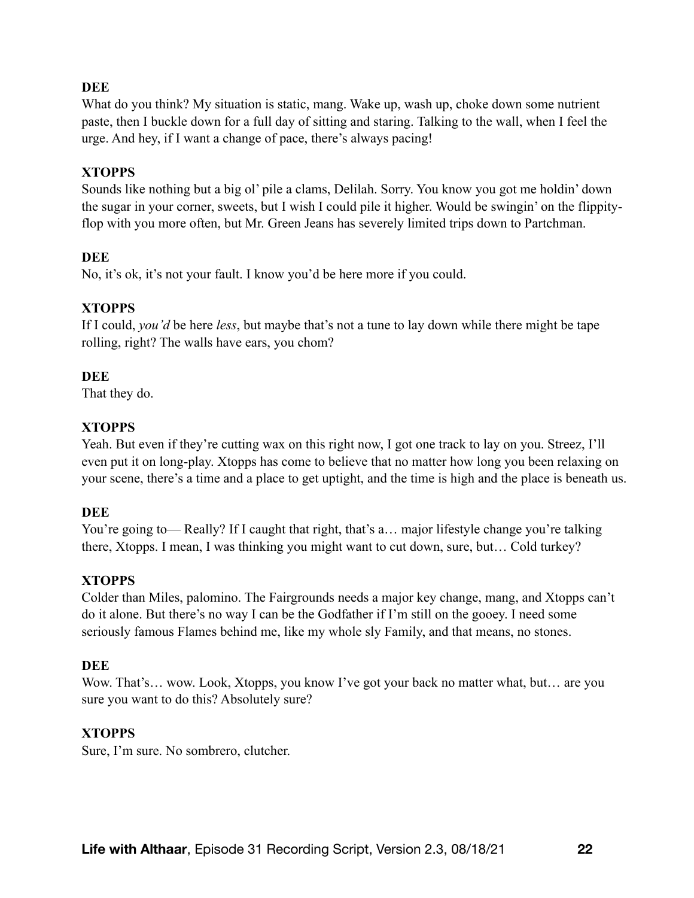**DEE**

What do you think? My situation is static, mang. Wake up, wash up, choke down some nutrient paste, then I buckle down for a full day of sitting and staring. Talking to the wall, when I feel the urge. And hey, if I want a change of pace, there's always pacing!

**XTOPPS**

Sounds like nothing but a big ol' pile a clams, Delilah. Sorry. You know you got me holdin' down the sugar in your corner, sweets, but I wish I could pile it higher. Would be swingin' on the flippity-flop with you more often, but Mr. Green Jeans has severely limited trips down to Partchman.

**DEE**

No, it's ok, it's not your fault. I know you'd be here more if you could.

**XTOPPS**

If I could, *you'd* be here *less*, but maybe that's not a tune to lay down while there might be tape rolling, right? The walls have ears, you chom?

**DEE**

That they do.

**XTOPPS**

Yeah. But even if they're cutting wax on this right now, I got one track to lay on you. Streez, I'll even put it on long-play. Xtopps has come to believe that no matter how long you been relaxing on your scene, there's a time and a place to get uptight, and the time is high and the place is beneath us.

**DEE**

You're going to— Really? If I caught that right, that's a… major lifestyle change you're talking there, Xtopps. I mean, I was thinking you might want to cut down, sure, but… Cold turkey?

**XTOPPS**

Colder than Miles, palomino. The Fairgrounds needs a major key change, mang, and Xtopps can't do it alone. But there's no way I can be the Godfather if I'm still on the gooey. I need some seriously famous Flames behind me, like my whole sly Family, and that means, no stones.

**DEE**

Wow. That's… wow. Look, Xtopps, you know I've got your back no matter what, but… are you sure you want to do this? Absolutely sure?

**XTOPPS**

Sure, I'm sure. No sombrero, clutcher.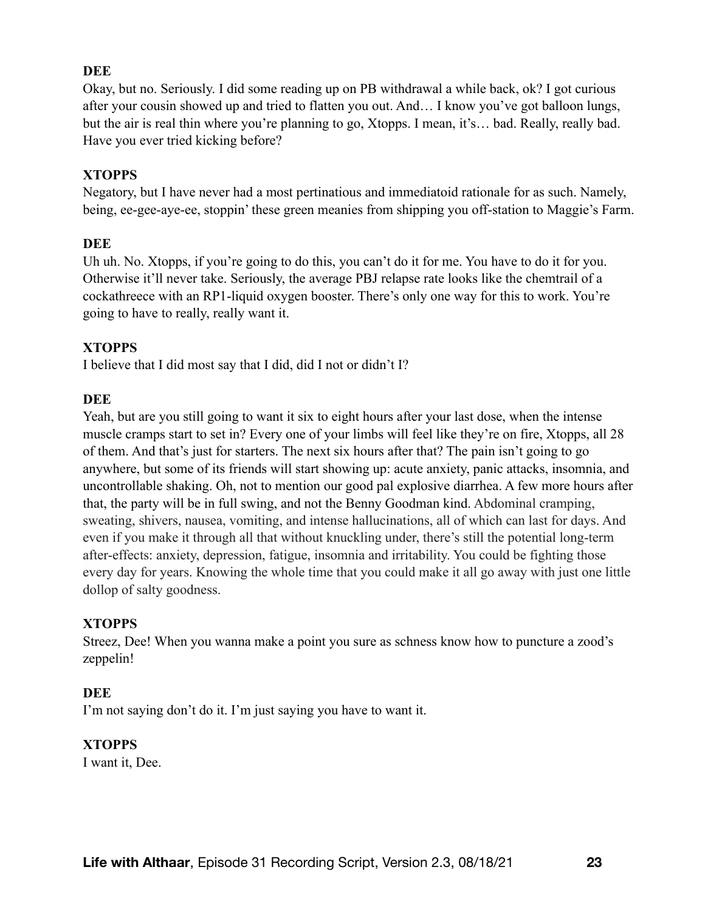**DEE**

Okay, but no. Seriously. I did some reading up on PB withdrawal a while back, ok? I got curious after your cousin showed up and tried to flatten you out. And… I know you've got balloon lungs, but the air is real thin where you're planning to go, Xtopps. I mean, it's… bad. Really, really bad. Have you ever tried kicking before?

**XTOPPS**

Negatory, but I have never had a most pertinatious and immediatoid rationale for as such. Namely, being, ee-gee-aye-ee, stoppin' these green meanies from shipping you off-station to Maggie's Farm.

**DEE**

Uh uh. No. Xtopps, if you're going to do this, you can't do it for me. You have to do it for you. Otherwise it'll never take. Seriously, the average PBJ relapse rate looks like the chemtrail of a cockathreece with an RP1-liquid oxygen booster. There's only one way for this to work. You're going to have to really, really want it.

**XTOPPS**

I believe that I did most say that I did, did I not or didn't I?

**DEE**

Yeah, but are you still going to want it six to eight hours after your last dose, when the intense muscle cramps start to set in? Every one of your limbs will feel like they're on fire, Xtopps, all 28 of them. And that's just for starters. The next six hours after that? The pain isn't going to go anywhere, but some of its friends will start showing up: acute anxiety, panic attacks, insomnia, and uncontrollable shaking. Oh, not to mention our good pal explosive diarrhea. A few more hours after that, the party will be in full swing, and not the Benny Goodman kind. Abdominal cramping, sweating, shivers, nausea, vomiting, and intense hallucinations, all of which can last for days. And even if you make it through all that without knuckling under, there's still the potential long-term after-effects: anxiety, depression, fatigue, insomnia and irritability. You could be fighting those every day for years. Knowing the whole time that you could make it all go away with just one little dollop of salty goodness.

**XTOPPS**

Streez, Dee! When you wanna make a point you sure as schness know how to puncture a zood's zeppelin!

**DEE**

I'm not saying don't do it. I'm just saying you have to want it.

**XTOPPS**

I want it, Dee.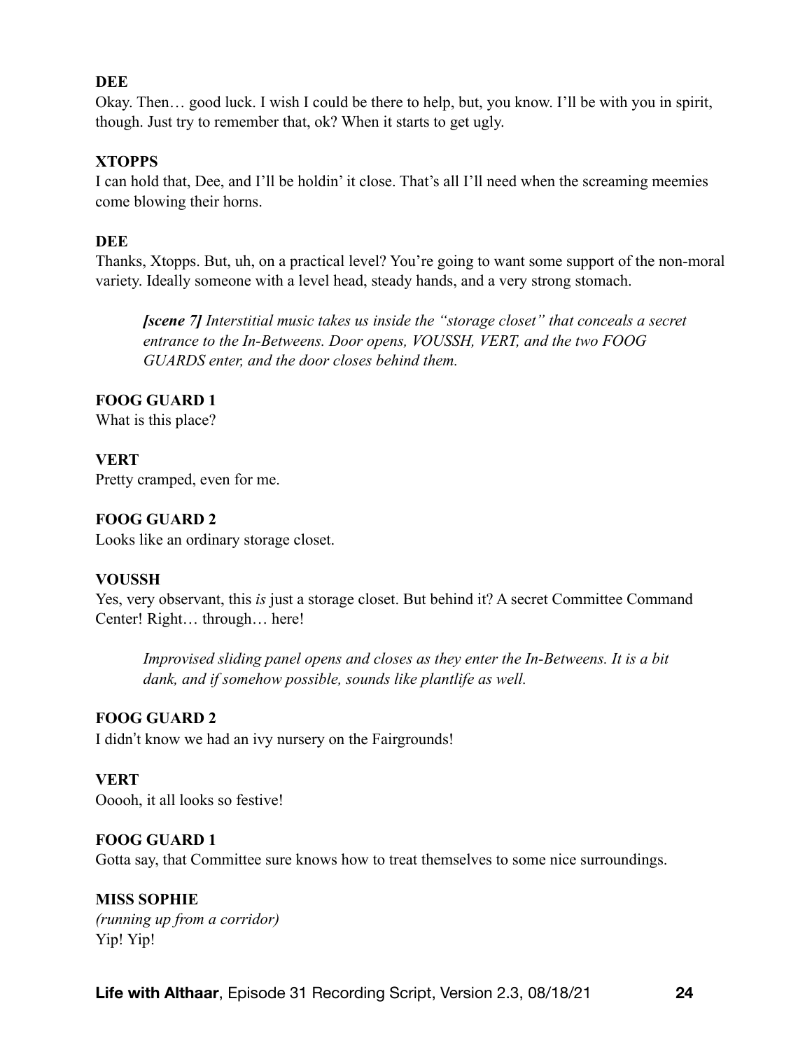**DEE**
Okay. Then… good luck. I wish I could be there to help, but, you know. I'll be with you in spirit, though. Just try to remember that, ok? When it starts to get ugly.

**XTOPPS**
I can hold that, Dee, and I'll be holdin' it close. That's all I'll need when the screaming meemies come blowing their horns.

**DEE**
Thanks, Xtopps. But, uh, on a practical level? You're going to want some support of the non-moral variety. Ideally someone with a level head, steady hands, and a very strong stomach.

> ***[scene 7]*** *Interstitial music takes us inside the "storage closet" that conceals a secret entrance to the In-Betweens. Door opens, VOUSSH, VERT, and the two FOOG GUARDS enter, and the door closes behind them.*

**FOOG GUARD 1**
What is this place?

**VERT**
Pretty cramped, even for me.

**FOOG GUARD 2**
Looks like an ordinary storage closet.

**VOUSSH**
Yes, very observant, this *is* just a storage closet. But behind it? A secret Committee Command Center! Right… through… here!

> *Improvised sliding panel opens and closes as they enter the In-Betweens. It is a bit dank, and if somehow possible, sounds like plantlife as well.*

**FOOG GUARD 2**
I didn't know we had an ivy nursery on the Fairgrounds!

**VERT**
Ooooh, it all looks so festive!

**FOOG GUARD 1**
Gotta say, that Committee sure knows how to treat themselves to some nice surroundings.

**MISS SOPHIE**
*(running up from a corridor)*
Yip! Yip!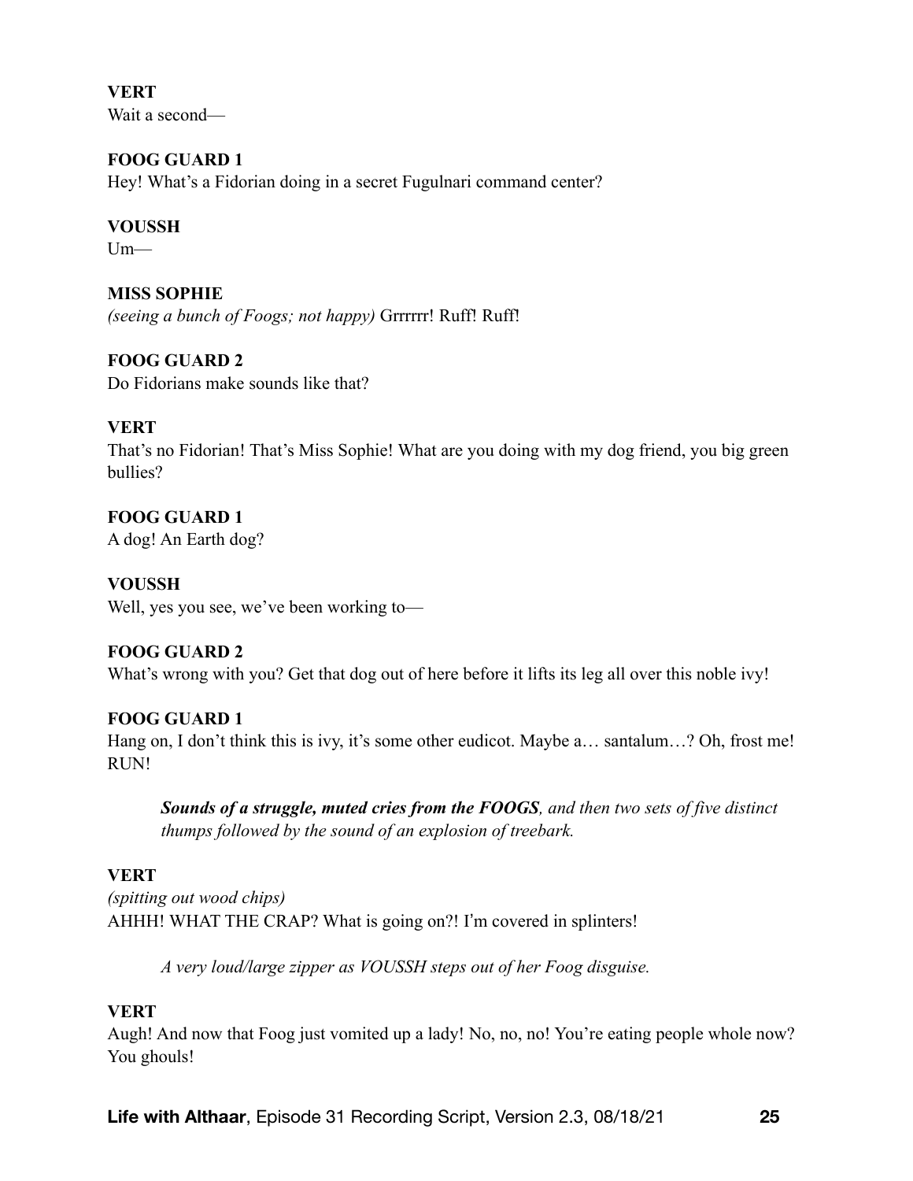**VERT**
Wait a second—

**FOOG GUARD 1**
Hey! What's a Fidorian doing in a secret Fugulnari command center?

**VOUSSH**
Um—

**MISS SOPHIE**
*(seeing a bunch of Foogs; not happy)* Grrrrrr! Ruff! Ruff!

**FOOG GUARD 2**
Do Fidorians make sounds like that?

**VERT**
That's no Fidorian! That's Miss Sophie! What are you doing with my dog friend, you big green bullies?

**FOOG GUARD 1**
A dog! An Earth dog?

**VOUSSH**
Well, yes you see, we've been working to—

**FOOG GUARD 2**
What's wrong with you? Get that dog out of here before it lifts its leg all over this noble ivy!

**FOOG GUARD 1**
Hang on, I don't think this is ivy, it's some other eudicot. Maybe a… santalum…? Oh, frost me! RUN!

> ***Sounds of a struggle, muted cries from the FOOGS****, and then two sets of five distinct thumps followed by the sound of an explosion of treebark.*

**VERT**
*(spitting out wood chips)*
AHHH! WHAT THE CRAP? What is going on?! I'm covered in splinters!

> *A very loud/large zipper as VOUSSH steps out of her Foog disguise.*

**VERT**
Augh! And now that Foog just vomited up a lady! No, no, no! You're eating people whole now? You ghouls!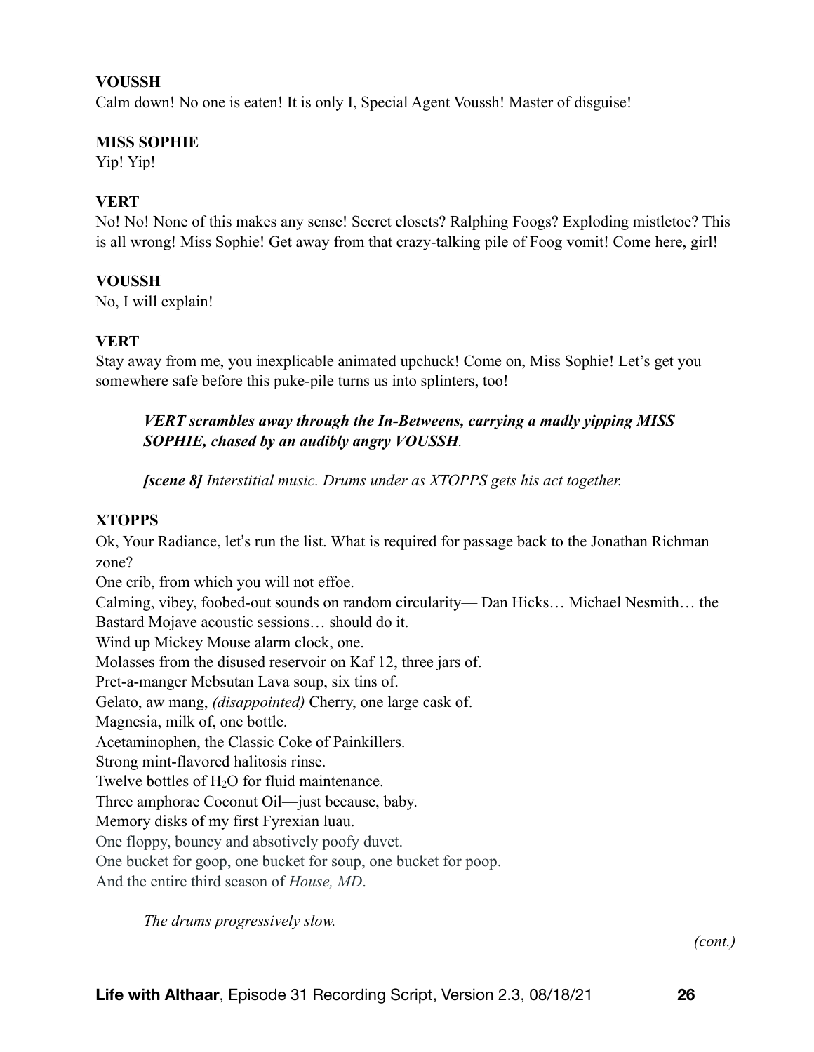**VOUSSH**

Calm down! No one is eaten! It is only I, Special Agent Voussh! Master of disguise!

**MISS SOPHIE**

Yip! Yip!

**VERT**

No! No! None of this makes any sense! Secret closets? Ralphing Foogs? Exploding mistletoe? This is all wrong! Miss Sophie! Get away from that crazy-talking pile of Foog vomit! Come here, girl!

**VOUSSH**

No, I will explain!

**VERT**

Stay away from me, you inexplicable animated upchuck! Come on, Miss Sophie! Let's get you somewhere safe before this puke-pile turns us into splinters, too!

> ***VERT scrambles away through the In-Betweens, carrying a madly yipping MISS SOPHIE, chased by an audibly angry VOUSSH.***

> ***[scene 8]*** *Interstitial music. Drums under as XTOPPS gets his act together.*

**XTOPPS**

Ok, Your Radiance, let's run the list. What is required for passage back to the Jonathan Richman zone?
One crib, from which you will not effoe.
Calming, vibey, foobed-out sounds on random circularity— Dan Hicks… Michael Nesmith… the Bastard Mojave acoustic sessions… should do it.
Wind up Mickey Mouse alarm clock, one.
Molasses from the disused reservoir on Kaf 12, three jars of.
Pret-a-manger Mebsutan Lava soup, six tins of.
Gelato, aw mang, *(disappointed)* Cherry, one large cask of.
Magnesia, milk of, one bottle.
Acetaminophen, the Classic Coke of Painkillers.
Strong mint-flavored halitosis rinse.
Twelve bottles of $H_2O$ for fluid maintenance.
Three amphorae Coconut Oil—just because, baby.
Memory disks of my first Fyrexian luau.
One floppy, bouncy and absotively poofy duvet.
One bucket for goop, one bucket for soup, one bucket for poop.
And the entire third season of *House, MD*.

> *The drums progressively slow.*

*(cont.)*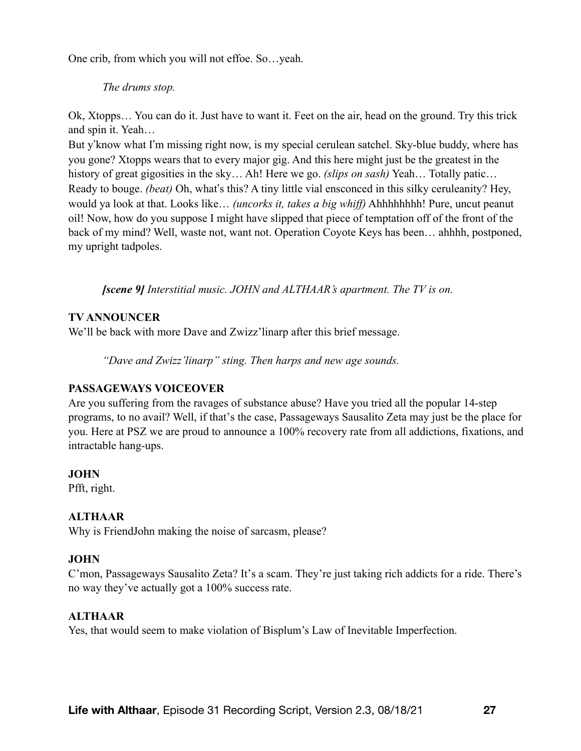One crib, from which you will not effoe. So…yeah.

*The drums stop.*

Ok, Xtopps… You can do it. Just have to want it. Feet on the air, head on the ground. Try this trick and spin it. Yeah…

But y'know what I'm missing right now, is my special cerulean satchel. Sky-blue buddy, where has you gone? Xtopps wears that to every major gig. And this here might just be the greatest in the history of great gigosities in the sky… Ah! Here we go. *(slips on sash)* Yeah… Totally patic… Ready to bouge. *(beat)* Oh, what's this? A tiny little vial ensconced in this silky ceruleanity? Hey, would ya look at that. Looks like… *(uncorks it, takes a big whiff)* Ahhhhhhhh! Pure, uncut peanut oil! Now, how do you suppose I might have slipped that piece of temptation off of the front of the back of my mind? Well, waste not, want not. Operation Coyote Keys has been… ahhhh, postponed, my upright tadpoles.

***[scene 9]*** *Interstitial music. JOHN and ALTHAAR's apartment. The TV is on.*

**TV ANNOUNCER**
We'll be back with more Dave and Zwizz'linarp after this brief message.

*"Dave and Zwizz'linarp" sting. Then harps and new age sounds.*

**PASSAGEWAYS VOICEOVER**
Are you suffering from the ravages of substance abuse? Have you tried all the popular 14-step programs, to no avail? Well, if that's the case, Passageways Sausalito Zeta may just be the place for you. Here at PSZ we are proud to announce a 100% recovery rate from all addictions, fixations, and intractable hang-ups.

**JOHN**
Pfft, right.

**ALTHAAR**
Why is FriendJohn making the noise of sarcasm, please?

**JOHN**
C'mon, Passageways Sausalito Zeta? It's a scam. They're just taking rich addicts for a ride. There's no way they've actually got a 100% success rate.

**ALTHAAR**
Yes, that would seem to make violation of Bisplum's Law of Inevitable Imperfection.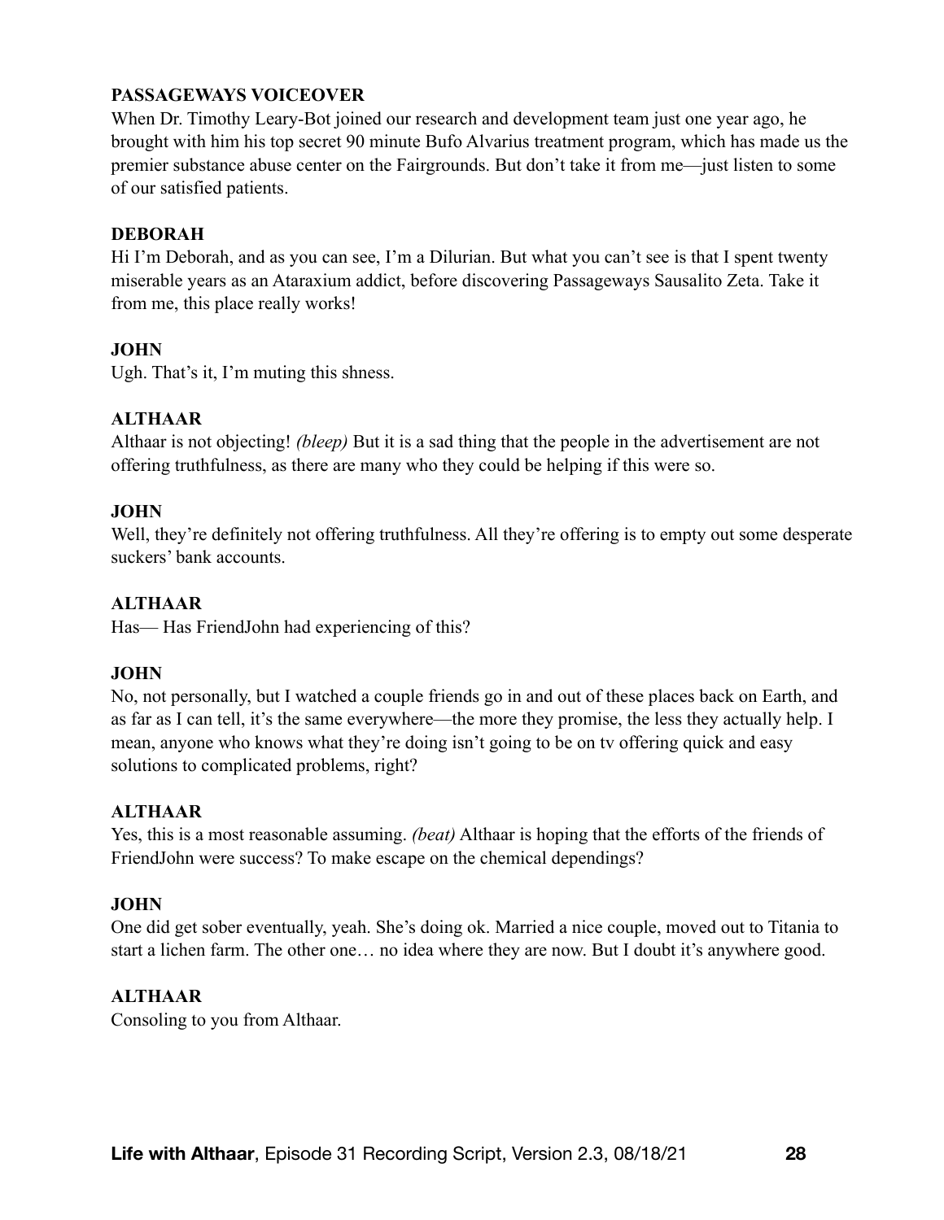**PASSAGEWAYS VOICEOVER**

When Dr. Timothy Leary-Bot joined our research and development team just one year ago, he brought with him his top secret 90 minute Bufo Alvarius treatment program, which has made us the premier substance abuse center on the Fairgrounds. But don't take it from me—just listen to some of our satisfied patients.

**DEBORAH**

Hi I'm Deborah, and as you can see, I'm a Dilurian. But what you can't see is that I spent twenty miserable years as an Ataraxium addict, before discovering Passageways Sausalito Zeta. Take it from me, this place really works!

**JOHN**

Ugh. That's it, I'm muting this shness.

**ALTHAAR**

Althaar is not objecting! *(bleep)* But it is a sad thing that the people in the advertisement are not offering truthfulness, as there are many who they could be helping if this were so.

**JOHN**

Well, they're definitely not offering truthfulness. All they're offering is to empty out some desperate suckers' bank accounts.

**ALTHAAR**

Has— Has FriendJohn had experiencing of this?

**JOHN**

No, not personally, but I watched a couple friends go in and out of these places back on Earth, and as far as I can tell, it's the same everywhere—the more they promise, the less they actually help. I mean, anyone who knows what they're doing isn't going to be on tv offering quick and easy solutions to complicated problems, right?

**ALTHAAR**

Yes, this is a most reasonable assuming. *(beat)* Althaar is hoping that the efforts of the friends of FriendJohn were success? To make escape on the chemical dependings?

**JOHN**

One did get sober eventually, yeah. She's doing ok. Married a nice couple, moved out to Titania to start a lichen farm. The other one… no idea where they are now. But I doubt it's anywhere good.

**ALTHAAR**

Consoling to you from Althaar.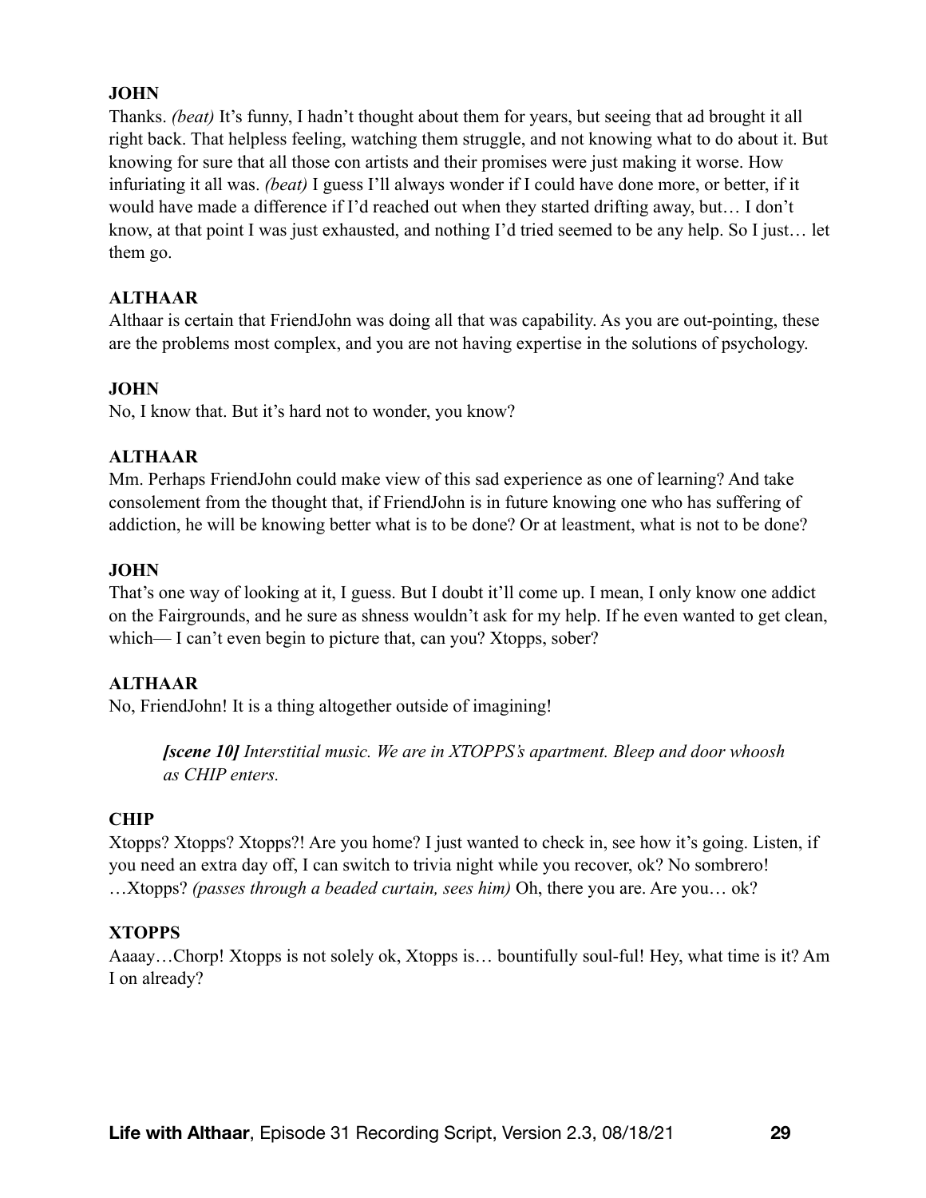**JOHN**

Thanks. *(beat)* It's funny, I hadn't thought about them for years, but seeing that ad brought it all right back. That helpless feeling, watching them struggle, and not knowing what to do about it. But knowing for sure that all those con artists and their promises were just making it worse. How infuriating it all was. *(beat)* I guess I'll always wonder if I could have done more, or better, if it would have made a difference if I'd reached out when they started drifting away, but… I don't know, at that point I was just exhausted, and nothing I'd tried seemed to be any help. So I just… let them go.

**ALTHAAR**

Althaar is certain that FriendJohn was doing all that was capability. As you are out-pointing, these are the problems most complex, and you are not having expertise in the solutions of psychology.

**JOHN**

No, I know that. But it's hard not to wonder, you know?

**ALTHAAR**

Mm. Perhaps FriendJohn could make view of this sad experience as one of learning? And take consolement from the thought that, if FriendJohn is in future knowing one who has suffering of addiction, he will be knowing better what is to be done? Or at leastment, what is not to be done?

**JOHN**

That's one way of looking at it, I guess. But I doubt it'll come up. I mean, I only know one addict on the Fairgrounds, and he sure as shness wouldn't ask for my help. If he even wanted to get clean, which— I can't even begin to picture that, can you? Xtopps, sober?

**ALTHAAR**

No, FriendJohn! It is a thing altogether outside of imagining!

> ***[scene 10]*** *Interstitial music. We are in XTOPPS's apartment. Bleep and door whoosh as CHIP enters.*

**CHIP**

Xtopps? Xtopps? Xtopps?! Are you home? I just wanted to check in, see how it's going. Listen, if you need an extra day off, I can switch to trivia night while you recover, ok? No sombrero! …Xtopps? *(passes through a beaded curtain, sees him)* Oh, there you are. Are you… ok?

**XTOPPS**

Aaaay…Chorp! Xtopps is not solely ok, Xtopps is… bountifully soul-ful! Hey, what time is it? Am I on already?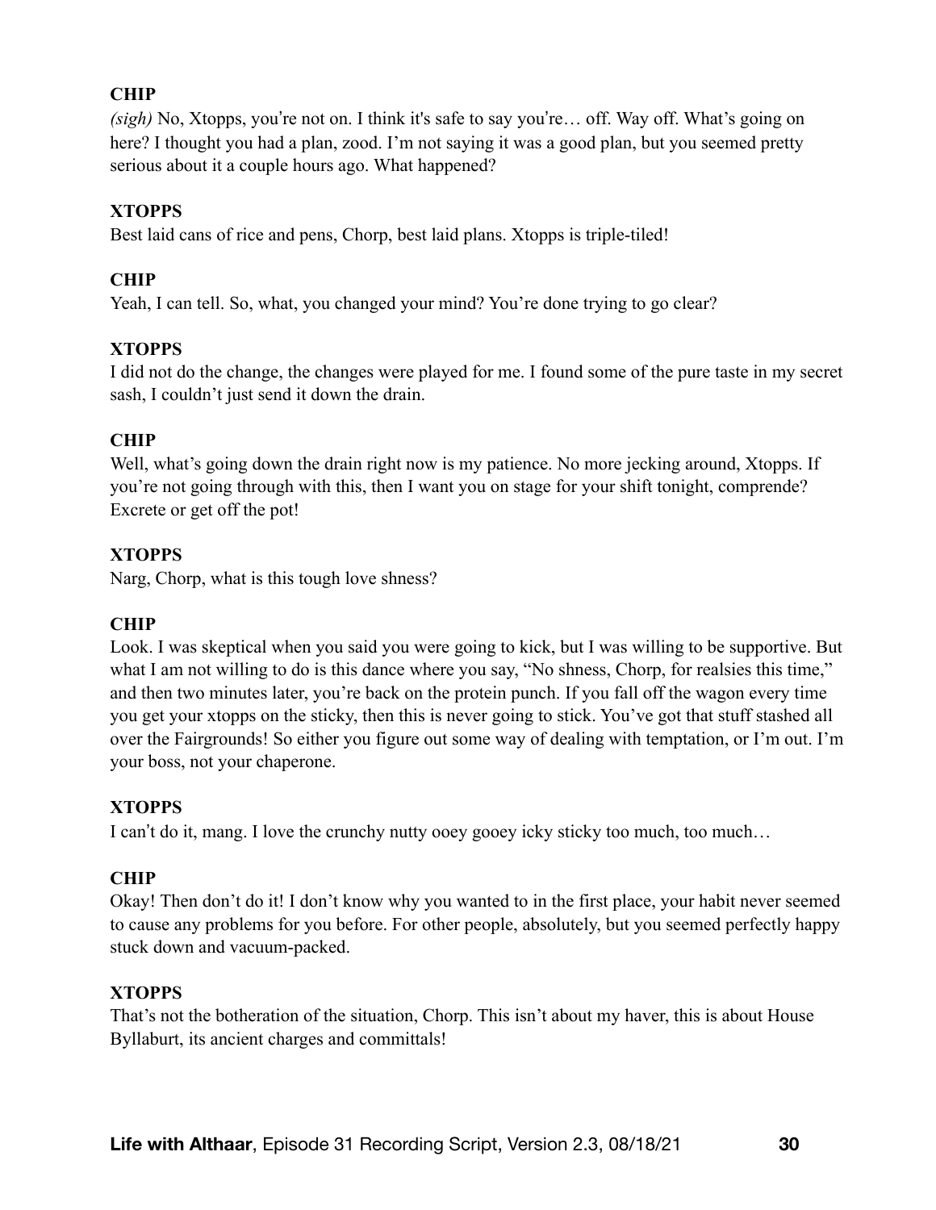**CHIP**

*(sigh)* No, Xtopps, you're not on. I think it's safe to say you're… off. Way off. What's going on here? I thought you had a plan, zood. I'm not saying it was a good plan, but you seemed pretty serious about it a couple hours ago. What happened?

**XTOPPS**

Best laid cans of rice and pens, Chorp, best laid plans. Xtopps is triple-tiled!

**CHIP**

Yeah, I can tell. So, what, you changed your mind? You're done trying to go clear?

**XTOPPS**

I did not do the change, the changes were played for me. I found some of the pure taste in my secret sash, I couldn't just send it down the drain.

**CHIP**

Well, what's going down the drain right now is my patience. No more jecking around, Xtopps. If you're not going through with this, then I want you on stage for your shift tonight, comprende? Excrete or get off the pot!

**XTOPPS**

Narg, Chorp, what is this tough love shness?

**CHIP**

Look. I was skeptical when you said you were going to kick, but I was willing to be supportive. But what I am not willing to do is this dance where you say, "No shness, Chorp, for realsies this time," and then two minutes later, you're back on the protein punch. If you fall off the wagon every time you get your xtopps on the sticky, then this is never going to stick. You've got that stuff stashed all over the Fairgrounds! So either you figure out some way of dealing with temptation, or I'm out. I'm your boss, not your chaperone.

**XTOPPS**

I can't do it, mang. I love the crunchy nutty ooey gooey icky sticky too much, too much…

**CHIP**

Okay! Then don't do it! I don't know why you wanted to in the first place, your habit never seemed to cause any problems for you before. For other people, absolutely, but you seemed perfectly happy stuck down and vacuum-packed.

**XTOPPS**

That's not the botheration of the situation, Chorp. This isn't about my haver, this is about House Byllaburt, its ancient charges and committals!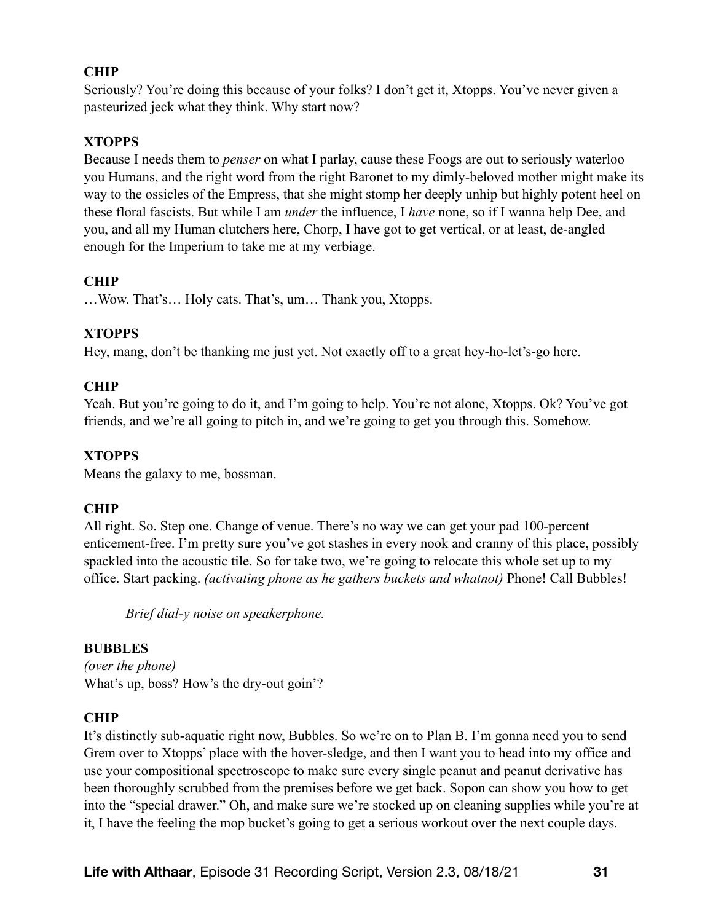**CHIP**
Seriously? You're doing this because of your folks? I don't get it, Xtopps. You've never given a pasteurized jeck what they think. Why start now?

**XTOPPS**
Because I needs them to *penser* on what I parlay, cause these Foogs are out to seriously waterloo you Humans, and the right word from the right Baronet to my dimly-beloved mother might make its way to the ossicles of the Empress, that she might stomp her deeply unhip but highly potent heel on these floral fascists. But while I am *under* the influence, I *have* none, so if I wanna help Dee, and you, and all my Human clutchers here, Chorp, I have got to get vertical, or at least, de-angled enough for the Imperium to take me at my verbiage.

**CHIP**
…Wow. That's… Holy cats. That's, um… Thank you, Xtopps.

**XTOPPS**
Hey, mang, don't be thanking me just yet. Not exactly off to a great hey-ho-let's-go here.

**CHIP**
Yeah. But you're going to do it, and I'm going to help. You're not alone, Xtopps. Ok? You've got friends, and we're all going to pitch in, and we're going to get you through this. Somehow.

**XTOPPS**
Means the galaxy to me, bossman.

**CHIP**
All right. So. Step one. Change of venue. There's no way we can get your pad 100-percent enticement-free. I'm pretty sure you've got stashes in every nook and cranny of this place, possibly spackled into the acoustic tile. So for take two, we're going to relocate this whole set up to my office. Start packing. *(activating phone as he gathers buckets and whatnot)* Phone! Call Bubbles!

*Brief dial-y noise on speakerphone.*

**BUBBLES**
*(over the phone)*
What's up, boss? How's the dry-out goin'?

**CHIP**
It's distinctly sub-aquatic right now, Bubbles. So we're on to Plan B. I'm gonna need you to send Grem over to Xtopps' place with the hover-sledge, and then I want you to head into my office and use your compositional spectroscope to make sure every single peanut and peanut derivative has been thoroughly scrubbed from the premises before we get back. Sopon can show you how to get into the "special drawer." Oh, and make sure we're stocked up on cleaning supplies while you're at it, I have the feeling the mop bucket's going to get a serious workout over the next couple days.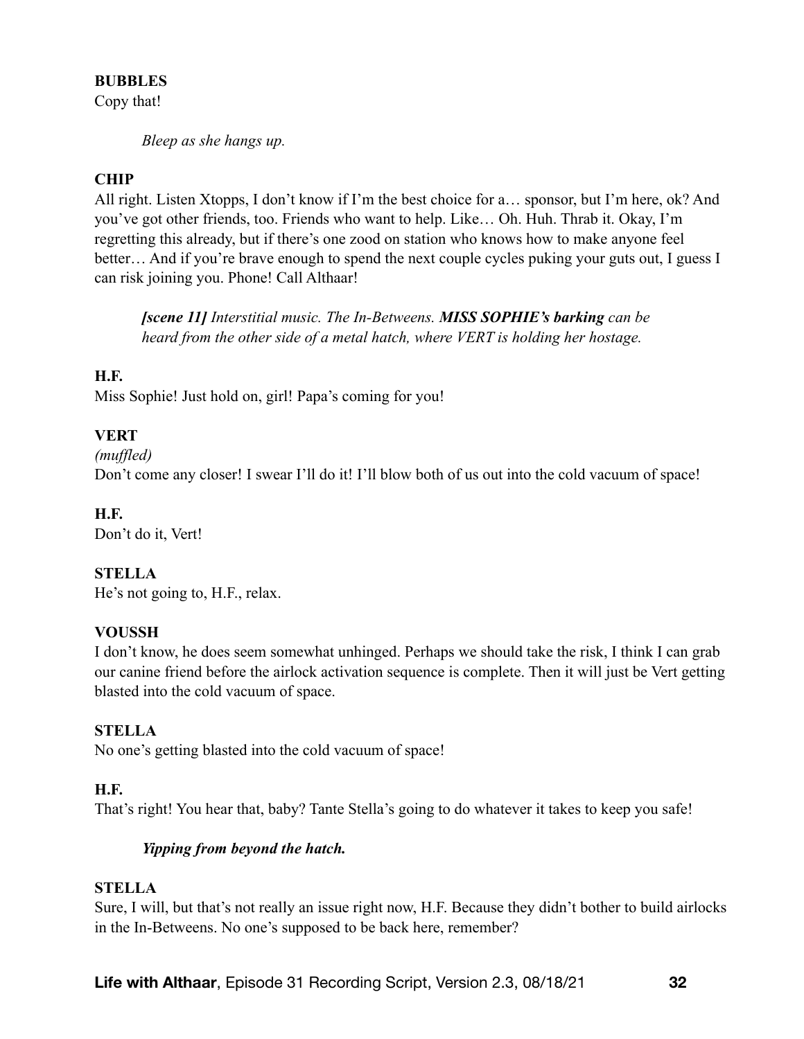**BUBBLES**
Copy that!

*Bleep as she hangs up.*

**CHIP**
All right. Listen Xtopps, I don't know if I'm the best choice for a… sponsor, but I'm here, ok? And you've got other friends, too. Friends who want to help. Like… Oh. Huh. Thrab it. Okay, I'm regretting this already, but if there's one zood on station who knows how to make anyone feel better… And if you're brave enough to spend the next couple cycles puking your guts out, I guess I can risk joining you. Phone! Call Althaar!

***[scene 11]*** *Interstitial music. The In-Betweens.* ***MISS SOPHIE's barking*** *can be heard from the other side of a metal hatch, where VERT is holding her hostage.*

**H.F.**
Miss Sophie! Just hold on, girl! Papa's coming for you!

**VERT**
*(muffled)*
Don't come any closer! I swear I'll do it! I'll blow both of us out into the cold vacuum of space!

**H.F.**
Don't do it, Vert!

**STELLA**
He's not going to, H.F., relax.

**VOUSSH**
I don't know, he does seem somewhat unhinged. Perhaps we should take the risk, I think I can grab our canine friend before the airlock activation sequence is complete. Then it will just be Vert getting blasted into the cold vacuum of space.

**STELLA**
No one's getting blasted into the cold vacuum of space!

**H.F.**
That's right! You hear that, baby? Tante Stella's going to do whatever it takes to keep you safe!

***Yipping from beyond the hatch.***

**STELLA**
Sure, I will, but that's not really an issue right now, H.F. Because they didn't bother to build airlocks in the In-Betweens. No one's supposed to be back here, remember?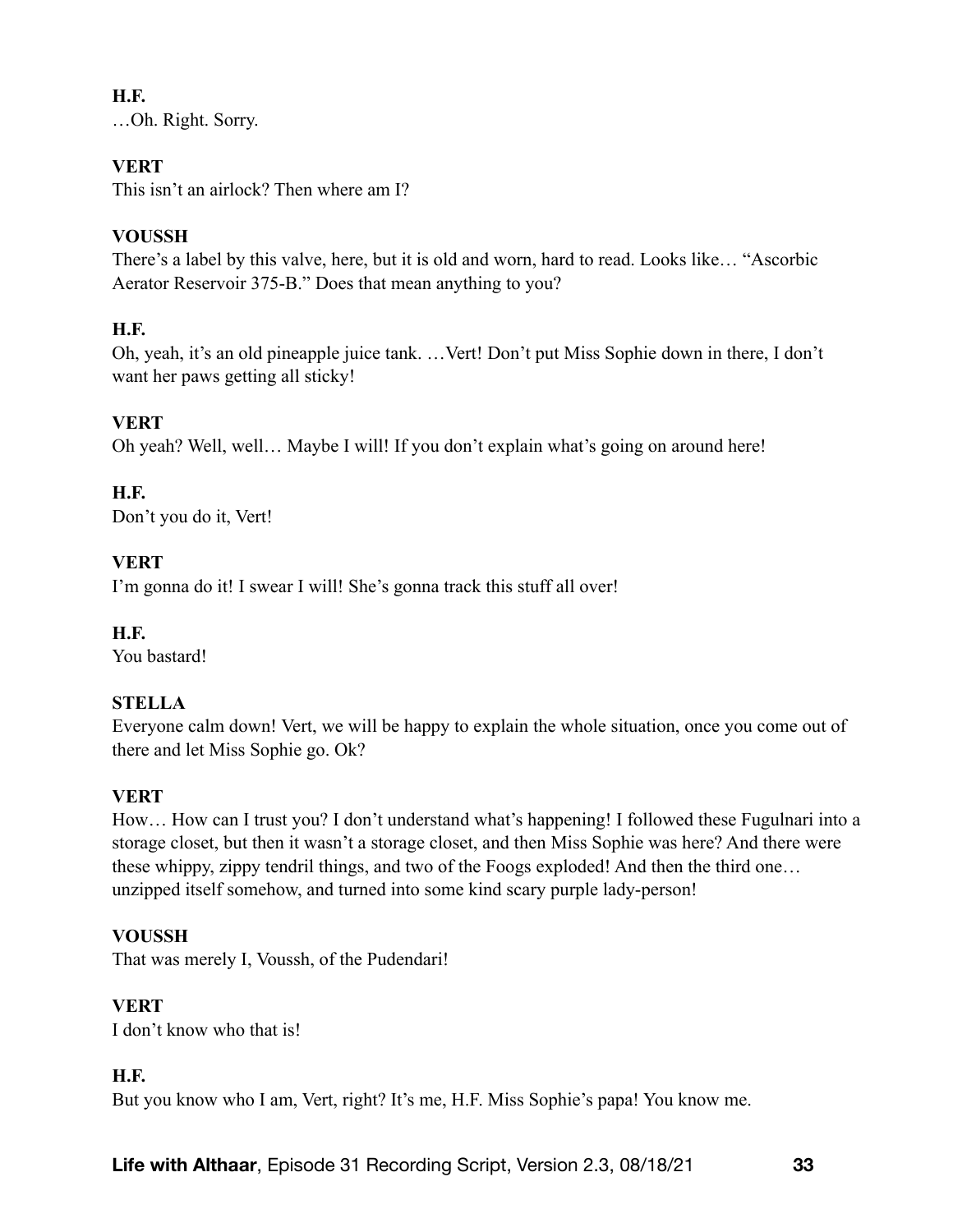**H.F.**
…Oh. Right. Sorry.

**VERT**
This isn't an airlock? Then where am I?

**VOUSSH**
There's a label by this valve, here, but it is old and worn, hard to read. Looks like… "Ascorbic Aerator Reservoir 375-B." Does that mean anything to you?

**H.F.**
Oh, yeah, it's an old pineapple juice tank. …Vert! Don't put Miss Sophie down in there, I don't want her paws getting all sticky!

**VERT**
Oh yeah? Well, well… Maybe I will! If you don't explain what's going on around here!

**H.F.**
Don't you do it, Vert!

**VERT**
I'm gonna do it! I swear I will! She's gonna track this stuff all over!

**H.F.**
You bastard!

**STELLA**
Everyone calm down! Vert, we will be happy to explain the whole situation, once you come out of there and let Miss Sophie go. Ok?

**VERT**
How… How can I trust you? I don't understand what's happening! I followed these Fugulnari into a storage closet, but then it wasn't a storage closet, and then Miss Sophie was here? And there were these whippy, zippy tendril things, and two of the Foogs exploded! And then the third one… unzipped itself somehow, and turned into some kind scary purple lady-person!

**VOUSSH**
That was merely I, Voussh, of the Pudendari!

**VERT**
I don't know who that is!

**H.F.**
But you know who I am, Vert, right? It's me, H.F. Miss Sophie's papa! You know me.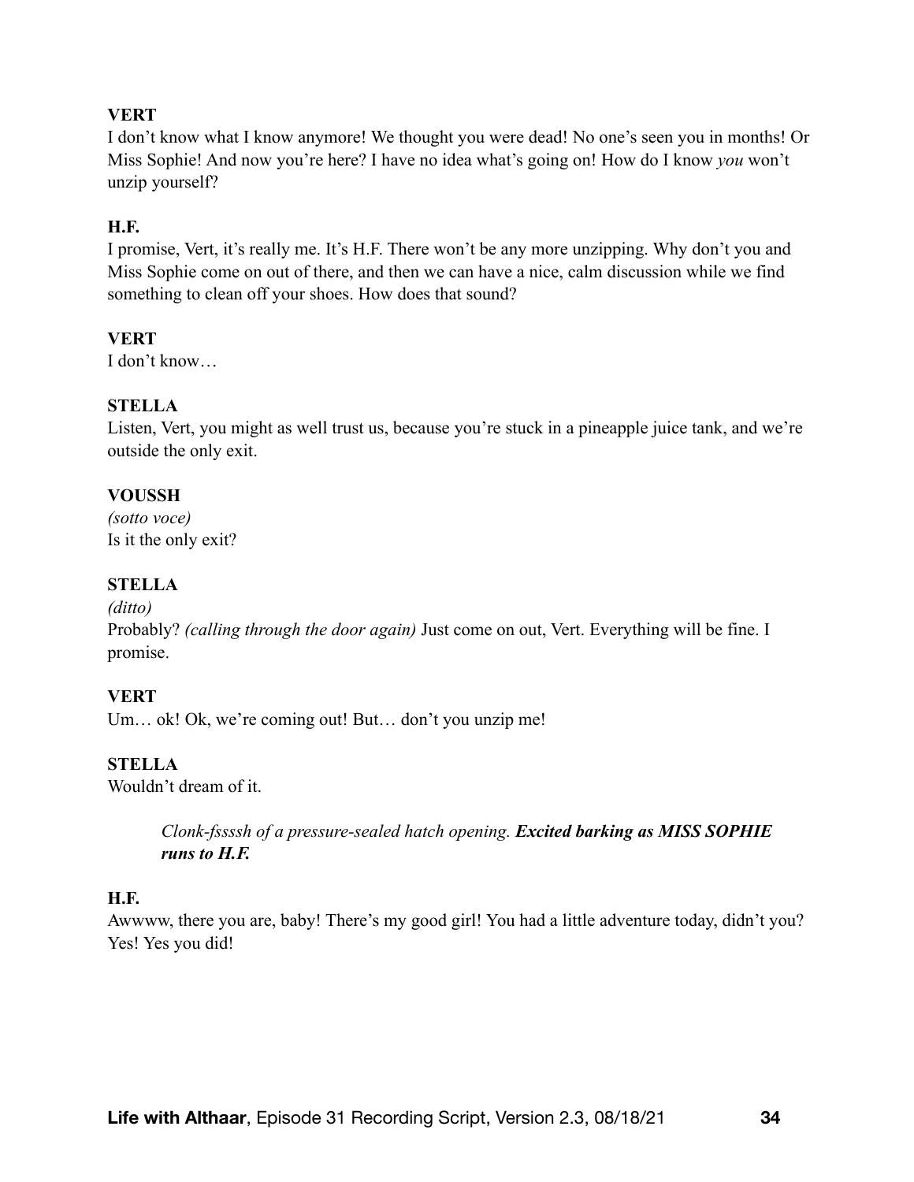**VERT**
I don't know what I know anymore! We thought you were dead! No one's seen you in months! Or Miss Sophie! And now you're here? I have no idea what's going on! How do I know *you* won't unzip yourself?

**H.F.**
I promise, Vert, it's really me. It's H.F. There won't be any more unzipping. Why don't you and Miss Sophie come on out of there, and then we can have a nice, calm discussion while we find something to clean off your shoes. How does that sound?

**VERT**
I don't know…

**STELLA**
Listen, Vert, you might as well trust us, because you're stuck in a pineapple juice tank, and we're outside the only exit.

**VOUSSH**
*(sotto voce)*
Is it the only exit?

**STELLA**
*(ditto)*
Probably? *(calling through the door again)* Just come on out, Vert. Everything will be fine. I promise.

**VERT**
Um… ok! Ok, we're coming out! But… don't you unzip me!

**STELLA**
Wouldn't dream of it.

> *Clonk-fssssh of a pressure-sealed hatch opening.* ***Excited barking as MISS SOPHIE runs to H.F.***

**H.F.**
Awwww, there you are, baby! There's my good girl! You had a little adventure today, didn't you? Yes! Yes you did!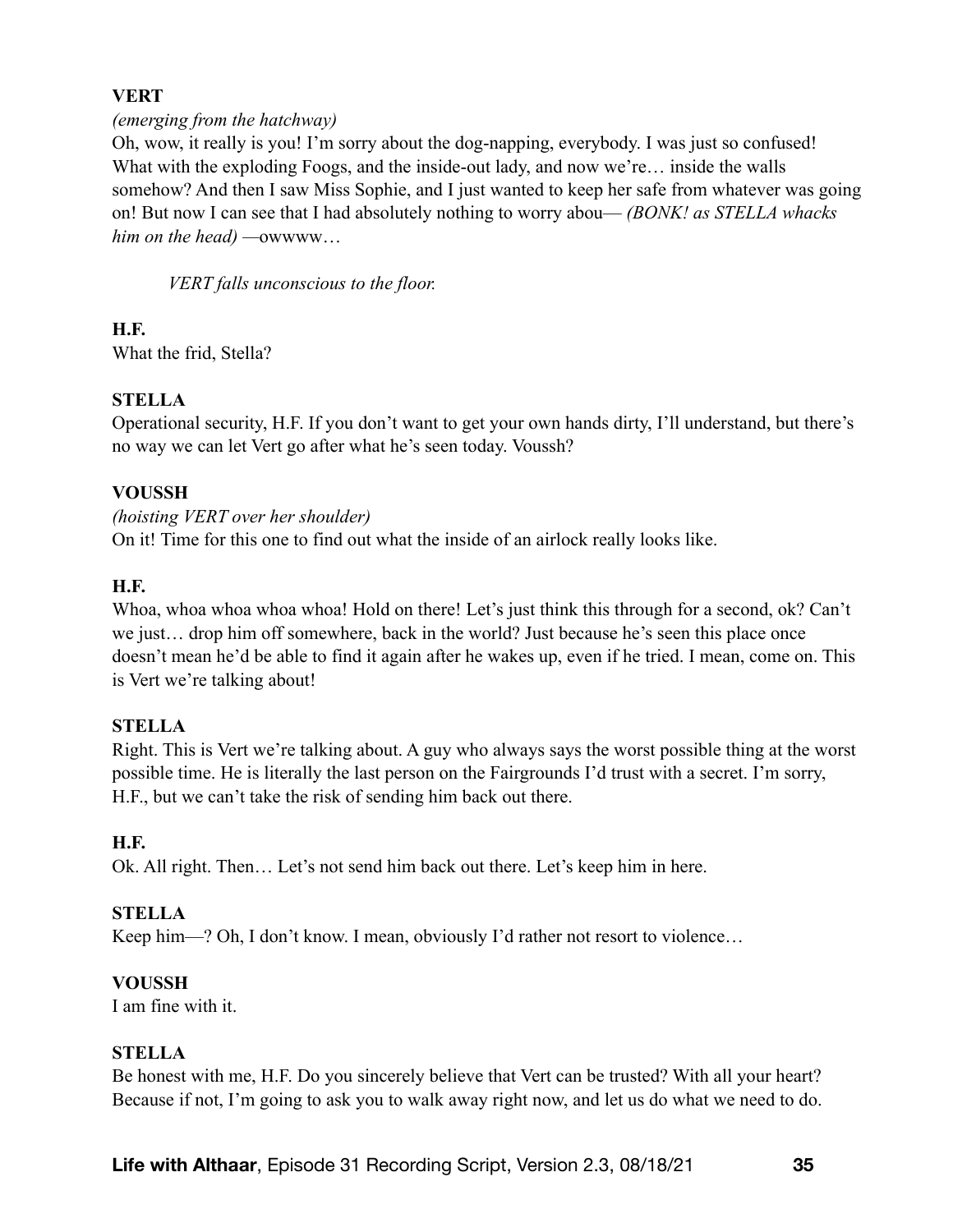**VERT**

*(emerging from the hatchway)*

Oh, wow, it really is you! I'm sorry about the dog-napping, everybody. I was just so confused! What with the exploding Foogs, and the inside-out lady, and now we're… inside the walls somehow? And then I saw Miss Sophie, and I just wanted to keep her safe from whatever was going on! But now I can see that I had absolutely nothing to worry abou— *(BONK! as STELLA whacks him on the head)* —owwww…

> *VERT falls unconscious to the floor.*

**H.F.**

What the frid, Stella?

**STELLA**

Operational security, H.F. If you don't want to get your own hands dirty, I'll understand, but there's no way we can let Vert go after what he's seen today. Voussh?

**VOUSSH**

*(hoisting VERT over her shoulder)*

On it! Time for this one to find out what the inside of an airlock really looks like.

**H.F.**

Whoa, whoa whoa whoa whoa! Hold on there! Let's just think this through for a second, ok? Can't we just… drop him off somewhere, back in the world? Just because he's seen this place once doesn't mean he'd be able to find it again after he wakes up, even if he tried. I mean, come on. This is Vert we're talking about!

**STELLA**

Right. This is Vert we're talking about. A guy who always says the worst possible thing at the worst possible time. He is literally the last person on the Fairgrounds I'd trust with a secret. I'm sorry, H.F., but we can't take the risk of sending him back out there.

**H.F.**

Ok. All right. Then… Let's not send him back out there. Let's keep him in here.

**STELLA**

Keep him—? Oh, I don't know. I mean, obviously I'd rather not resort to violence…

**VOUSSH**

I am fine with it.

**STELLA**

Be honest with me, H.F. Do you sincerely believe that Vert can be trusted? With all your heart? Because if not, I'm going to ask you to walk away right now, and let us do what we need to do.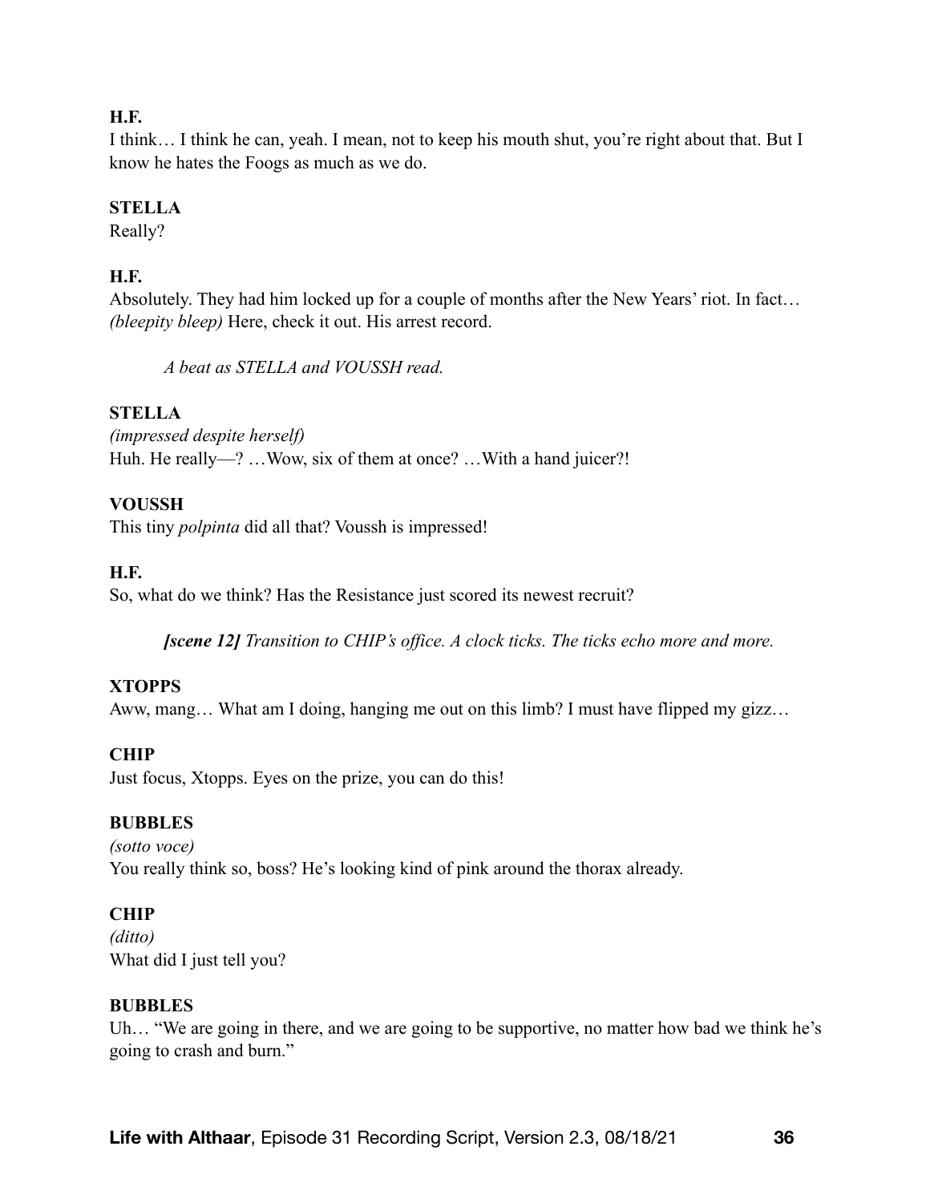**H.F.**
I think… I think he can, yeah. I mean, not to keep his mouth shut, you're right about that. But I know he hates the Foogs as much as we do.

**STELLA**
Really?

**H.F.**
Absolutely. They had him locked up for a couple of months after the New Years' riot. In fact… *(bleepity bleep)* Here, check it out. His arrest record.

*A beat as STELLA and VOUSSH read.*

**STELLA**
*(impressed despite herself)*
Huh. He really—? …Wow, six of them at once? …With a hand juicer?!

**VOUSSH**
This tiny *polpinta* did all that? Voussh is impressed!

**H.F.**
So, what do we think? Has the Resistance just scored its newest recruit?

***[scene 12]*** *Transition to CHIP's office. A clock ticks. The ticks echo more and more.*

**XTOPPS**
Aww, mang… What am I doing, hanging me out on this limb? I must have flipped my gizz…

**CHIP**
Just focus, Xtopps. Eyes on the prize, you can do this!

**BUBBLES**
*(sotto voce)*
You really think so, boss? He's looking kind of pink around the thorax already.

**CHIP**
*(ditto)*
What did I just tell you?

**BUBBLES**
Uh… "We are going in there, and we are going to be supportive, no matter how bad we think he's going to crash and burn."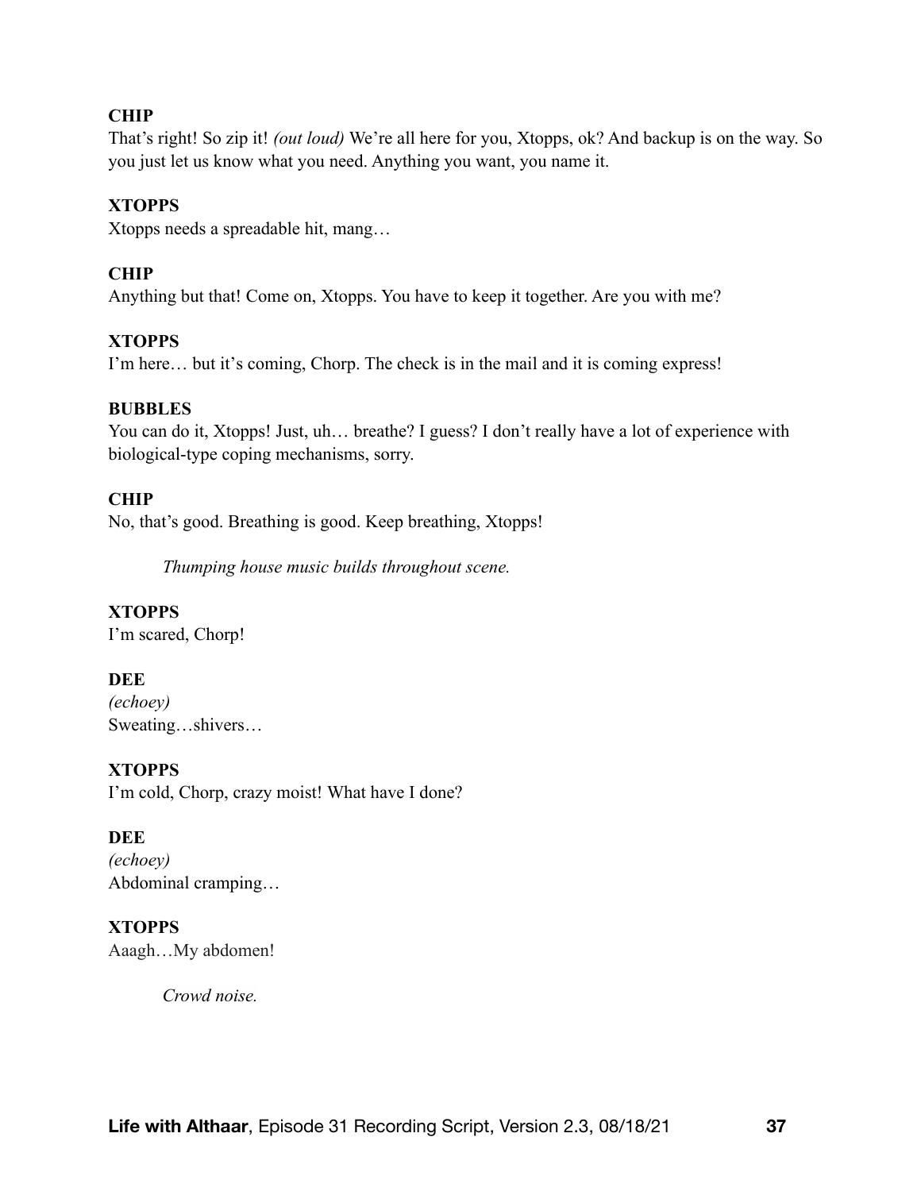**CHIP**
That's right! So zip it! *(out loud)* We're all here for you, Xtopps, ok? And backup is on the way. So you just let us know what you need. Anything you want, you name it.

**XTOPPS**
Xtopps needs a spreadable hit, mang…

**CHIP**
Anything but that! Come on, Xtopps. You have to keep it together. Are you with me?

**XTOPPS**
I'm here… but it's coming, Chorp. The check is in the mail and it is coming express!

**BUBBLES**
You can do it, Xtopps! Just, uh… breathe? I guess? I don't really have a lot of experience with biological-type coping mechanisms, sorry.

**CHIP**
No, that's good. Breathing is good. Keep breathing, Xtopps!

*Thumping house music builds throughout scene.*

**XTOPPS**
I'm scared, Chorp!

**DEE**
*(echoey)*
Sweating…shivers…

**XTOPPS**
I'm cold, Chorp, crazy moist! What have I done?

**DEE**
*(echoey)*
Abdominal cramping…

**XTOPPS**
Aaagh…My abdomen!

*Crowd noise.*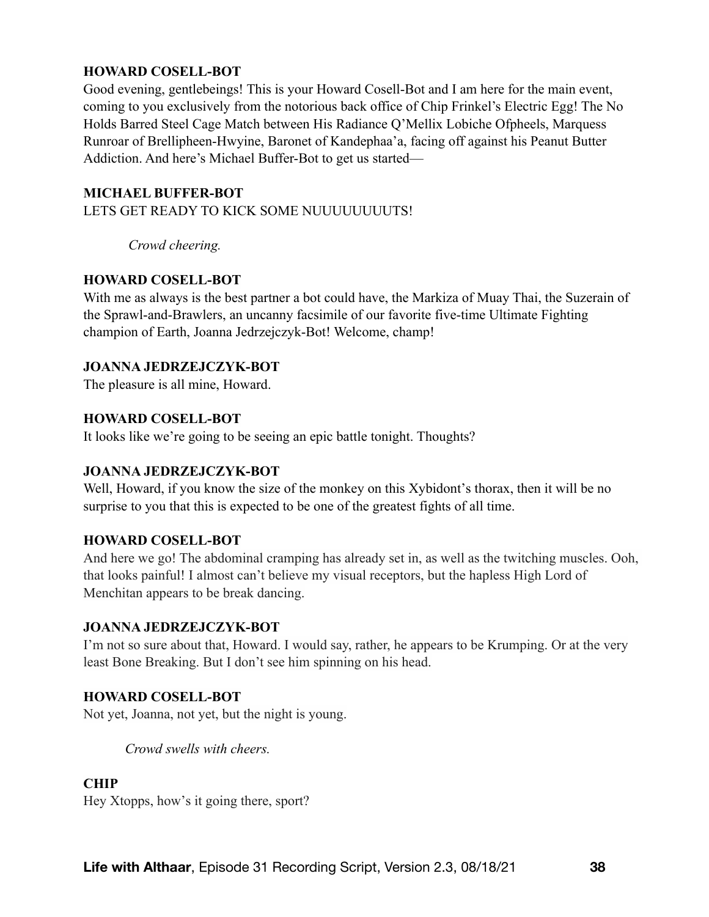**HOWARD COSELL-BOT**
Good evening, gentlebeings! This is your Howard Cosell-Bot and I am here for the main event, coming to you exclusively from the notorious back office of Chip Frinkel's Electric Egg! The No Holds Barred Steel Cage Match between His Radiance Q'Mellix Lobiche Ofpheels, Marquess Runroar of Brellipheen-Hwyine, Baronet of Kandephaa'a, facing off against his Peanut Butter Addiction. And here's Michael Buffer-Bot to get us started—

**MICHAEL BUFFER-BOT**
LETS GET READY TO KICK SOME NUUUUUUUUTS!

*Crowd cheering.*

**HOWARD COSELL-BOT**
With me as always is the best partner a bot could have, the Markiza of Muay Thai, the Suzerain of the Sprawl-and-Brawlers, an uncanny facsimile of our favorite five-time Ultimate Fighting champion of Earth, Joanna Jedrzejczyk-Bot! Welcome, champ!

**JOANNA JEDRZEJCZYK-BOT**
The pleasure is all mine, Howard.

**HOWARD COSELL-BOT**
It looks like we're going to be seeing an epic battle tonight. Thoughts?

**JOANNA JEDRZEJCZYK-BOT**
Well, Howard, if you know the size of the monkey on this Xybidont's thorax, then it will be no surprise to you that this is expected to be one of the greatest fights of all time.

**HOWARD COSELL-BOT**
And here we go! The abdominal cramping has already set in, as well as the twitching muscles. Ooh, that looks painful! I almost can't believe my visual receptors, but the hapless High Lord of Menchitan appears to be break dancing.

**JOANNA JEDRZEJCZYK-BOT**
I'm not so sure about that, Howard. I would say, rather, he appears to be Krumping. Or at the very least Bone Breaking. But I don't see him spinning on his head.

**HOWARD COSELL-BOT**
Not yet, Joanna, not yet, but the night is young.

*Crowd swells with cheers.*

**CHIP**
Hey Xtopps, how's it going there, sport?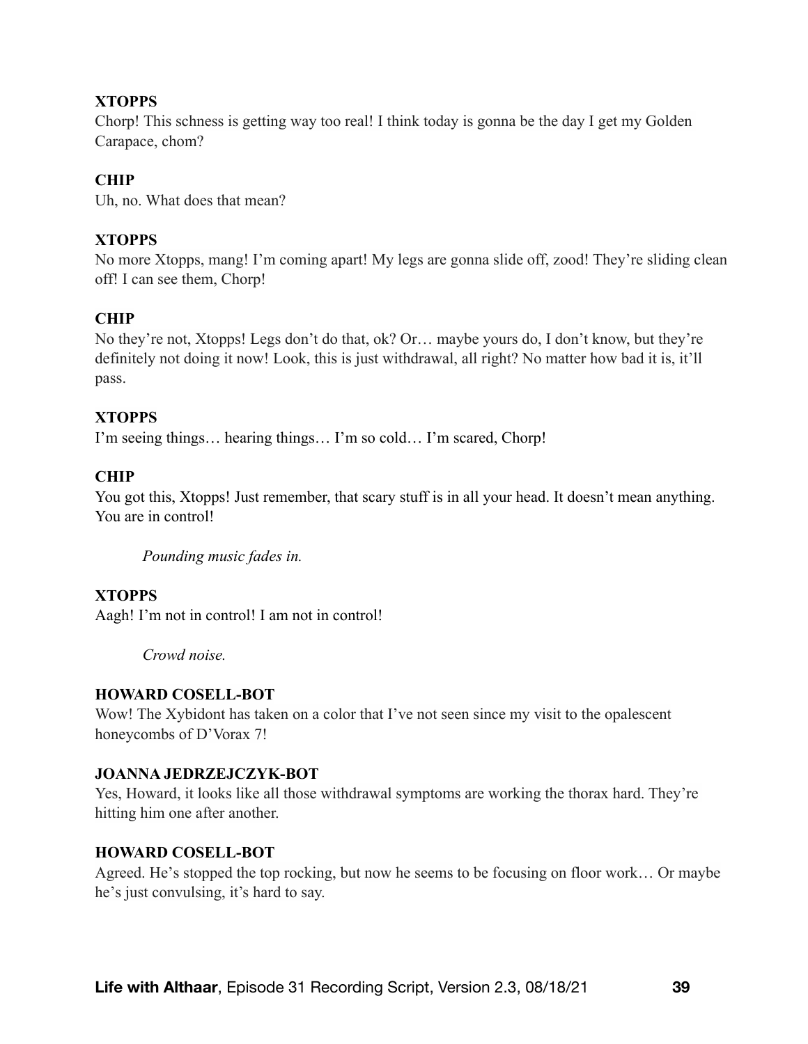**XTOPPS**
Chorp! This schness is getting way too real! I think today is gonna be the day I get my Golden Carapace, chom?

**CHIP**
Uh, no. What does that mean?

**XTOPPS**
No more Xtopps, mang! I'm coming apart! My legs are gonna slide off, zood! They're sliding clean off! I can see them, Chorp!

**CHIP**
No they're not, Xtopps! Legs don't do that, ok? Or… maybe yours do, I don't know, but they're definitely not doing it now! Look, this is just withdrawal, all right? No matter how bad it is, it'll pass.

**XTOPPS**
I'm seeing things… hearing things… I'm so cold… I'm scared, Chorp!

**CHIP**
You got this, Xtopps! Just remember, that scary stuff is in all your head. It doesn't mean anything. You are in control!

*Pounding music fades in.*

**XTOPPS**
Aagh! I'm not in control! I am not in control!

*Crowd noise.*

**HOWARD COSELL-BOT**
Wow! The Xybidont has taken on a color that I've not seen since my visit to the opalescent honeycombs of D'Vorax 7!

**JOANNA JEDRZEJCZYK-BOT**
Yes, Howard, it looks like all those withdrawal symptoms are working the thorax hard. They're hitting him one after another.

**HOWARD COSELL-BOT**
Agreed. He's stopped the top rocking, but now he seems to be focusing on floor work… Or maybe he's just convulsing, it's hard to say.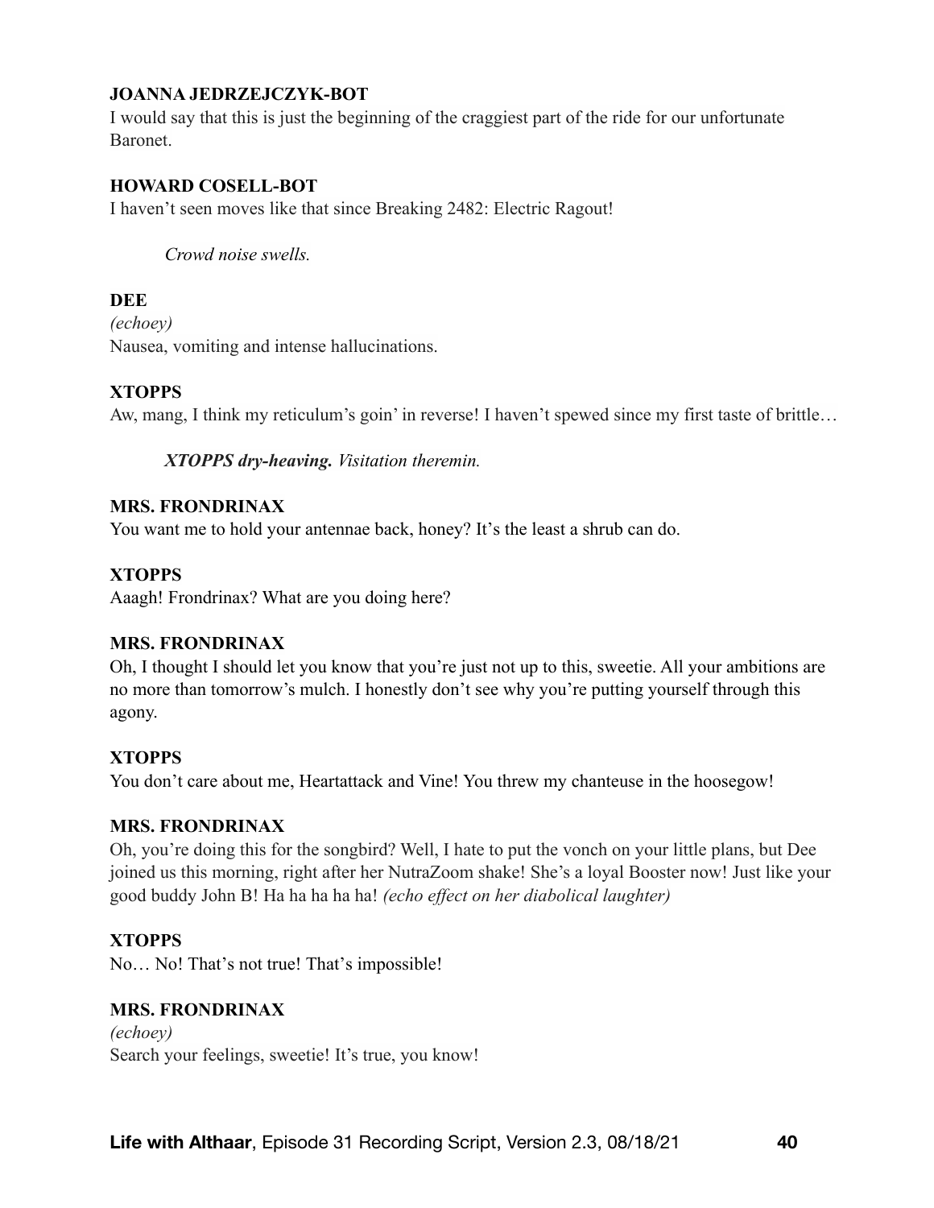**JOANNA JEDRZEJCZYK-BOT**

I would say that this is just the beginning of the craggiest part of the ride for our unfortunate Baronet.

**HOWARD COSELL-BOT**

I haven't seen moves like that since Breaking 2482: Electric Ragout!

*Crowd noise swells.*

**DEE**

*(echoey)*

Nausea, vomiting and intense hallucinations.

**XTOPPS**

Aw, mang, I think my reticulum's goin' in reverse! I haven't spewed since my first taste of brittle…

***XTOPPS dry-heaving.*** *Visitation theremin.*

**MRS. FRONDRINAX**

You want me to hold your antennae back, honey? It's the least a shrub can do.

**XTOPPS**

Aaagh! Frondrinax? What are you doing here?

**MRS. FRONDRINAX**

Oh, I thought I should let you know that you're just not up to this, sweetie. All your ambitions are no more than tomorrow's mulch. I honestly don't see why you're putting yourself through this agony.

**XTOPPS**

You don't care about me, Heartattack and Vine! You threw my chanteuse in the hoosegow!

**MRS. FRONDRINAX**

Oh, you're doing this for the songbird? Well, I hate to put the vonch on your little plans, but Dee joined us this morning, right after her NutraZoom shake! She's a loyal Booster now! Just like your good buddy John B! Ha ha ha ha ha! *(echo effect on her diabolical laughter)*

**XTOPPS**

No… No! That's not true! That's impossible!

**MRS. FRONDRINAX**

*(echoey)*

Search your feelings, sweetie! It's true, you know!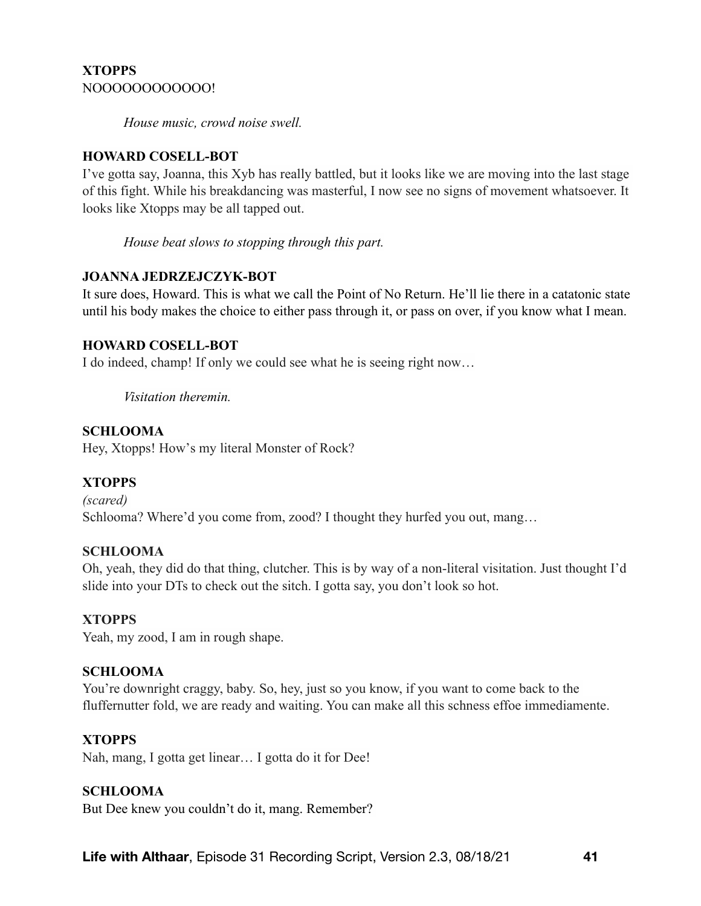**XTOPPS**
NOOOOOOOOOOOO!

*House music, crowd noise swell.*

**HOWARD COSELL-BOT**
I've gotta say, Joanna, this Xyb has really battled, but it looks like we are moving into the last stage of this fight. While his breakdancing was masterful, I now see no signs of movement whatsoever. It looks like Xtopps may be all tapped out.

*House beat slows to stopping through this part.*

**JOANNA JEDRZEJCZYK-BOT**
It sure does, Howard. This is what we call the Point of No Return. He'll lie there in a catatonic state until his body makes the choice to either pass through it, or pass on over, if you know what I mean.

**HOWARD COSELL-BOT**
I do indeed, champ! If only we could see what he is seeing right now…

*Visitation theremin.*

**SCHLOOMA**
Hey, Xtopps! How's my literal Monster of Rock?

**XTOPPS**
*(scared)*
Schlooma? Where'd you come from, zood? I thought they hurfed you out, mang…

**SCHLOOMA**
Oh, yeah, they did do that thing, clutcher. This is by way of a non-literal visitation. Just thought I'd slide into your DTs to check out the sitch. I gotta say, you don't look so hot.

**XTOPPS**
Yeah, my zood, I am in rough shape.

**SCHLOOMA**
You're downright craggy, baby. So, hey, just so you know, if you want to come back to the fluffernutter fold, we are ready and waiting. You can make all this schness effoe immediamente.

**XTOPPS**
Nah, mang, I gotta get linear… I gotta do it for Dee!

**SCHLOOMA**
But Dee knew you couldn't do it, mang. Remember?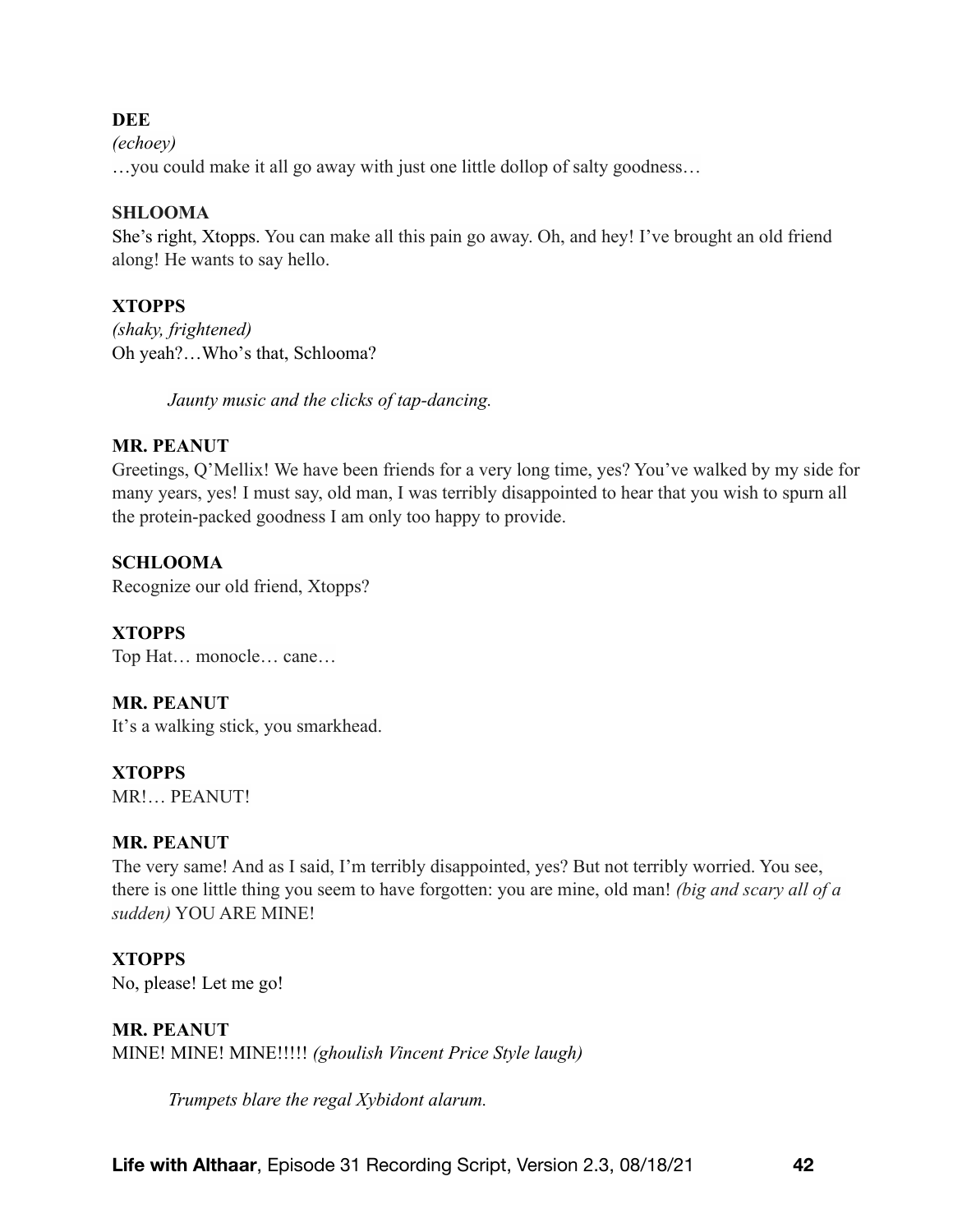**DEE**

*(echoey)*

…you could make it all go away with just one little dollop of salty goodness…

**SHLOOMA**

She's right, Xtopps. You can make all this pain go away. Oh, and hey! I've brought an old friend along! He wants to say hello.

**XTOPPS**

*(shaky, frightened)*

Oh yeah?…Who's that, Schlooma?

*Jaunty music and the clicks of tap-dancing.*

**MR. PEANUT**

Greetings, Q'Mellix! We have been friends for a very long time, yes? You've walked by my side for many years, yes! I must say, old man, I was terribly disappointed to hear that you wish to spurn all the protein-packed goodness I am only too happy to provide.

**SCHLOOMA**

Recognize our old friend, Xtopps?

**XTOPPS**

Top Hat… monocle… cane…

**MR. PEANUT**

It's a walking stick, you smarkhead.

**XTOPPS**

MR!… PEANUT!

**MR. PEANUT**

The very same! And as I said, I'm terribly disappointed, yes? But not terribly worried. You see, there is one little thing you seem to have forgotten: you are mine, old man! *(big and scary all of a sudden)* YOU ARE MINE!

**XTOPPS**

No, please! Let me go!

**MR. PEANUT**

MINE! MINE! MINE!!!!! *(ghoulish Vincent Price Style laugh)*

*Trumpets blare the regal Xybidont alarum.*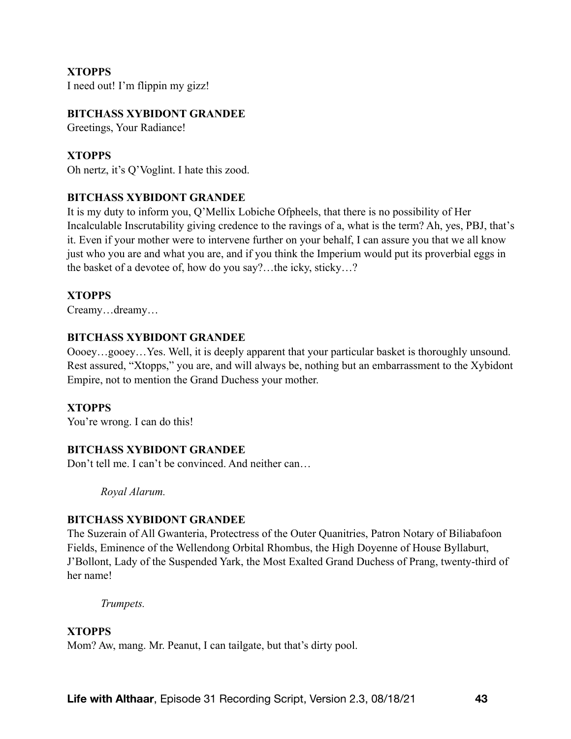**XTOPPS**
I need out! I'm flippin my gizz!

**BITCHASS XYBIDONT GRANDEE**
Greetings, Your Radiance!

**XTOPPS**
Oh nertz, it's Q'Voglint. I hate this zood.

**BITCHASS XYBIDONT GRANDEE**
It is my duty to inform you, Q'Mellix Lobiche Ofpheels, that there is no possibility of Her Incalculable Inscrutability giving credence to the ravings of a, what is the term? Ah, yes, PBJ, that's it. Even if your mother were to intervene further on your behalf, I can assure you that we all know just who you are and what you are, and if you think the Imperium would put its proverbial eggs in the basket of a devotee of, how do you say?…the icky, sticky…?

**XTOPPS**
Creamy…dreamy…

**BITCHASS XYBIDONT GRANDEE**
Oooey…gooey…Yes. Well, it is deeply apparent that your particular basket is thoroughly unsound. Rest assured, "Xtopps," you are, and will always be, nothing but an embarrassment to the Xybidont Empire, not to mention the Grand Duchess your mother.

**XTOPPS**
You're wrong. I can do this!

**BITCHASS XYBIDONT GRANDEE**
Don't tell me. I can't be convinced. And neither can…

*Royal Alarum.*

**BITCHASS XYBIDONT GRANDEE**
The Suzerain of All Gwanteria, Protectress of the Outer Quanitries, Patron Notary of Biliabafoon Fields, Eminence of the Wellendong Orbital Rhombus, the High Doyenne of House Byllaburt, J'Bollont, Lady of the Suspended Yark, the Most Exalted Grand Duchess of Prang, twenty-third of her name!

*Trumpets.*

**XTOPPS**
Mom? Aw, mang. Mr. Peanut, I can tailgate, but that's dirty pool.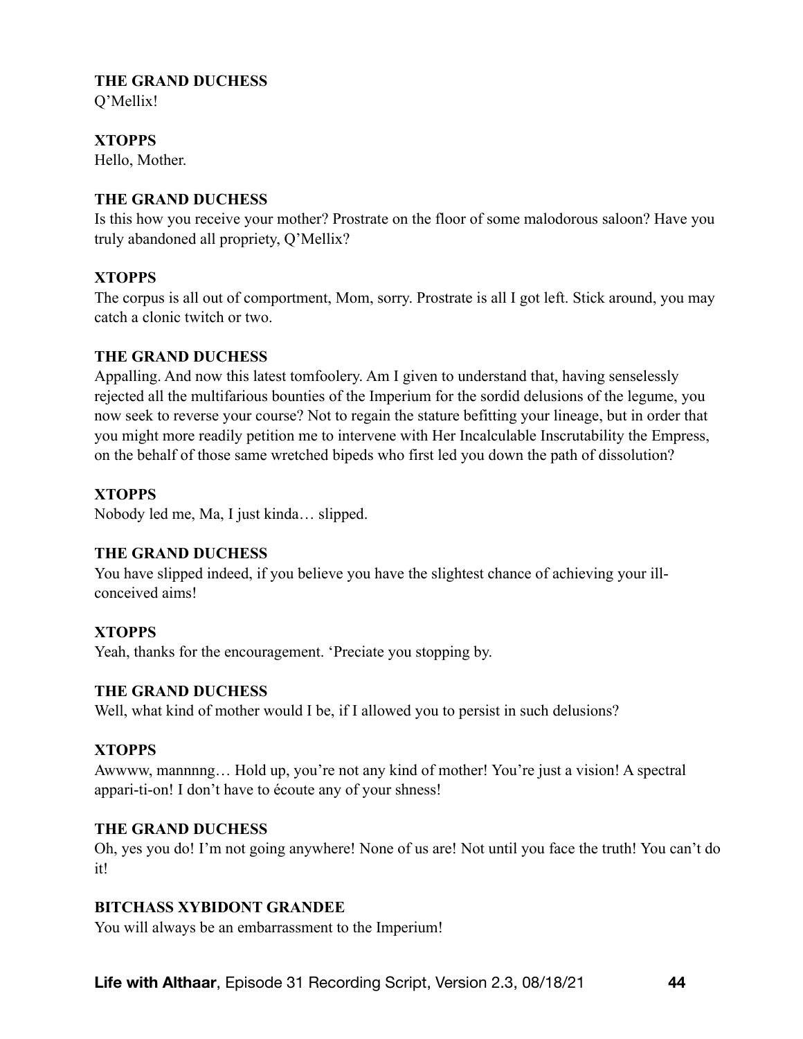**THE GRAND DUCHESS**
Q'Mellix!

**XTOPPS**
Hello, Mother.

**THE GRAND DUCHESS**
Is this how you receive your mother? Prostrate on the floor of some malodorous saloon? Have you truly abandoned all propriety, Q'Mellix?

**XTOPPS**
The corpus is all out of comportment, Mom, sorry. Prostrate is all I got left. Stick around, you may catch a clonic twitch or two.

**THE GRAND DUCHESS**
Appalling. And now this latest tomfoolery. Am I given to understand that, having senselessly rejected all the multifarious bounties of the Imperium for the sordid delusions of the legume, you now seek to reverse your course? Not to regain the stature befitting your lineage, but in order that you might more readily petition me to intervene with Her Incalculable Inscrutability the Empress, on the behalf of those same wretched bipeds who first led you down the path of dissolution?

**XTOPPS**
Nobody led me, Ma, I just kinda… slipped.

**THE GRAND DUCHESS**
You have slipped indeed, if you believe you have the slightest chance of achieving your ill-conceived aims!

**XTOPPS**
Yeah, thanks for the encouragement. 'Preciate you stopping by.

**THE GRAND DUCHESS**
Well, what kind of mother would I be, if I allowed you to persist in such delusions?

**XTOPPS**
Awwww, mannnng… Hold up, you're not any kind of mother! You're just a vision! A spectral appari-ti-on! I don't have to écoute any of your shness!

**THE GRAND DUCHESS**
Oh, yes you do! I'm not going anywhere! None of us are! Not until you face the truth! You can't do it!

**BITCHASS XYBIDONT GRANDEE**
You will always be an embarrassment to the Imperium!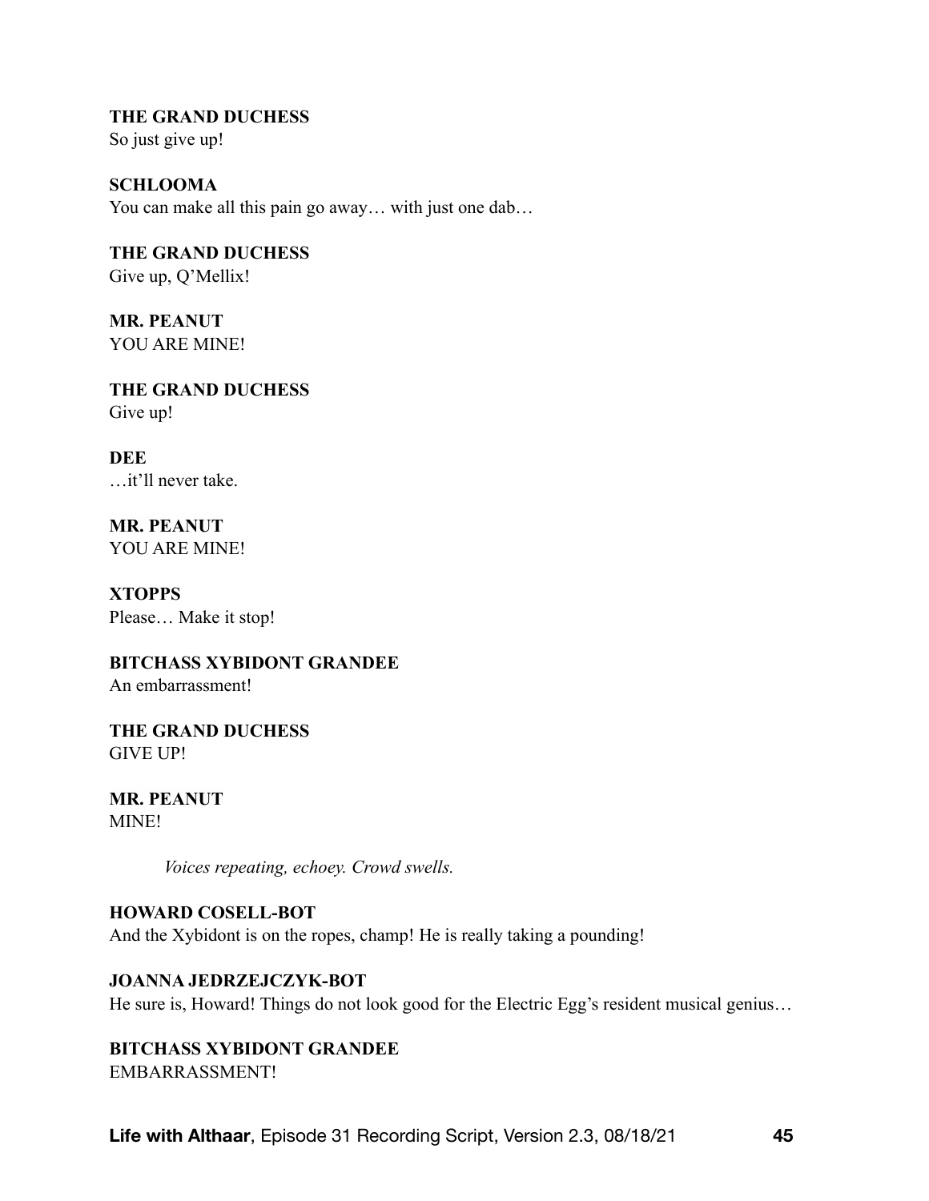**THE GRAND DUCHESS**
So just give up!

**SCHLOOMA**
You can make all this pain go away… with just one dab…

**THE GRAND DUCHESS**
Give up, Q'Mellix!

**MR. PEANUT**
YOU ARE MINE!

**THE GRAND DUCHESS**
Give up!

**DEE**
…it'll never take.

**MR. PEANUT**
YOU ARE MINE!

**XTOPPS**
Please… Make it stop!

**BITCHASS XYBIDONT GRANDEE**
An embarrassment!

**THE GRAND DUCHESS**
GIVE UP!

**MR. PEANUT**
MINE!

*Voices repeating, echoey. Crowd swells.*

**HOWARD COSELL-BOT**
And the Xybidont is on the ropes, champ! He is really taking a pounding!

**JOANNA JEDRZEJCZYK-BOT**
He sure is, Howard! Things do not look good for the Electric Egg's resident musical genius…

**BITCHASS XYBIDONT GRANDEE**
EMBARRASSMENT!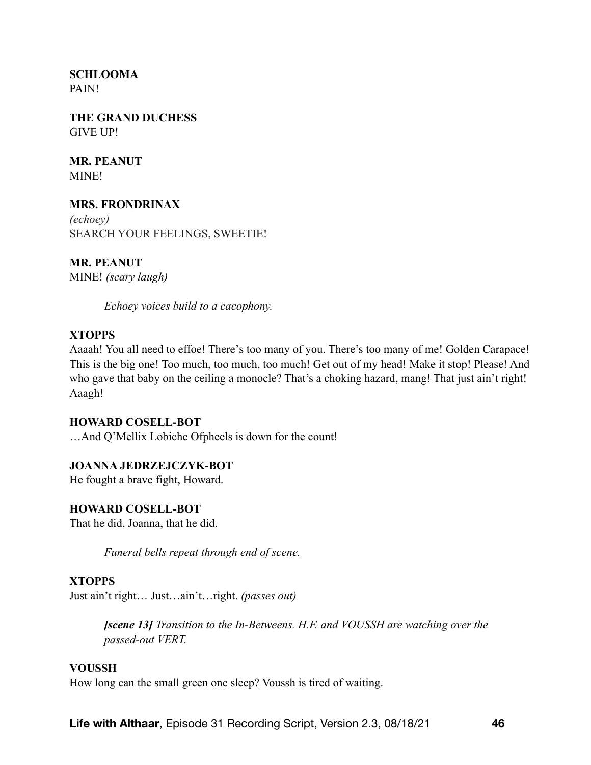**SCHLOOMA**
PAIN!

**THE GRAND DUCHESS**
GIVE UP!

**MR. PEANUT**
MINE!

**MRS. FRONDRINAX**
*(echoey)*
SEARCH YOUR FEELINGS, SWEETIE!

**MR. PEANUT**
MINE! *(scary laugh)*

*Echoey voices build to a cacophony.*

**XTOPPS**
Aaaah! You all need to effoe! There's too many of you. There's too many of me! Golden Carapace! This is the big one! Too much, too much, too much! Get out of my head! Make it stop! Please! And who gave that baby on the ceiling a monocle? That's a choking hazard, mang! That just ain't right! Aaagh!

**HOWARD COSELL-BOT**
…And Q'Mellix Lobiche Ofpheels is down for the count!

**JOANNA JEDRZEJCZYK-BOT**
He fought a brave fight, Howard.

**HOWARD COSELL-BOT**
That he did, Joanna, that he did.

*Funeral bells repeat through end of scene.*

**XTOPPS**
Just ain't right… Just…ain't…right. *(passes out)*

***[scene 13]*** *Transition to the In-Betweens. H.F. and VOUSSH are watching over the passed-out VERT.*

**VOUSSH**
How long can the small green one sleep? Voussh is tired of waiting.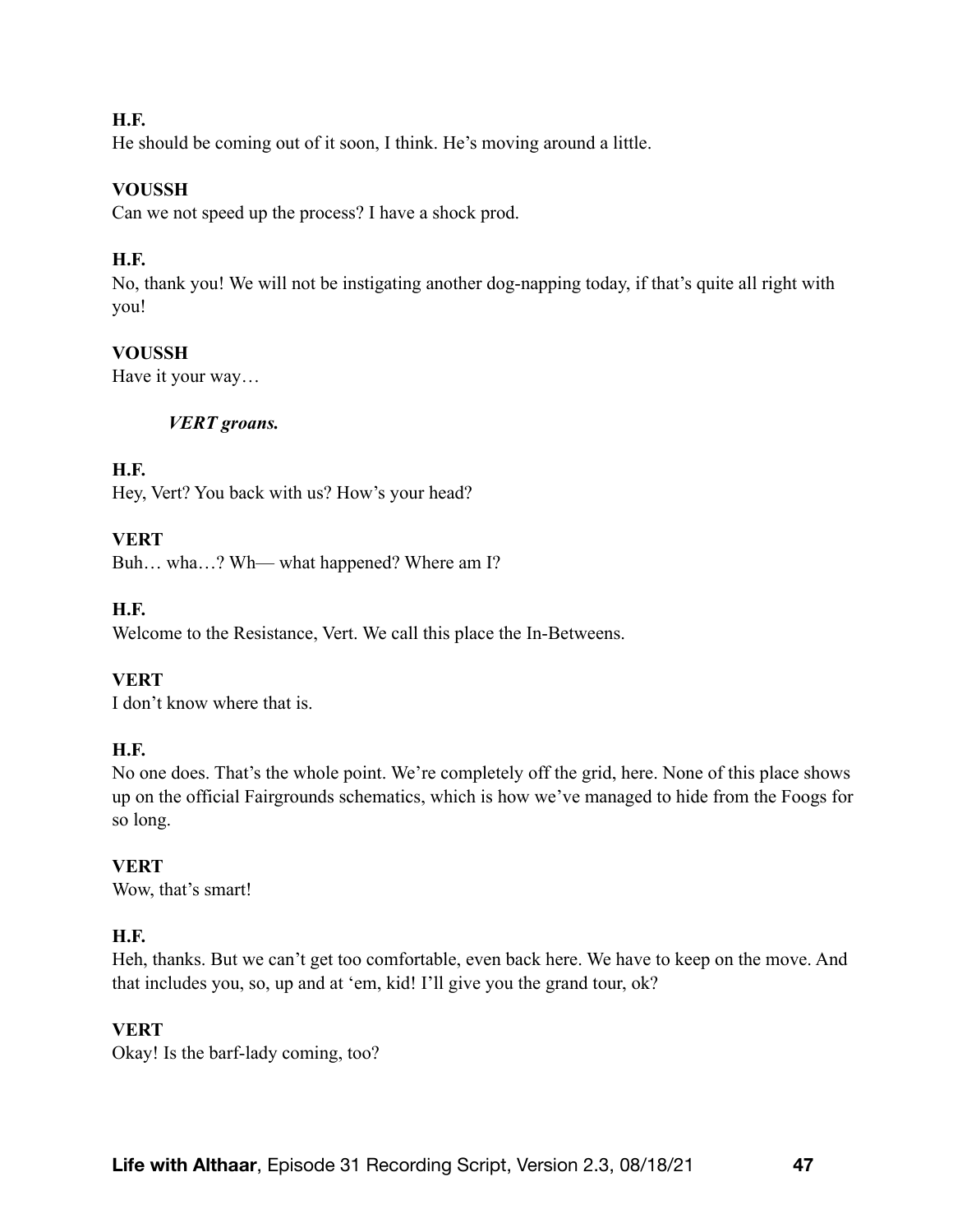**H.F.**
He should be coming out of it soon, I think. He's moving around a little.

**VOUSSH**
Can we not speed up the process? I have a shock prod.

**H.F.**
No, thank you! We will not be instigating another dog-napping today, if that's quite all right with you!

**VOUSSH**
Have it your way…

***VERT groans.***

**H.F.**
Hey, Vert? You back with us? How's your head?

**VERT**
Buh… wha…? Wh— what happened? Where am I?

**H.F.**
Welcome to the Resistance, Vert. We call this place the In-Betweens.

**VERT**
I don't know where that is.

**H.F.**
No one does. That's the whole point. We're completely off the grid, here. None of this place shows up on the official Fairgrounds schematics, which is how we've managed to hide from the Foogs for so long.

**VERT**
Wow, that's smart!

**H.F.**
Heh, thanks. But we can't get too comfortable, even back here. We have to keep on the move. And that includes you, so, up and at 'em, kid! I'll give you the grand tour, ok?

**VERT**
Okay! Is the barf-lady coming, too?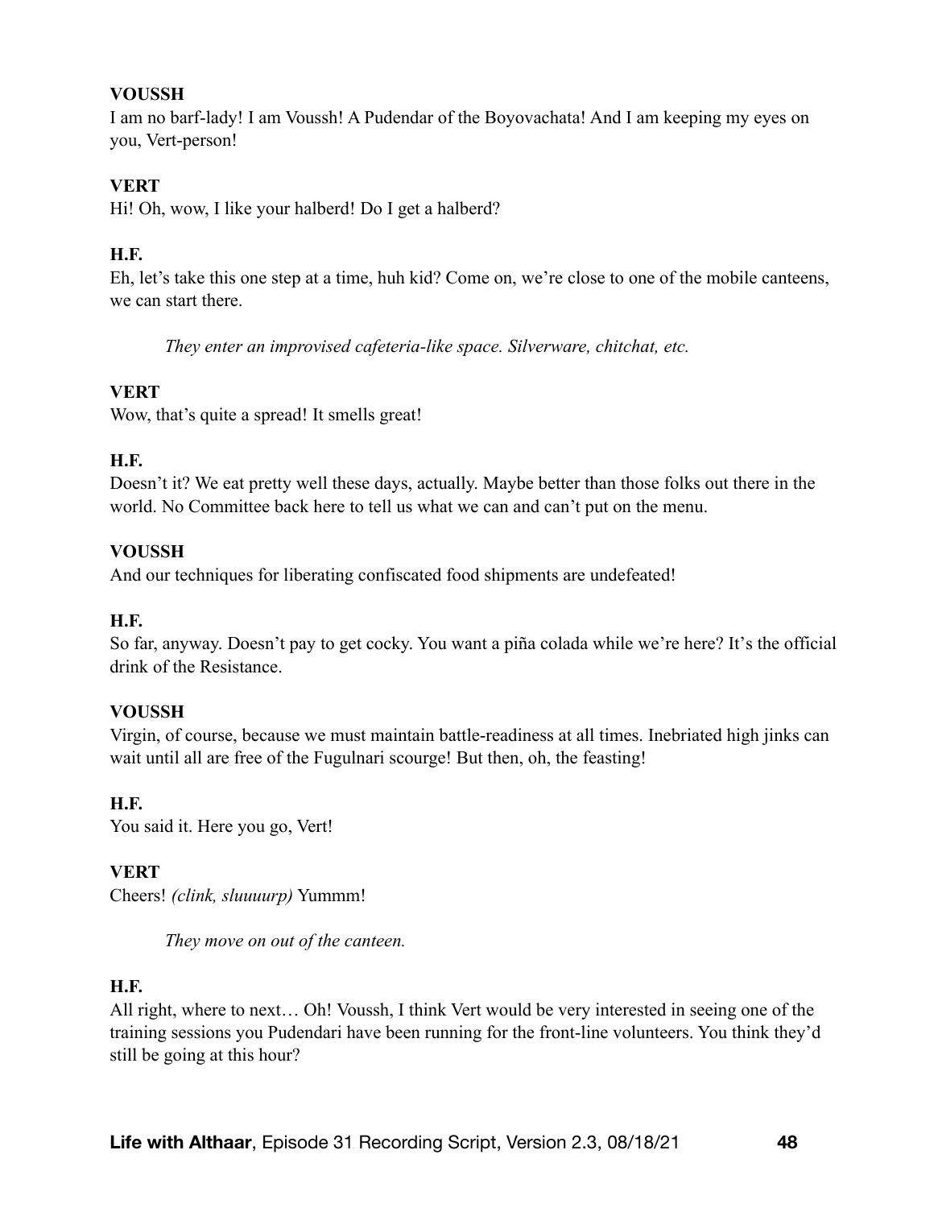**VOUSSH**
I am no barf-lady! I am Voussh! A Pudendar of the Boyovachata! And I am keeping my eyes on you, Vert-person!

**VERT**
Hi! Oh, wow, I like your halberd! Do I get a halberd?

**H.F.**
Eh, let's take this one step at a time, huh kid? Come on, we're close to one of the mobile canteens, we can start there.

*They enter an improvised cafeteria-like space. Silverware, chitchat, etc.*

**VERT**
Wow, that's quite a spread! It smells great!

**H.F.**
Doesn't it? We eat pretty well these days, actually. Maybe better than those folks out there in the world. No Committee back here to tell us what we can and can't put on the menu.

**VOUSSH**
And our techniques for liberating confiscated food shipments are undefeated!

**H.F.**
So far, anyway. Doesn't pay to get cocky. You want a piña colada while we're here? It's the official drink of the Resistance.

**VOUSSH**
Virgin, of course, because we must maintain battle-readiness at all times. Inebriated high jinks can wait until all are free of the Fugulnari scourge! But then, oh, the feasting!

**H.F.**
You said it. Here you go, Vert!

**VERT**
Cheers! *(clink, sluuuurp)* Yummm!

*They move on out of the canteen.*

**H.F.**
All right, where to next… Oh! Voussh, I think Vert would be very interested in seeing one of the training sessions you Pudendari have been running for the front-line volunteers. You think they'd still be going at this hour?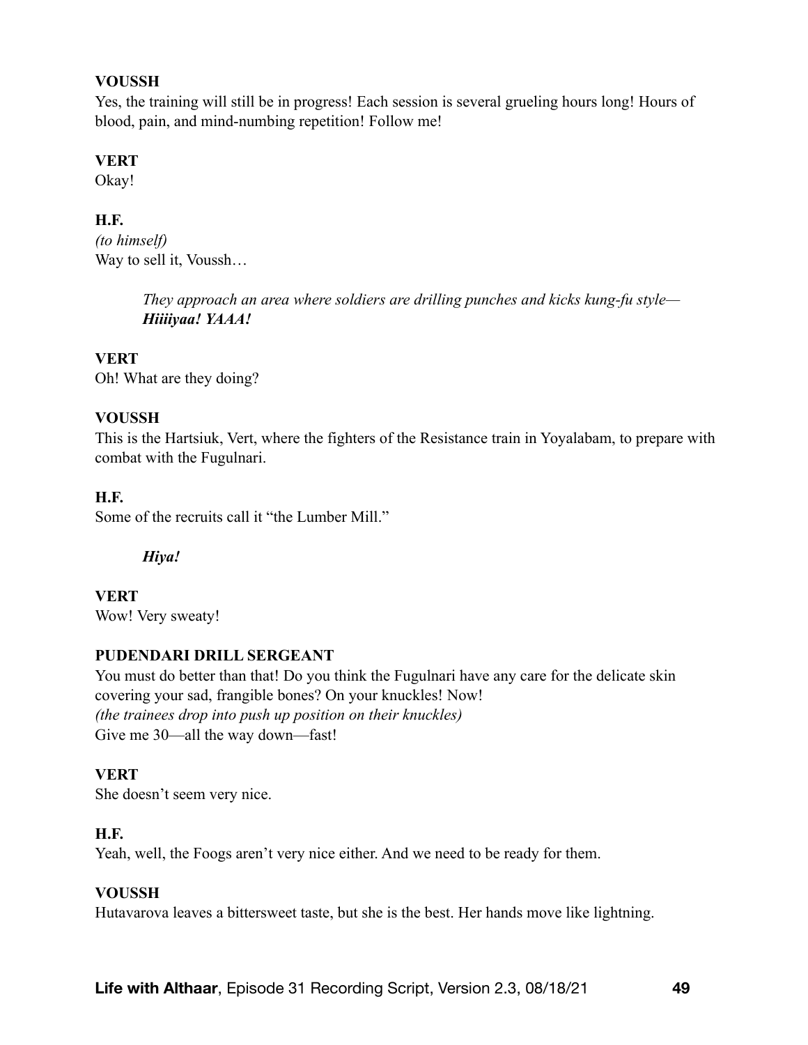**VOUSSH**

Yes, the training will still be in progress! Each session is several grueling hours long! Hours of blood, pain, and mind-numbing repetition! Follow me!

**VERT**

Okay!

**H.F.**

*(to himself)*

Way to sell it, Voussh…

> *They approach an area where soldiers are drilling punches and kicks kung-fu style—* ***Hiiiiyaa! YAAA!***

**VERT**

Oh! What are they doing?

**VOUSSH**

This is the Hartsiuk, Vert, where the fighters of the Resistance train in Yoyalabam, to prepare with combat with the Fugulnari.

**H.F.**

Some of the recruits call it "the Lumber Mill."

> ***Hiya!***

**VERT**

Wow! Very sweaty!

**PUDENDARI DRILL SERGEANT**

You must do better than that! Do you think the Fugulnari have any care for the delicate skin covering your sad, frangible bones? On your knuckles! Now!

*(the trainees drop into push up position on their knuckles)*

Give me 30—all the way down—fast!

**VERT**

She doesn't seem very nice.

**H.F.**

Yeah, well, the Foogs aren't very nice either. And we need to be ready for them.

**VOUSSH**

Hutavarova leaves a bittersweet taste, but she is the best. Her hands move like lightning.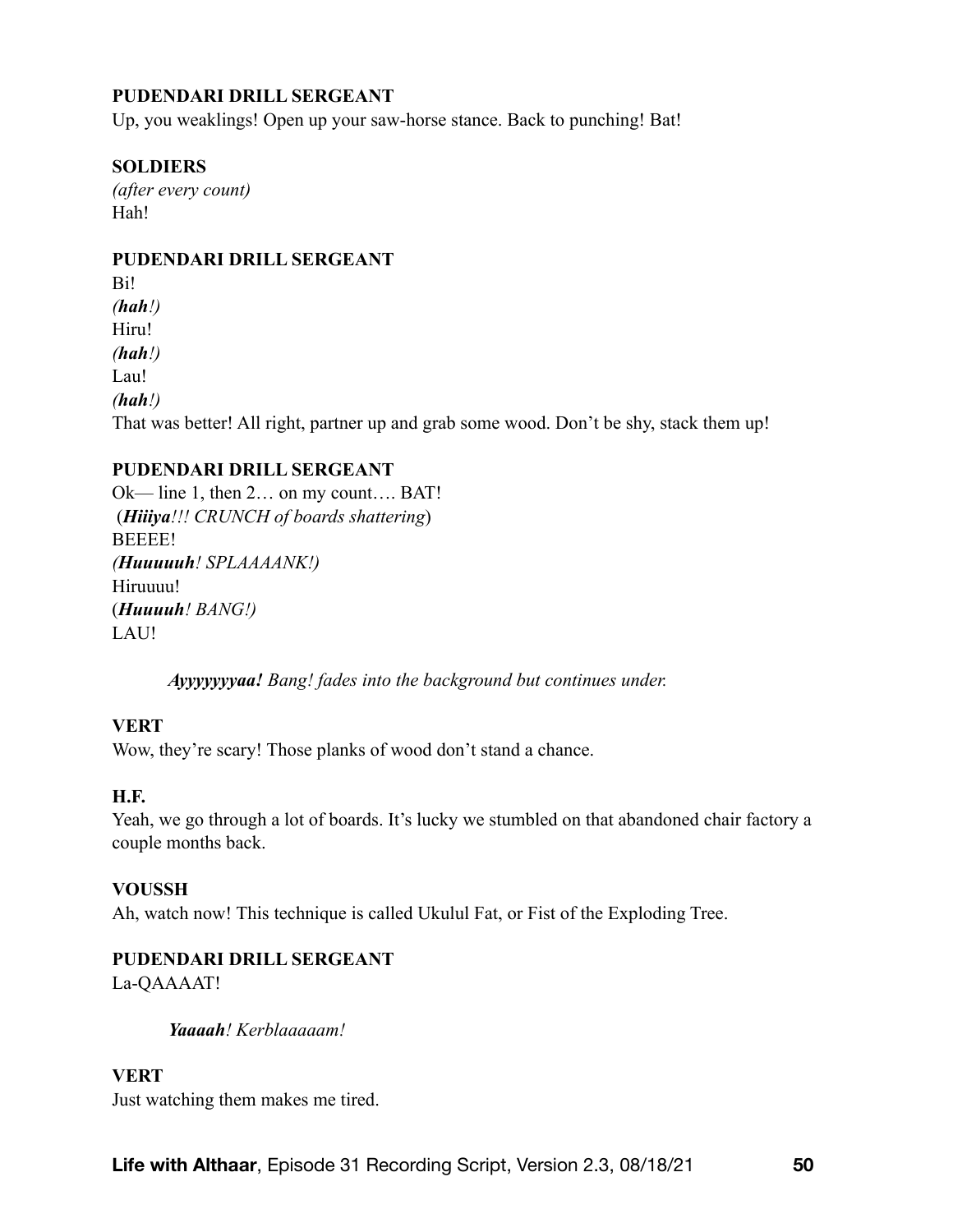**PUDENDARI DRILL SERGEANT**
Up, you weaklings! Open up your saw-horse stance. Back to punching! Bat!

**SOLDIERS**
*(after every count)*
Hah!

**PUDENDARI DRILL SERGEANT**
Bi!
*(**hah**!)*
Hiru!
*(**hah**!)*
Lau!
*(**hah**!)*
That was better! All right, partner up and grab some wood. Don't be shy, stack them up!

**PUDENDARI DRILL SERGEANT**
Ok— line 1, then 2… on my count…. BAT!
(***Hiiiya**!!! CRUNCH of boards shattering*)
BEEEE!
*(**Huuuuuh**! SPLAAAAANK!)*
Hiruuuu!
(***Huuuuh**! BANG!)*
LAU!

> ***Ayyyyyyyaa!** Bang! fades into the background but continues under.*

**VERT**
Wow, they're scary! Those planks of wood don't stand a chance.

**H.F.**
Yeah, we go through a lot of boards. It's lucky we stumbled on that abandoned chair factory a couple months back.

**VOUSSH**
Ah, watch now! This technique is called Ukulul Fat, or Fist of the Exploding Tree.

**PUDENDARI DRILL SERGEANT**
La-QAAAAT!

> ***Yaaaah**! Kerblaaaaam!*

**VERT**
Just watching them makes me tired.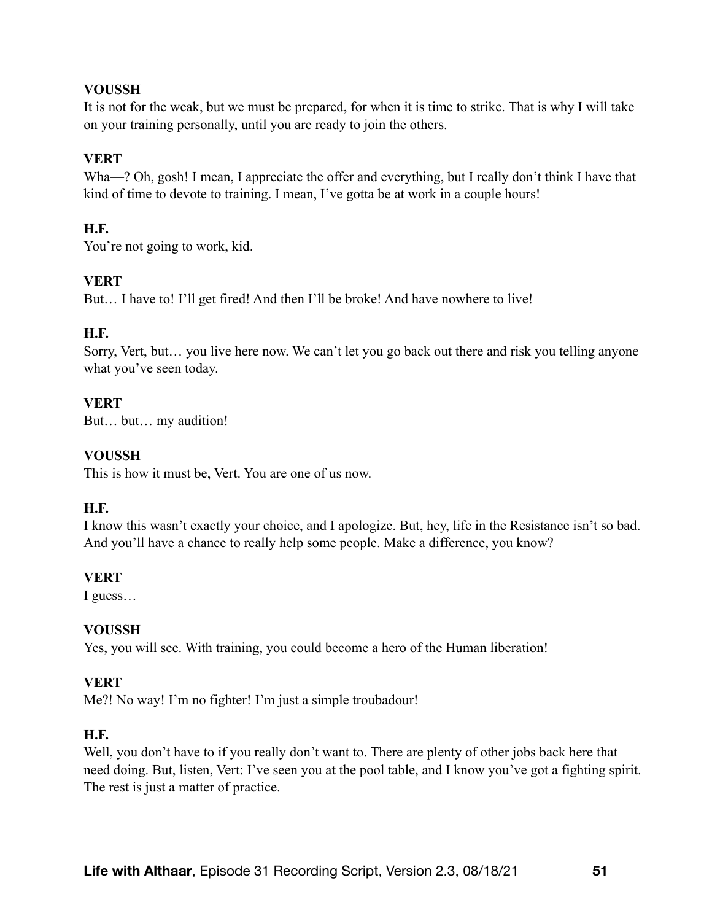**VOUSSH**

It is not for the weak, but we must be prepared, for when it is time to strike. That is why I will take on your training personally, until you are ready to join the others.

**VERT**

Wha—? Oh, gosh! I mean, I appreciate the offer and everything, but I really don't think I have that kind of time to devote to training. I mean, I've gotta be at work in a couple hours!

**H.F.**

You're not going to work, kid.

**VERT**

But… I have to! I'll get fired! And then I'll be broke! And have nowhere to live!

**H.F.**

Sorry, Vert, but… you live here now. We can't let you go back out there and risk you telling anyone what you've seen today.

**VERT**

But… but… my audition!

**VOUSSH**

This is how it must be, Vert. You are one of us now.

**H.F.**

I know this wasn't exactly your choice, and I apologize. But, hey, life in the Resistance isn't so bad. And you'll have a chance to really help some people. Make a difference, you know?

**VERT**

I guess…

**VOUSSH**

Yes, you will see. With training, you could become a hero of the Human liberation!

**VERT**

Me?! No way! I'm no fighter! I'm just a simple troubadour!

**H.F.**

Well, you don't have to if you really don't want to. There are plenty of other jobs back here that need doing. But, listen, Vert: I've seen you at the pool table, and I know you've got a fighting spirit. The rest is just a matter of practice.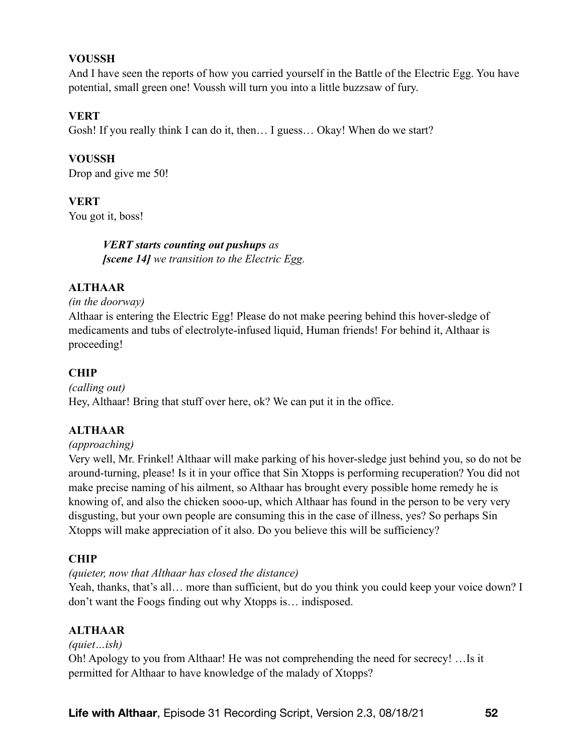**VOUSSH**

And I have seen the reports of how you carried yourself in the Battle of the Electric Egg. You have potential, small green one! Voussh will turn you into a little buzzsaw of fury.

**VERT**

Gosh! If you really think I can do it, then… I guess… Okay! When do we start?

**VOUSSH**

Drop and give me 50!

**VERT**

You got it, boss!

> ***VERT starts counting out pushups*** *as*
> ***[scene 14]*** *we transition to the Electric Egg.*

**ALTHAAR**

*(in the doorway)*

Althaar is entering the Electric Egg! Please do not make peering behind this hover-sledge of medicaments and tubs of electrolyte-infused liquid, Human friends! For behind it, Althaar is proceeding!

**CHIP**

*(calling out)*

Hey, Althaar! Bring that stuff over here, ok? We can put it in the office.

**ALTHAAR**

*(approaching)*

Very well, Mr. Frinkel! Althaar will make parking of his hover-sledge just behind you, so do not be around-turning, please! Is it in your office that Sin Xtopps is performing recuperation? You did not make precise naming of his ailment, so Althaar has brought every possible home remedy he is knowing of, and also the chicken sooo-up, which Althaar has found in the person to be very very disgusting, but your own people are consuming this in the case of illness, yes? So perhaps Sin Xtopps will make appreciation of it also. Do you believe this will be sufficiency?

**CHIP**

*(quieter, now that Althaar has closed the distance)*

Yeah, thanks, that's all… more than sufficient, but do you think you could keep your voice down? I don't want the Foogs finding out why Xtopps is… indisposed.

**ALTHAAR**

*(quiet…ish)*

Oh! Apology to you from Althaar! He was not comprehending the need for secrecy! …Is it permitted for Althaar to have knowledge of the malady of Xtopps?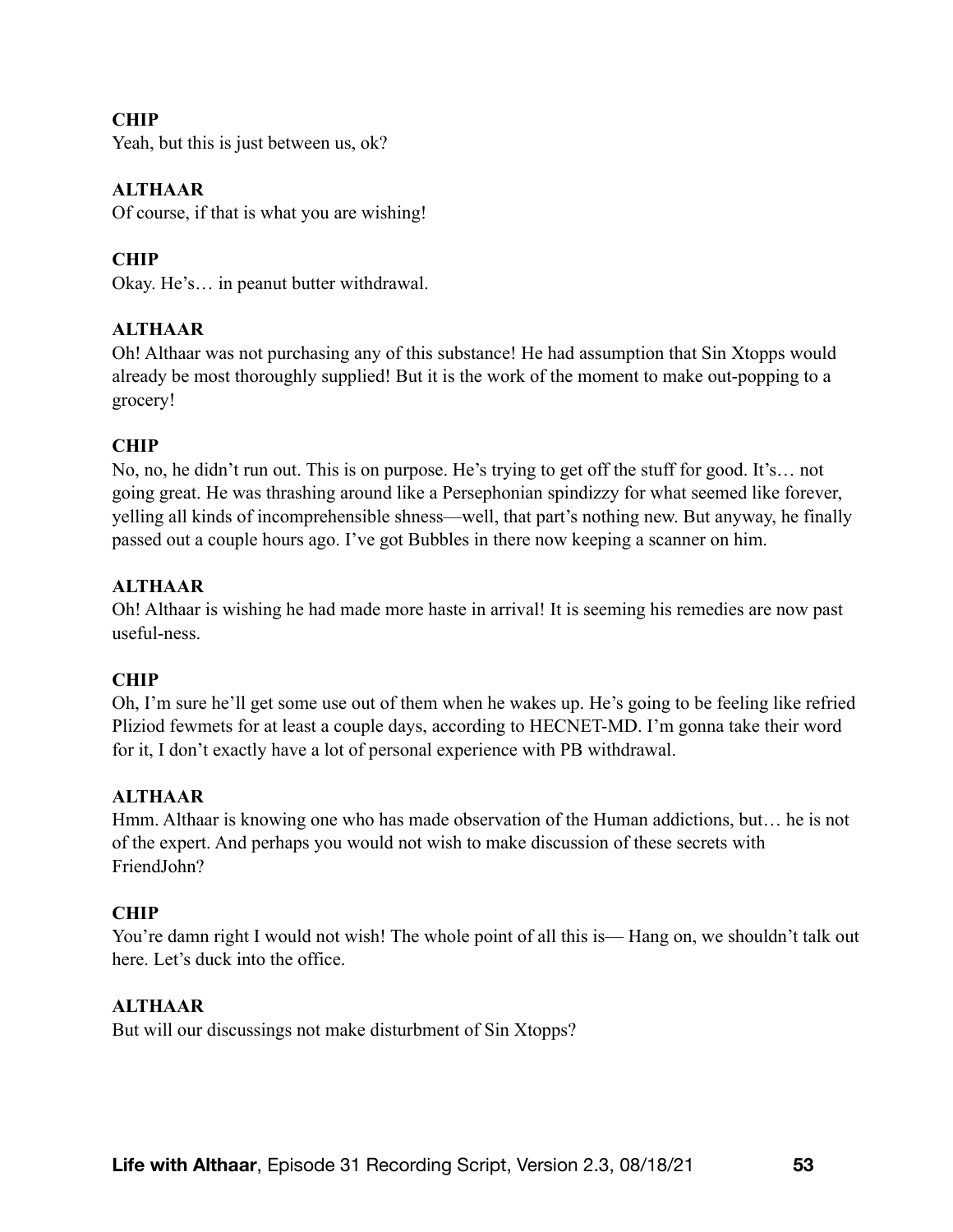**CHIP**

Yeah, but this is just between us, ok?

**ALTHAAR**

Of course, if that is what you are wishing!

**CHIP**

Okay. He's… in peanut butter withdrawal.

**ALTHAAR**

Oh! Althaar was not purchasing any of this substance! He had assumption that Sin Xtopps would already be most thoroughly supplied! But it is the work of the moment to make out-popping to a grocery!

**CHIP**

No, no, he didn't run out. This is on purpose. He's trying to get off the stuff for good. It's… not going great. He was thrashing around like a Persephonian spindizzy for what seemed like forever, yelling all kinds of incomprehensible shness—well, that part's nothing new. But anyway, he finally passed out a couple hours ago. I've got Bubbles in there now keeping a scanner on him.

**ALTHAAR**

Oh! Althaar is wishing he had made more haste in arrival! It is seeming his remedies are now past useful-ness.

**CHIP**

Oh, I'm sure he'll get some use out of them when he wakes up. He's going to be feeling like refried Pliziod fewmets for at least a couple days, according to HECNET-MD. I'm gonna take their word for it, I don't exactly have a lot of personal experience with PB withdrawal.

**ALTHAAR**

Hmm. Althaar is knowing one who has made observation of the Human addictions, but… he is not of the expert. And perhaps you would not wish to make discussion of these secrets with FriendJohn?

**CHIP**

You're damn right I would not wish! The whole point of all this is— Hang on, we shouldn't talk out here. Let's duck into the office.

**ALTHAAR**

But will our discussings not make disturbment of Sin Xtopps?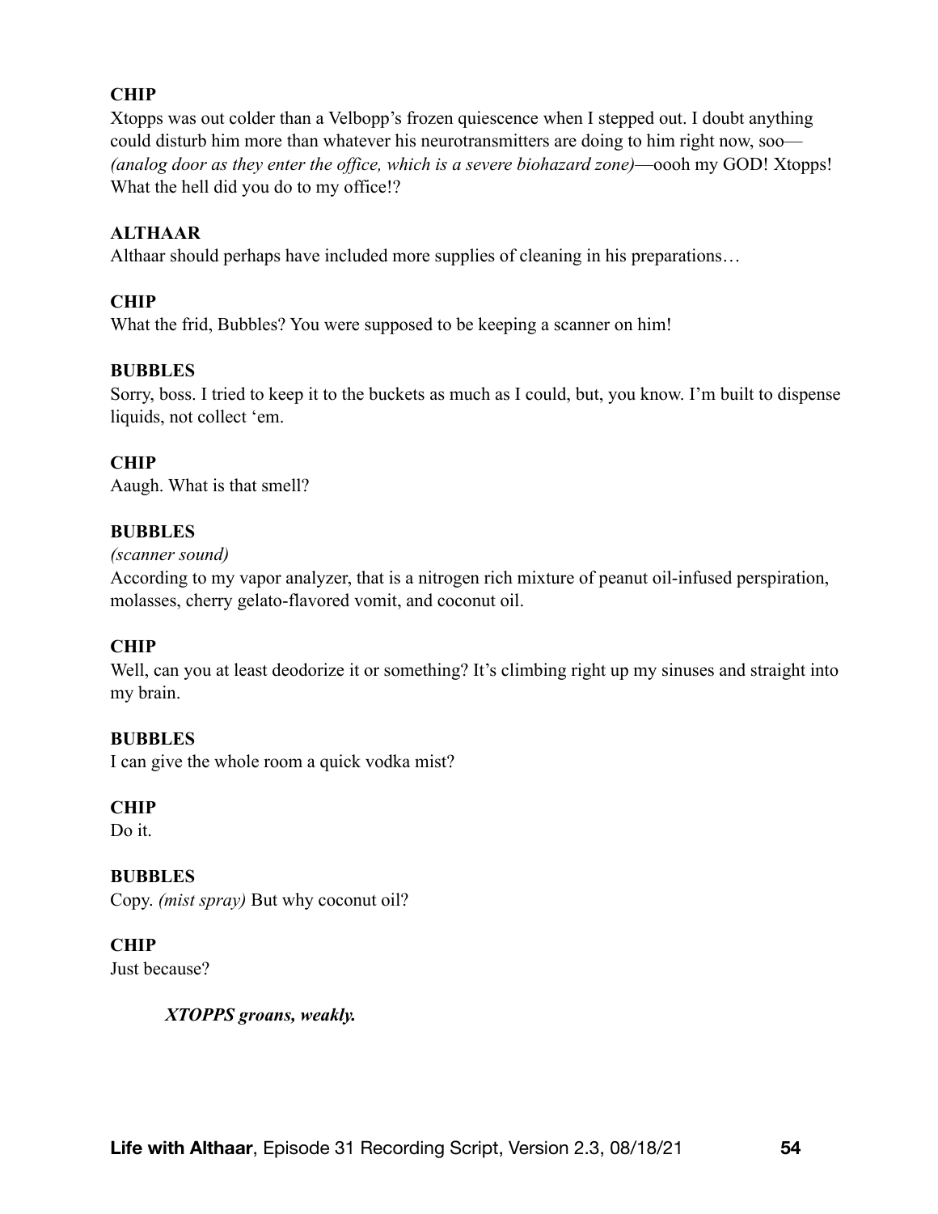**CHIP**
Xtopps was out colder than a Velbopp's frozen quiescence when I stepped out. I doubt anything could disturb him more than whatever his neurotransmitters are doing to him right now, soo— *(analog door as they enter the office, which is a severe biohazard zone)*—oooh my GOD! Xtopps! What the hell did you do to my office!?

**ALTHAAR**
Althaar should perhaps have included more supplies of cleaning in his preparations…

**CHIP**
What the frid, Bubbles? You were supposed to be keeping a scanner on him!

**BUBBLES**
Sorry, boss. I tried to keep it to the buckets as much as I could, but, you know. I'm built to dispense liquids, not collect 'em.

**CHIP**
Aaugh. What is that smell?

**BUBBLES**
*(scanner sound)*
According to my vapor analyzer, that is a nitrogen rich mixture of peanut oil-infused perspiration, molasses, cherry gelato-flavored vomit, and coconut oil.

**CHIP**
Well, can you at least deodorize it or something? It's climbing right up my sinuses and straight into my brain.

**BUBBLES**
I can give the whole room a quick vodka mist?

**CHIP**
Do it.

**BUBBLES**
Copy. *(mist spray)* But why coconut oil?

**CHIP**
Just because?

***XTOPPS groans, weakly.***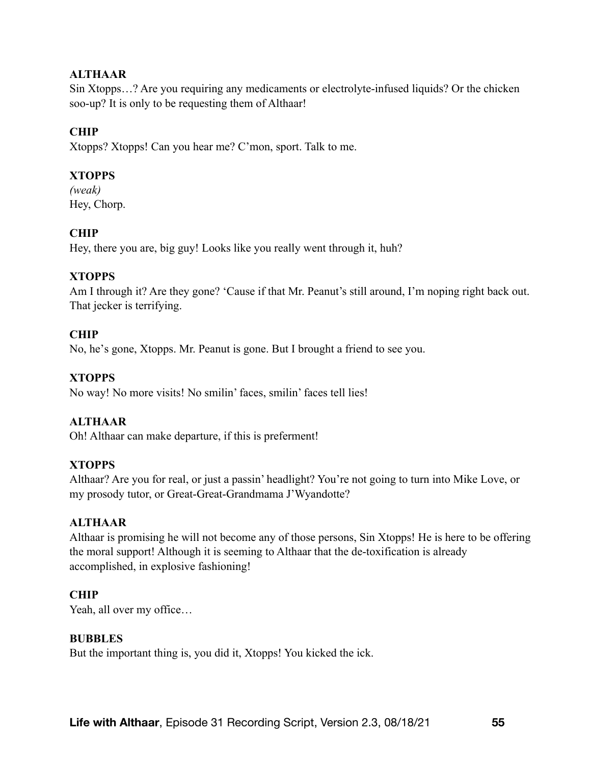**ALTHAAR**
Sin Xtopps…? Are you requiring any medicaments or electrolyte-infused liquids? Or the chicken soo-up? It is only to be requesting them of Althaar!

**CHIP**
Xtopps? Xtopps! Can you hear me? C'mon, sport. Talk to me.

**XTOPPS**
*(weak)*
Hey, Chorp.

**CHIP**
Hey, there you are, big guy! Looks like you really went through it, huh?

**XTOPPS**
Am I through it? Are they gone? 'Cause if that Mr. Peanut's still around, I'm noping right back out. That jecker is terrifying.

**CHIP**
No, he's gone, Xtopps. Mr. Peanut is gone. But I brought a friend to see you.

**XTOPPS**
No way! No more visits! No smilin' faces, smilin' faces tell lies!

**ALTHAAR**
Oh! Althaar can make departure, if this is preferment!

**XTOPPS**
Althaar? Are you for real, or just a passin' headlight? You're not going to turn into Mike Love, or my prosody tutor, or Great-Great-Grandmama J'Wyandotte?

**ALTHAAR**
Althaar is promising he will not become any of those persons, Sin Xtopps! He is here to be offering the moral support! Although it is seeming to Althaar that the de-toxification is already accomplished, in explosive fashioning!

**CHIP**
Yeah, all over my office…

**BUBBLES**
But the important thing is, you did it, Xtopps! You kicked the ick.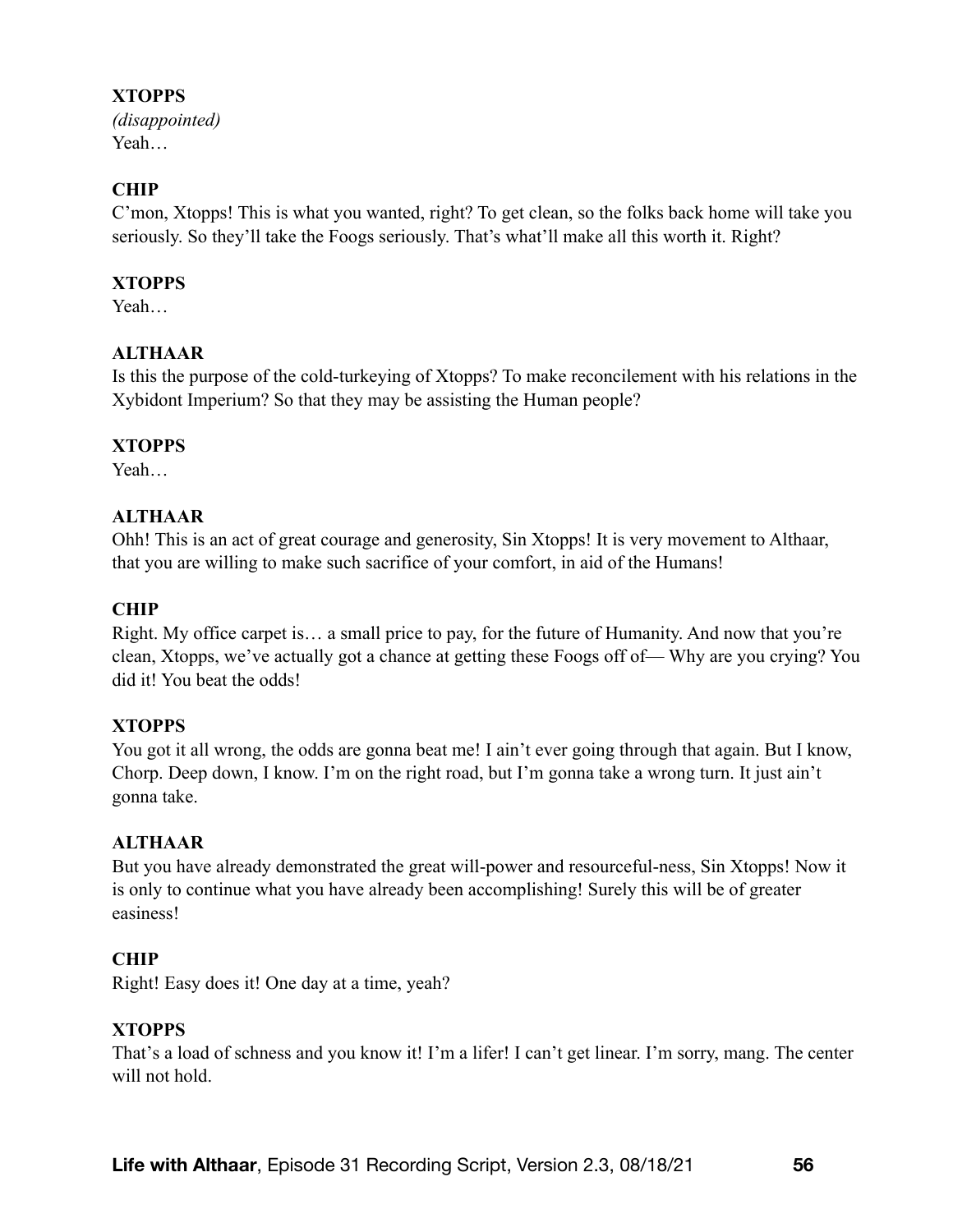**XTOPPS**
*(disappointed)*
Yeah…

**CHIP**
C'mon, Xtopps! This is what you wanted, right? To get clean, so the folks back home will take you seriously. So they'll take the Foogs seriously. That's what'll make all this worth it. Right?

**XTOPPS**
Yeah…

**ALTHAAR**
Is this the purpose of the cold-turkeying of Xtopps? To make reconcilement with his relations in the Xybidont Imperium? So that they may be assisting the Human people?

**XTOPPS**
Yeah…

**ALTHAAR**
Ohh! This is an act of great courage and generosity, Sin Xtopps! It is very movement to Althaar, that you are willing to make such sacrifice of your comfort, in aid of the Humans!

**CHIP**
Right. My office carpet is… a small price to pay, for the future of Humanity. And now that you're clean, Xtopps, we've actually got a chance at getting these Foogs off of— Why are you crying? You did it! You beat the odds!

**XTOPPS**
You got it all wrong, the odds are gonna beat me! I ain't ever going through that again. But I know, Chorp. Deep down, I know. I'm on the right road, but I'm gonna take a wrong turn. It just ain't gonna take.

**ALTHAAR**
But you have already demonstrated the great will-power and resourceful-ness, Sin Xtopps! Now it is only to continue what you have already been accomplishing! Surely this will be of greater easiness!

**CHIP**
Right! Easy does it! One day at a time, yeah?

**XTOPPS**
That's a load of schness and you know it! I'm a lifer! I can't get linear. I'm sorry, mang. The center will not hold.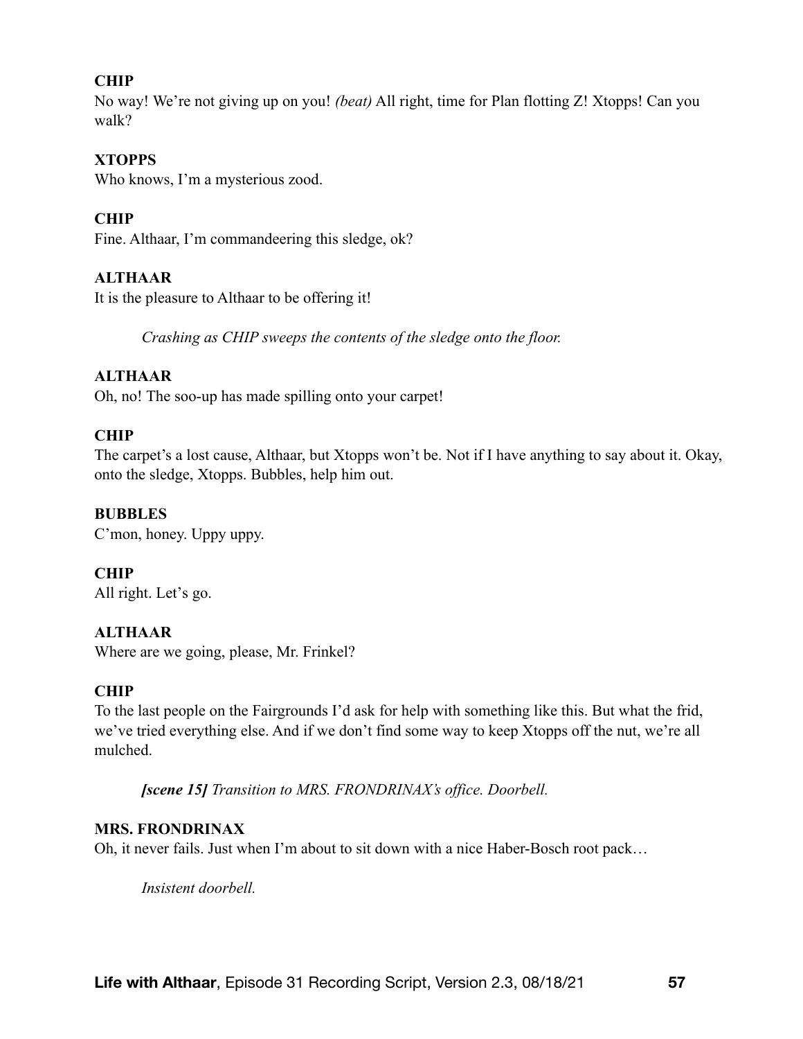**CHIP**
No way! We're not giving up on you! *(beat)* All right, time for Plan flotting Z! Xtopps! Can you walk?

**XTOPPS**
Who knows, I'm a mysterious zood.

**CHIP**
Fine. Althaar, I'm commandeering this sledge, ok?

**ALTHAAR**
It is the pleasure to Althaar to be offering it!

*Crashing as CHIP sweeps the contents of the sledge onto the floor.*

**ALTHAAR**
Oh, no! The soo-up has made spilling onto your carpet!

**CHIP**
The carpet's a lost cause, Althaar, but Xtopps won't be. Not if I have anything to say about it. Okay, onto the sledge, Xtopps. Bubbles, help him out.

**BUBBLES**
C'mon, honey. Uppy uppy.

**CHIP**
All right. Let's go.

**ALTHAAR**
Where are we going, please, Mr. Frinkel?

**CHIP**
To the last people on the Fairgrounds I'd ask for help with something like this. But what the frid, we've tried everything else. And if we don't find some way to keep Xtopps off the nut, we're all mulched.

***[scene 15]*** *Transition to MRS. FRONDRINAX's office. Doorbell.*

**MRS. FRONDRINAX**
Oh, it never fails. Just when I'm about to sit down with a nice Haber-Bosch root pack…

*Insistent doorbell.*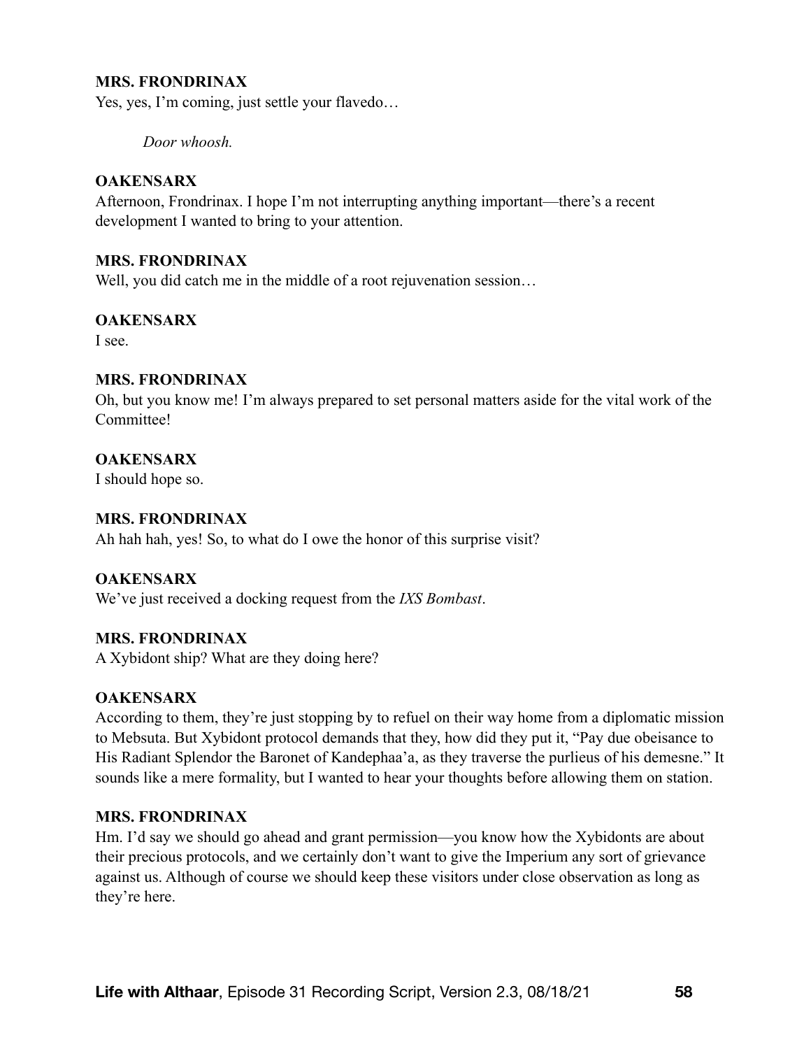**MRS. FRONDRINAX**
Yes, yes, I'm coming, just settle your flavedo…

*Door whoosh.*

**OAKENSARX**
Afternoon, Frondrinax. I hope I'm not interrupting anything important—there's a recent development I wanted to bring to your attention.

**MRS. FRONDRINAX**
Well, you did catch me in the middle of a root rejuvenation session…

**OAKENSARX**
I see.

**MRS. FRONDRINAX**
Oh, but you know me! I'm always prepared to set personal matters aside for the vital work of the Committee!

**OAKENSARX**
I should hope so.

**MRS. FRONDRINAX**
Ah hah hah, yes! So, to what do I owe the honor of this surprise visit?

**OAKENSARX**
We've just received a docking request from the *IXS Bombast*.

**MRS. FRONDRINAX**
A Xybidont ship? What are they doing here?

**OAKENSARX**
According to them, they're just stopping by to refuel on their way home from a diplomatic mission to Mebsuta. But Xybidont protocol demands that they, how did they put it, "Pay due obeisance to His Radiant Splendor the Baronet of Kandephaa'a, as they traverse the purlieus of his demesne." It sounds like a mere formality, but I wanted to hear your thoughts before allowing them on station.

**MRS. FRONDRINAX**
Hm. I'd say we should go ahead and grant permission—you know how the Xybidonts are about their precious protocols, and we certainly don't want to give the Imperium any sort of grievance against us. Although of course we should keep these visitors under close observation as long as they're here.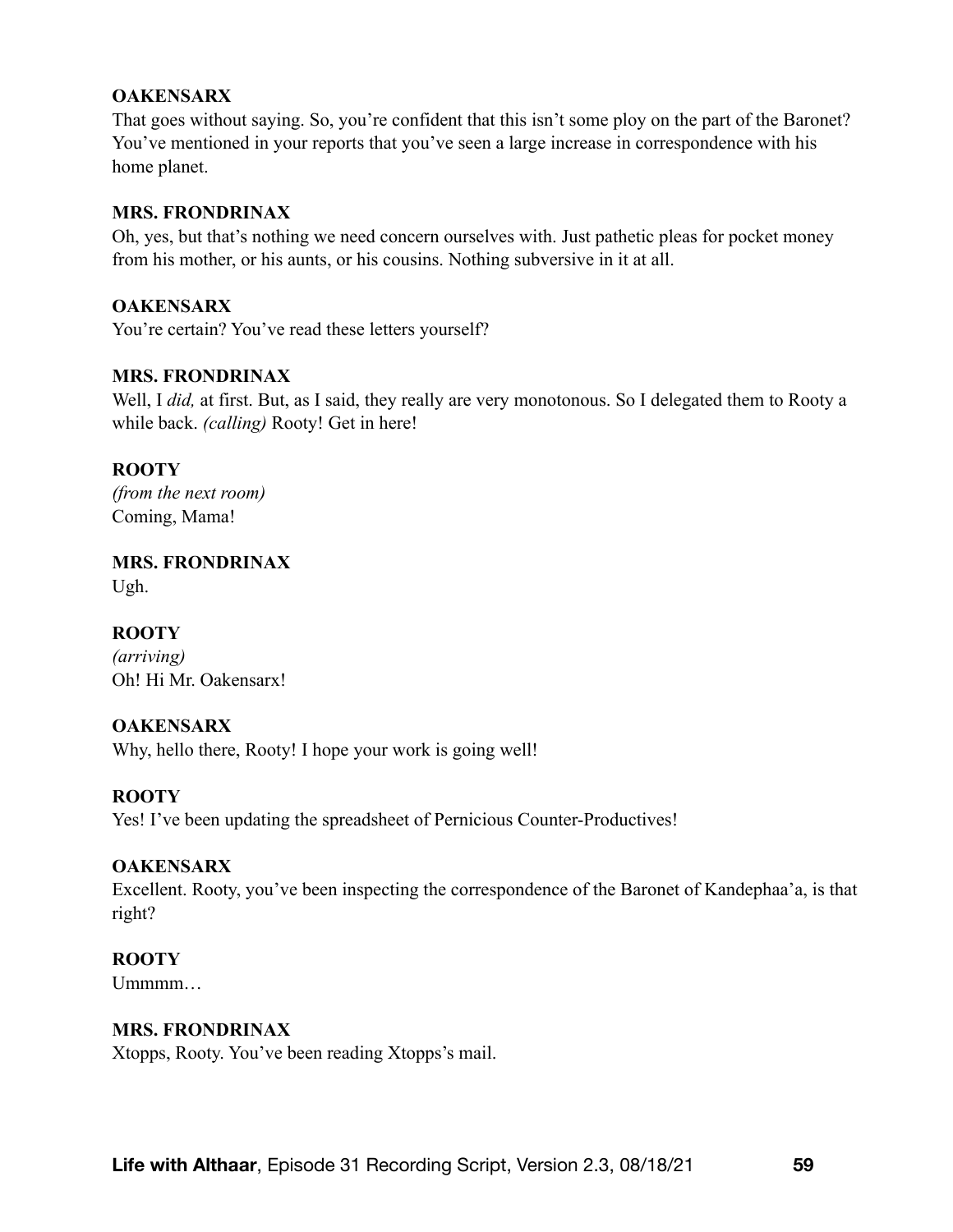**OAKENSARX**
That goes without saying. So, you're confident that this isn't some ploy on the part of the Baronet? You've mentioned in your reports that you've seen a large increase in correspondence with his home planet.

**MRS. FRONDRINAX**
Oh, yes, but that's nothing we need concern ourselves with. Just pathetic pleas for pocket money from his mother, or his aunts, or his cousins. Nothing subversive in it at all.

**OAKENSARX**
You're certain? You've read these letters yourself?

**MRS. FRONDRINAX**
Well, I *did,* at first. But, as I said, they really are very monotonous. So I delegated them to Rooty a while back. *(calling)* Rooty! Get in here!

**ROOTY**
*(from the next room)*
Coming, Mama!

**MRS. FRONDRINAX**
Ugh.

**ROOTY**
*(arriving)*
Oh! Hi Mr. Oakensarx!

**OAKENSARX**
Why, hello there, Rooty! I hope your work is going well!

**ROOTY**
Yes! I've been updating the spreadsheet of Pernicious Counter-Productives!

**OAKENSARX**
Excellent. Rooty, you've been inspecting the correspondence of the Baronet of Kandephaa'a, is that right?

**ROOTY**
Ummmm…

**MRS. FRONDRINAX**
Xtopps, Rooty. You've been reading Xtopps's mail.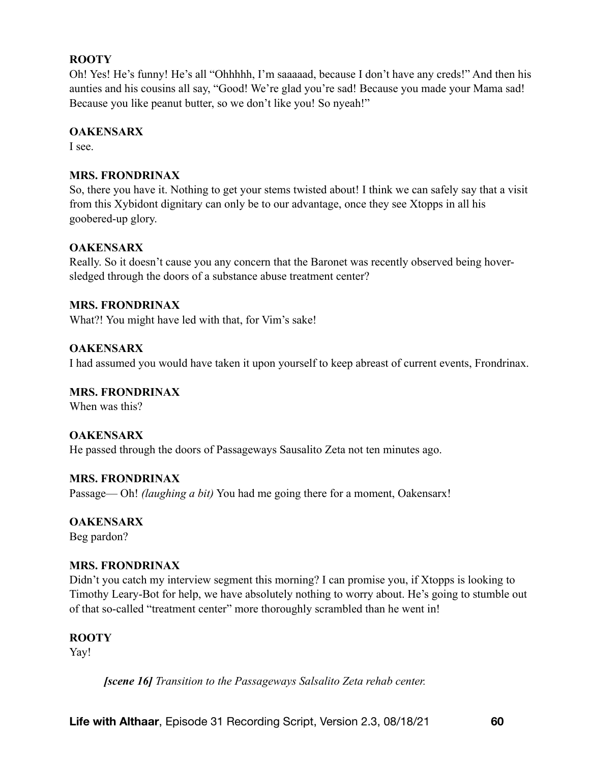**ROOTY**

Oh! Yes! He's funny! He's all "Ohhhhh, I'm saaaaad, because I don't have any creds!" And then his aunties and his cousins all say, "Good! We're glad you're sad! Because you made your Mama sad! Because you like peanut butter, so we don't like you! So nyeah!"

**OAKENSARX**

I see.

**MRS. FRONDRINAX**

So, there you have it. Nothing to get your stems twisted about! I think we can safely say that a visit from this Xybidont dignitary can only be to our advantage, once they see Xtopps in all his goobered-up glory.

**OAKENSARX**

Really. So it doesn't cause you any concern that the Baronet was recently observed being hover-sledged through the doors of a substance abuse treatment center?

**MRS. FRONDRINAX**

What?! You might have led with that, for Vim's sake!

**OAKENSARX**

I had assumed you would have taken it upon yourself to keep abreast of current events, Frondrinax.

**MRS. FRONDRINAX**

When was this?

**OAKENSARX**

He passed through the doors of Passageways Sausalito Zeta not ten minutes ago.

**MRS. FRONDRINAX**

Passage— Oh! *(laughing a bit)* You had me going there for a moment, Oakensarx!

**OAKENSARX**

Beg pardon?

**MRS. FRONDRINAX**

Didn't you catch my interview segment this morning? I can promise you, if Xtopps is looking to Timothy Leary-Bot for help, we have absolutely nothing to worry about. He's going to stumble out of that so-called "treatment center" more thoroughly scrambled than he went in!

**ROOTY**

Yay!

> ***[scene 16]*** *Transition to the Passageways Salsalito Zeta rehab center.*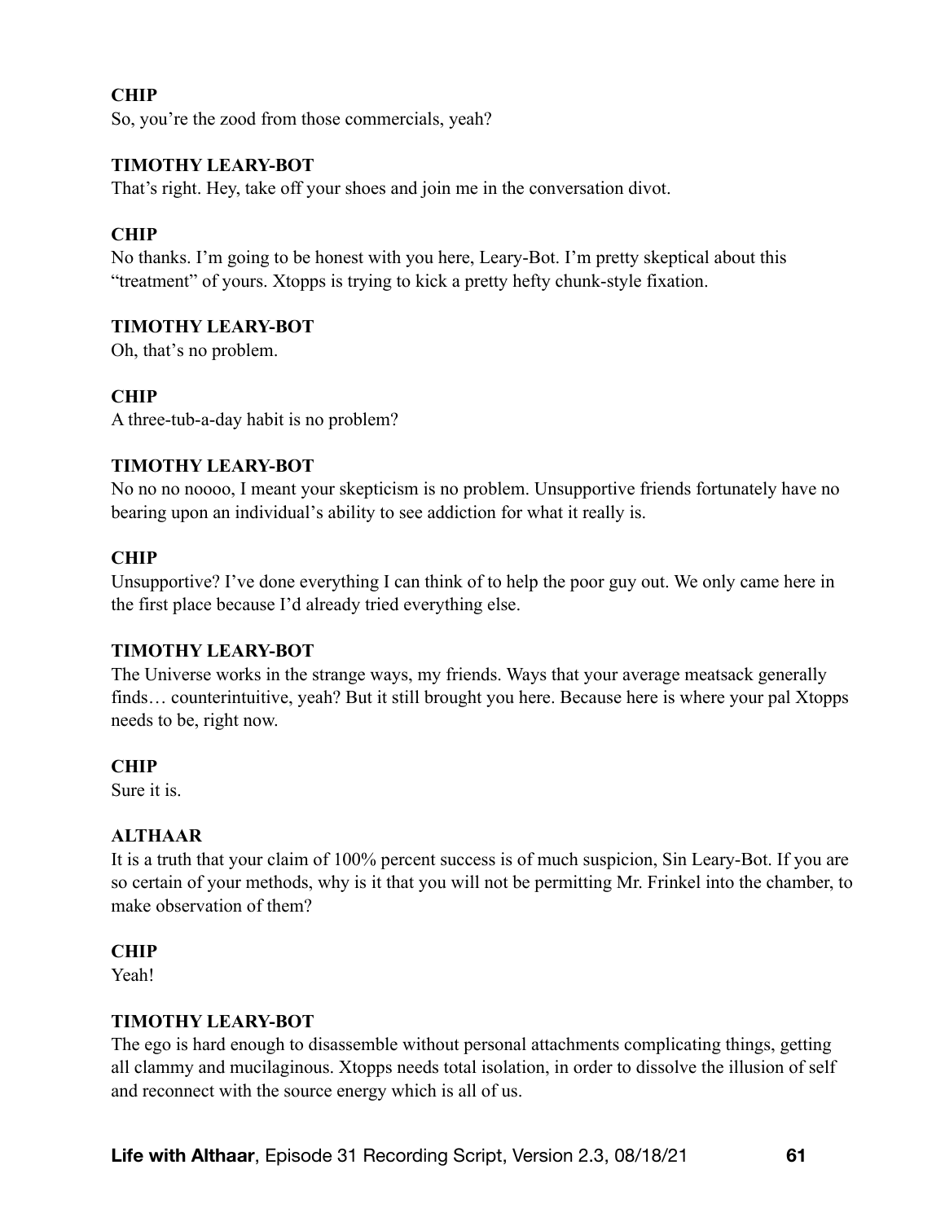**CHIP**
So, you're the zood from those commercials, yeah?

**TIMOTHY LEARY-BOT**
That's right. Hey, take off your shoes and join me in the conversation divot.

**CHIP**
No thanks. I'm going to be honest with you here, Leary-Bot. I'm pretty skeptical about this "treatment" of yours. Xtopps is trying to kick a pretty hefty chunk-style fixation.

**TIMOTHY LEARY-BOT**
Oh, that's no problem.

**CHIP**
A three-tub-a-day habit is no problem?

**TIMOTHY LEARY-BOT**
No no no noooo, I meant your skepticism is no problem. Unsupportive friends fortunately have no bearing upon an individual's ability to see addiction for what it really is.

**CHIP**
Unsupportive? I've done everything I can think of to help the poor guy out. We only came here in the first place because I'd already tried everything else.

**TIMOTHY LEARY-BOT**
The Universe works in the strange ways, my friends. Ways that your average meatsack generally finds… counterintuitive, yeah? But it still brought you here. Because here is where your pal Xtopps needs to be, right now.

**CHIP**
Sure it is.

**ALTHAAR**
It is a truth that your claim of 100% percent success is of much suspicion, Sin Leary-Bot. If you are so certain of your methods, why is it that you will not be permitting Mr. Frinkel into the chamber, to make observation of them?

**CHIP**
Yeah!

**TIMOTHY LEARY-BOT**
The ego is hard enough to disassemble without personal attachments complicating things, getting all clammy and mucilaginous. Xtopps needs total isolation, in order to dissolve the illusion of self and reconnect with the source energy which is all of us.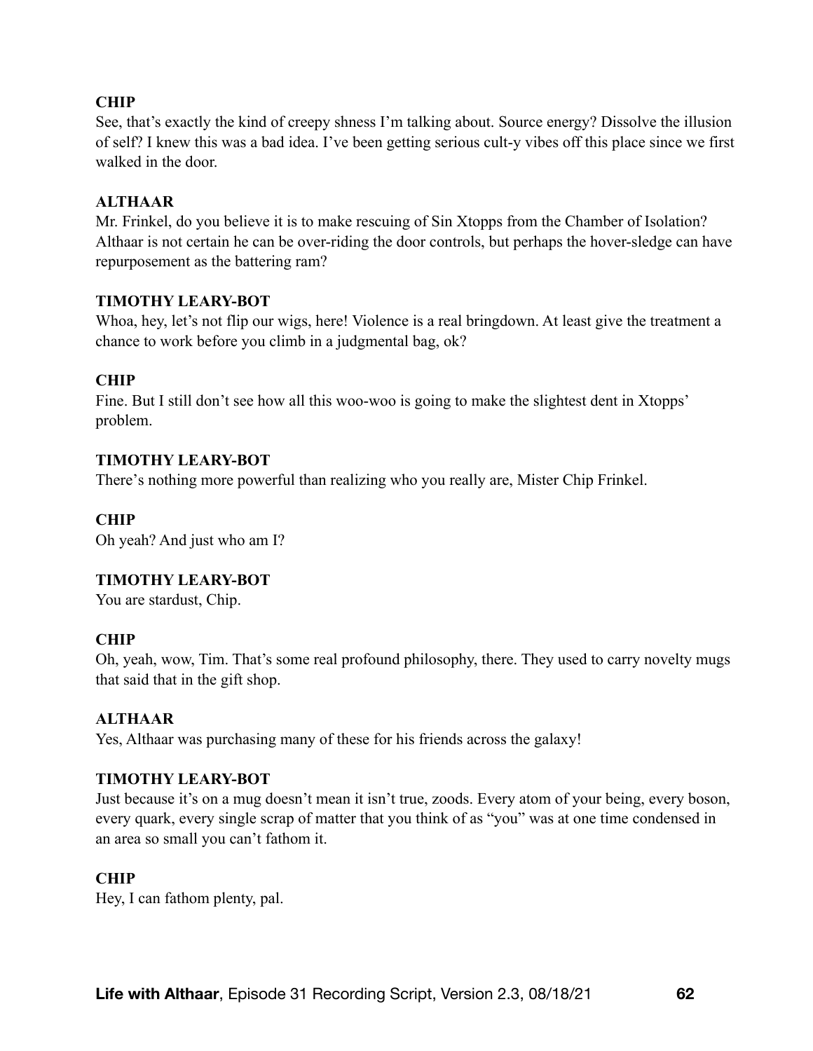**CHIP**
See, that's exactly the kind of creepy shness I'm talking about. Source energy? Dissolve the illusion of self? I knew this was a bad idea. I've been getting serious cult-y vibes off this place since we first walked in the door.

**ALTHAAR**
Mr. Frinkel, do you believe it is to make rescuing of Sin Xtopps from the Chamber of Isolation? Althaar is not certain he can be over-riding the door controls, but perhaps the hover-sledge can have repurposement as the battering ram?

**TIMOTHY LEARY-BOT**
Whoa, hey, let's not flip our wigs, here! Violence is a real bringdown. At least give the treatment a chance to work before you climb in a judgmental bag, ok?

**CHIP**
Fine. But I still don't see how all this woo-woo is going to make the slightest dent in Xtopps' problem.

**TIMOTHY LEARY-BOT**
There's nothing more powerful than realizing who you really are, Mister Chip Frinkel.

**CHIP**
Oh yeah? And just who am I?

**TIMOTHY LEARY-BOT**
You are stardust, Chip.

**CHIP**
Oh, yeah, wow, Tim. That's some real profound philosophy, there. They used to carry novelty mugs that said that in the gift shop.

**ALTHAAR**
Yes, Althaar was purchasing many of these for his friends across the galaxy!

**TIMOTHY LEARY-BOT**
Just because it's on a mug doesn't mean it isn't true, zoods. Every atom of your being, every boson, every quark, every single scrap of matter that you think of as "you" was at one time condensed in an area so small you can't fathom it.

**CHIP**
Hey, I can fathom plenty, pal.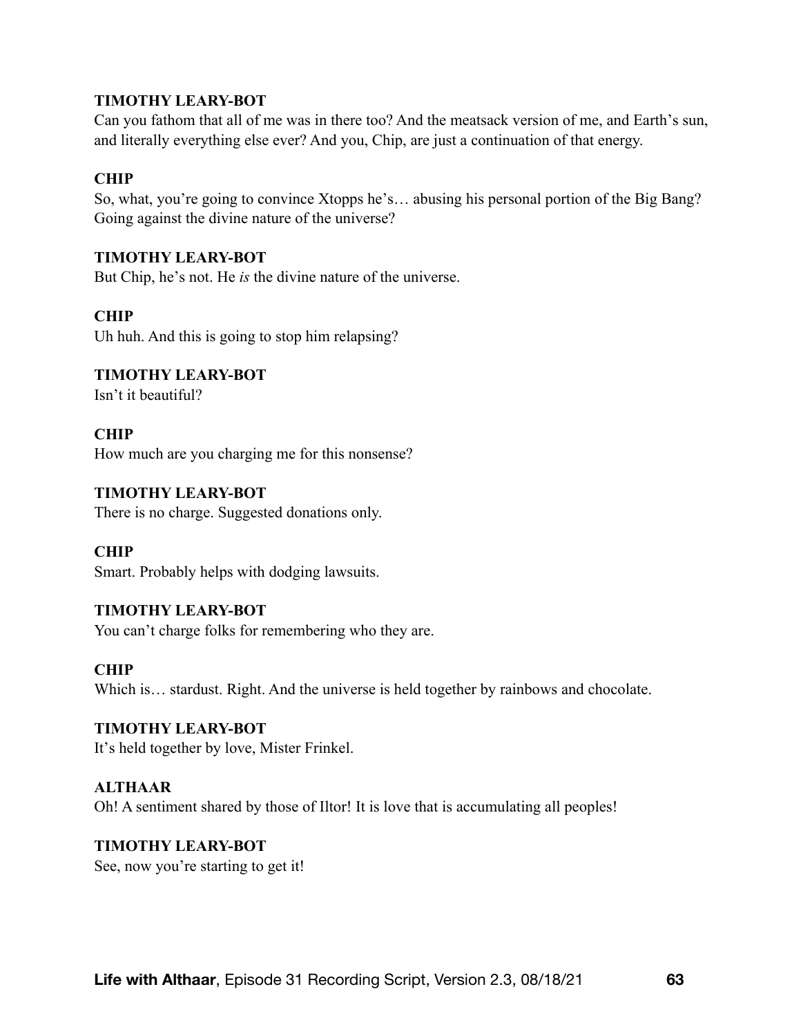**TIMOTHY LEARY-BOT**

Can you fathom that all of me was in there too? And the meatsack version of me, and Earth's sun, and literally everything else ever? And you, Chip, are just a continuation of that energy.

**CHIP**

So, what, you're going to convince Xtopps he's… abusing his personal portion of the Big Bang? Going against the divine nature of the universe?

**TIMOTHY LEARY-BOT**

But Chip, he's not. He *is* the divine nature of the universe.

**CHIP**

Uh huh. And this is going to stop him relapsing?

**TIMOTHY LEARY-BOT**

Isn't it beautiful?

**CHIP**

How much are you charging me for this nonsense?

**TIMOTHY LEARY-BOT**

There is no charge. Suggested donations only.

**CHIP**

Smart. Probably helps with dodging lawsuits.

**TIMOTHY LEARY-BOT**

You can't charge folks for remembering who they are.

**CHIP**

Which is… stardust. Right. And the universe is held together by rainbows and chocolate.

**TIMOTHY LEARY-BOT**

It's held together by love, Mister Frinkel.

**ALTHAAR**

Oh! A sentiment shared by those of Iltor! It is love that is accumulating all peoples!

**TIMOTHY LEARY-BOT**

See, now you're starting to get it!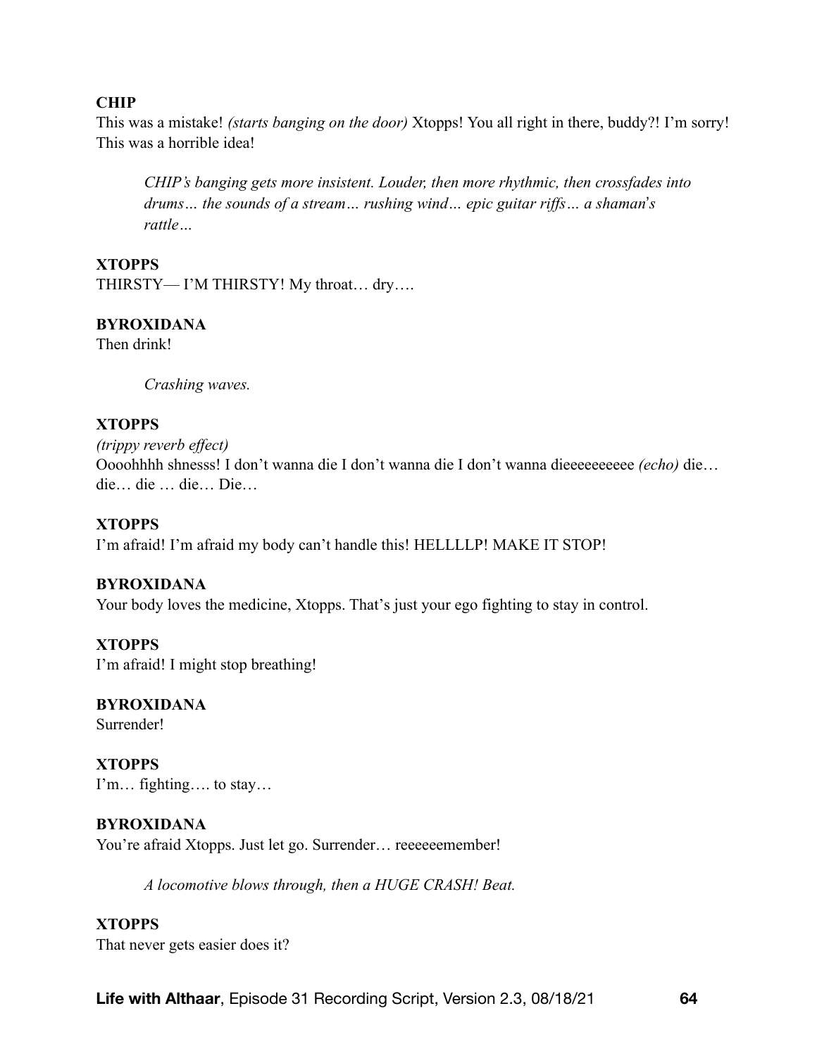**CHIP**
This was a mistake! *(starts banging on the door)* Xtopps! You all right in there, buddy?! I'm sorry! This was a horrible idea!

> *CHIP's banging gets more insistent. Louder, then more rhythmic, then crossfades into drums… the sounds of a stream… rushing wind… epic guitar riffs… a shaman's rattle…*

**XTOPPS**
THIRSTY— I'M THIRSTY! My throat… dry….

**BYROXIDANA**
Then drink!

> *Crashing waves.*

**XTOPPS**
*(trippy reverb effect)*
Oooohhhh shnesss! I don't wanna die I don't wanna die I don't wanna dieeeeeeeeee *(echo)* die… die… die … die… Die…

**XTOPPS**
I'm afraid! I'm afraid my body can't handle this! HELLLLP! MAKE IT STOP!

**BYROXIDANA**
Your body loves the medicine, Xtopps. That's just your ego fighting to stay in control.

**XTOPPS**
I'm afraid! I might stop breathing!

**BYROXIDANA**
Surrender!

**XTOPPS**
I'm… fighting…. to stay…

**BYROXIDANA**
You're afraid Xtopps. Just let go. Surrender… reeeeeemember!

> *A locomotive blows through, then a HUGE CRASH! Beat.*

**XTOPPS**
That never gets easier does it?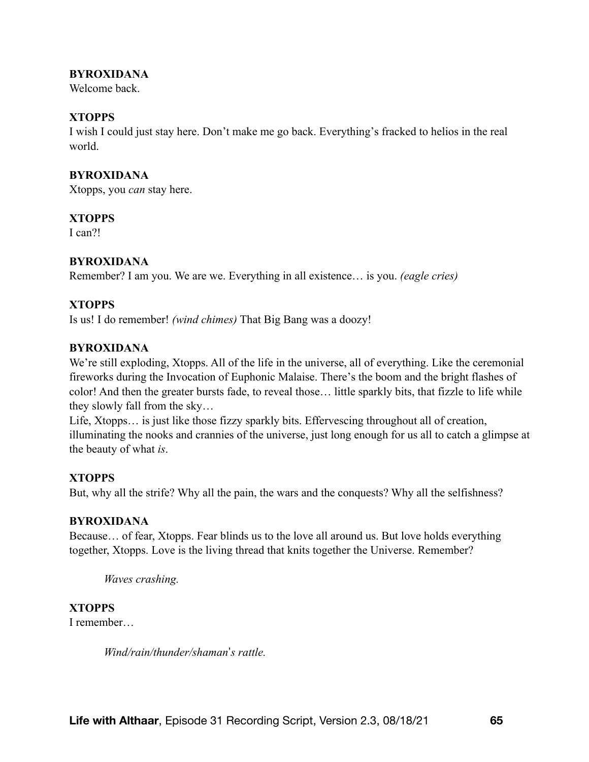**BYROXIDANA**
Welcome back.

**XTOPPS**
I wish I could just stay here. Don't make me go back. Everything's fracked to helios in the real world.

**BYROXIDANA**
Xtopps, you *can* stay here.

**XTOPPS**
I can?!

**BYROXIDANA**
Remember? I am you. We are we. Everything in all existence… is you. *(eagle cries)*

**XTOPPS**
Is us! I do remember! *(wind chimes)* That Big Bang was a doozy!

**BYROXIDANA**
We're still exploding, Xtopps. All of the life in the universe, all of everything. Like the ceremonial fireworks during the Invocation of Euphonic Malaise. There's the boom and the bright flashes of color! And then the greater bursts fade, to reveal those… little sparkly bits, that fizzle to life while they slowly fall from the sky…
Life, Xtopps… is just like those fizzy sparkly bits. Effervescing throughout all of creation, illuminating the nooks and crannies of the universe, just long enough for us all to catch a glimpse at the beauty of what *is*.

**XTOPPS**
But, why all the strife? Why all the pain, the wars and the conquests? Why all the selfishness?

**BYROXIDANA**
Because… of fear, Xtopps. Fear blinds us to the love all around us. But love holds everything together, Xtopps. Love is the living thread that knits together the Universe. Remember?

*Waves crashing.*

**XTOPPS**
I remember…

*Wind/rain/thunder/shaman's rattle.*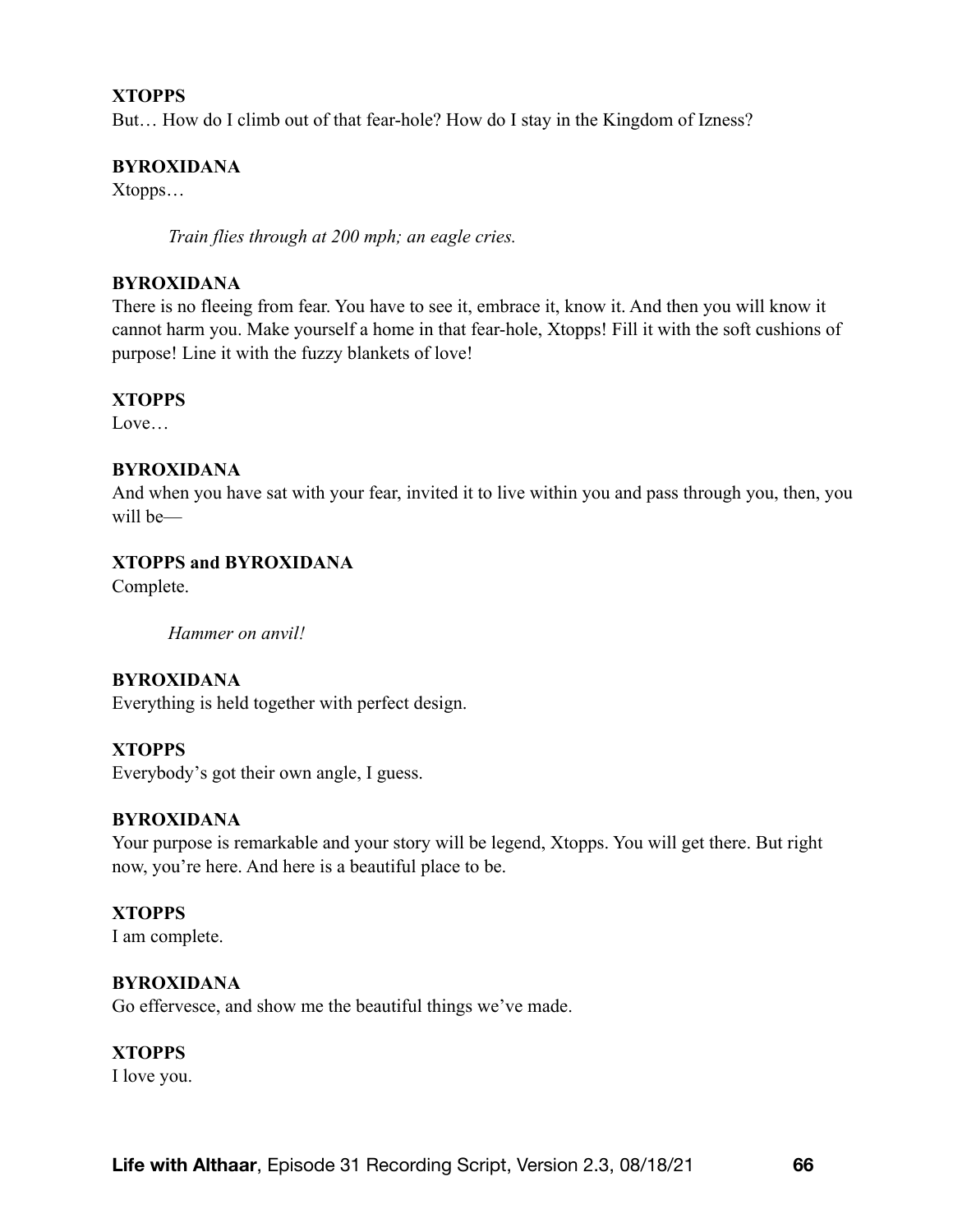**XTOPPS**
But… How do I climb out of that fear-hole? How do I stay in the Kingdom of Izness?

**BYROXIDANA**
Xtopps…

*Train flies through at 200 mph; an eagle cries.*

**BYROXIDANA**
There is no fleeing from fear. You have to see it, embrace it, know it. And then you will know it cannot harm you. Make yourself a home in that fear-hole, Xtopps! Fill it with the soft cushions of purpose! Line it with the fuzzy blankets of love!

**XTOPPS**
Love…

**BYROXIDANA**
And when you have sat with your fear, invited it to live within you and pass through you, then, you will be—

**XTOPPS and BYROXIDANA**
Complete.

*Hammer on anvil!*

**BYROXIDANA**
Everything is held together with perfect design.

**XTOPPS**
Everybody's got their own angle, I guess.

**BYROXIDANA**
Your purpose is remarkable and your story will be legend, Xtopps. You will get there. But right now, you're here. And here is a beautiful place to be.

**XTOPPS**
I am complete.

**BYROXIDANA**
Go effervesce, and show me the beautiful things we've made.

**XTOPPS**
I love you.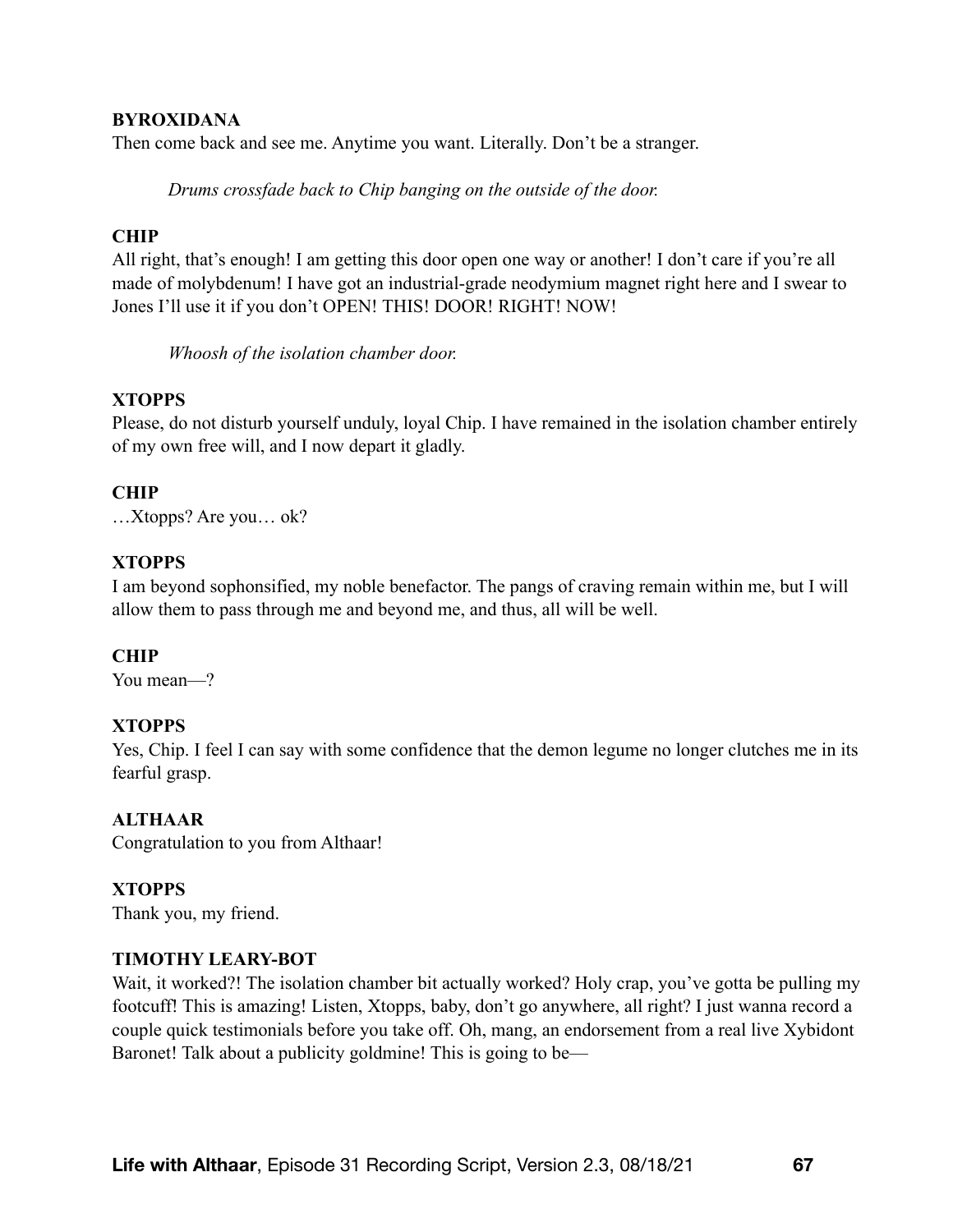**BYROXIDANA**
Then come back and see me. Anytime you want. Literally. Don't be a stranger.

> *Drums crossfade back to Chip banging on the outside of the door.*

**CHIP**
All right, that's enough! I am getting this door open one way or another! I don't care if you're all made of molybdenum! I have got an industrial-grade neodymium magnet right here and I swear to Jones I'll use it if you don't OPEN! THIS! DOOR! RIGHT! NOW!

> *Whoosh of the isolation chamber door.*

**XTOPPS**
Please, do not disturb yourself unduly, loyal Chip. I have remained in the isolation chamber entirely of my own free will, and I now depart it gladly.

**CHIP**
…Xtopps? Are you… ok?

**XTOPPS**
I am beyond sophonsified, my noble benefactor. The pangs of craving remain within me, but I will allow them to pass through me and beyond me, and thus, all will be well.

**CHIP**
You mean—?

**XTOPPS**
Yes, Chip. I feel I can say with some confidence that the demon legume no longer clutches me in its fearful grasp.

**ALTHAAR**
Congratulation to you from Althaar!

**XTOPPS**
Thank you, my friend.

**TIMOTHY LEARY-BOT**
Wait, it worked?! The isolation chamber bit actually worked? Holy crap, you've gotta be pulling my footcuff! This is amazing! Listen, Xtopps, baby, don't go anywhere, all right? I just wanna record a couple quick testimonials before you take off. Oh, mang, an endorsement from a real live Xybidont Baronet! Talk about a publicity goldmine! This is going to be—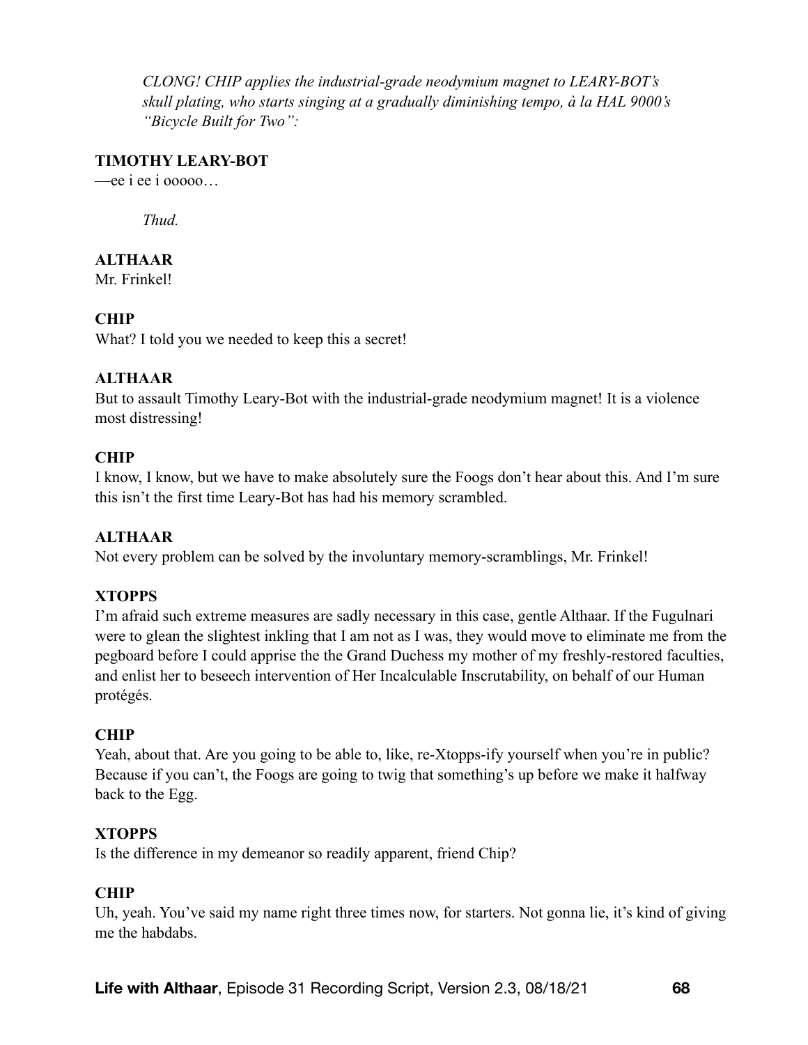*CLONG! CHIP applies the industrial-grade neodymium magnet to LEARY-BOT's skull plating, who starts singing at a gradually diminishing tempo, à la HAL 9000's "Bicycle Built for Two":*

**TIMOTHY LEARY-BOT**
—ee i ee i ooooo…

*Thud.*

**ALTHAAR**
Mr. Frinkel!

**CHIP**
What? I told you we needed to keep this a secret!

**ALTHAAR**
But to assault Timothy Leary-Bot with the industrial-grade neodymium magnet! It is a violence most distressing!

**CHIP**
I know, I know, but we have to make absolutely sure the Foogs don't hear about this. And I'm sure this isn't the first time Leary-Bot has had his memory scrambled.

**ALTHAAR**
Not every problem can be solved by the involuntary memory-scramblings, Mr. Frinkel!

**XTOPPS**
I'm afraid such extreme measures are sadly necessary in this case, gentle Althaar. If the Fugulnari were to glean the slightest inkling that I am not as I was, they would move to eliminate me from the pegboard before I could apprise the the Grand Duchess my mother of my freshly-restored faculties, and enlist her to beseech intervention of Her Incalculable Inscrutability, on behalf of our Human protégés.

**CHIP**
Yeah, about that. Are you going to be able to, like, re-Xtopps-ify yourself when you're in public? Because if you can't, the Foogs are going to twig that something's up before we make it halfway back to the Egg.

**XTOPPS**
Is the difference in my demeanor so readily apparent, friend Chip?

**CHIP**
Uh, yeah. You've said my name right three times now, for starters. Not gonna lie, it's kind of giving me the habdabs.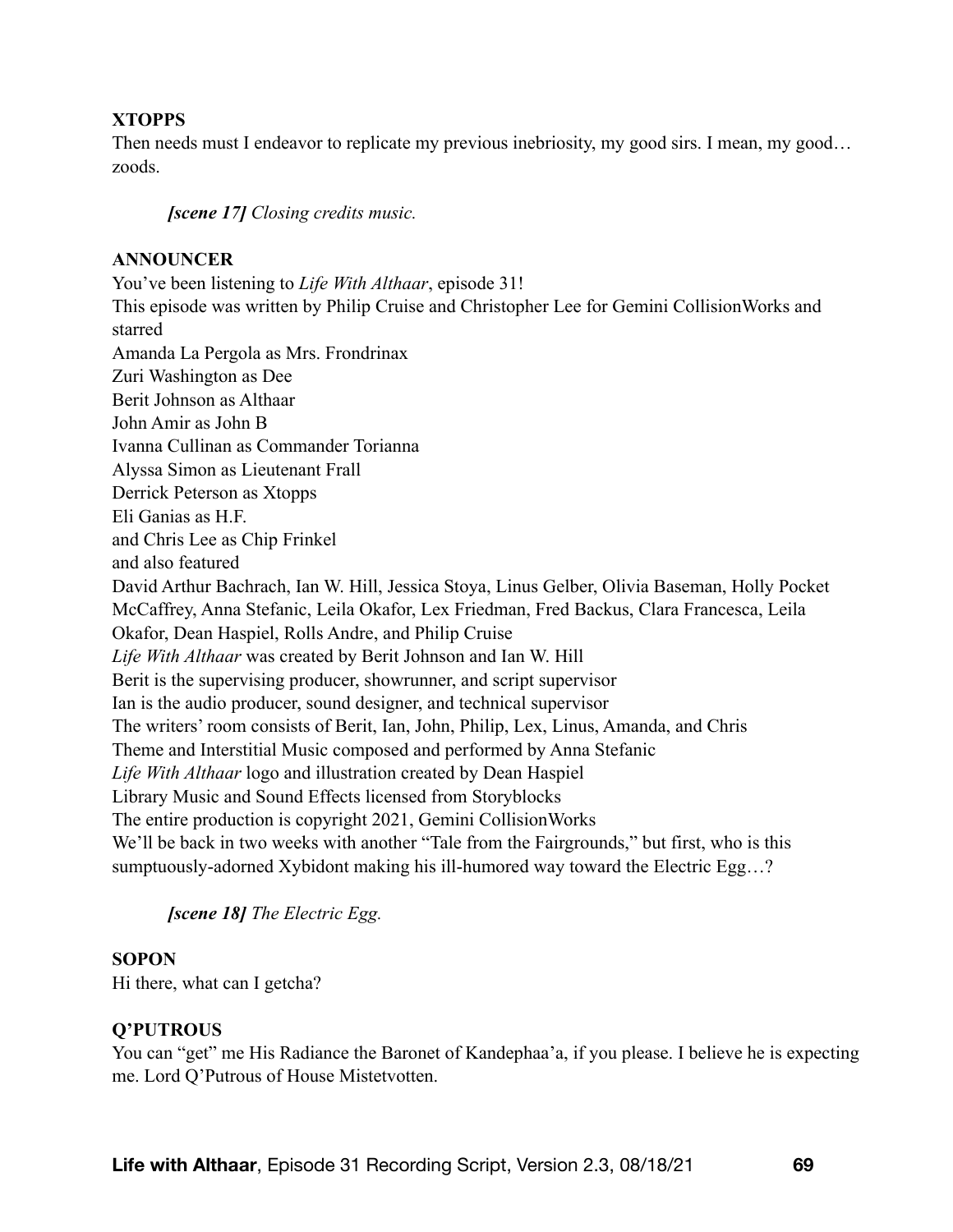**XTOPPS**
Then needs must I endeavor to replicate my previous inebriosity, my good sirs. I mean, my good… zoods.

> ***[scene 17]*** *Closing credits music.*

**ANNOUNCER**
You've been listening to *Life With Althaar*, episode 31!
This episode was written by Philip Cruise and Christopher Lee for Gemini CollisionWorks and starred
Amanda La Pergola as Mrs. Frondrinax
Zuri Washington as Dee
Berit Johnson as Althaar
John Amir as John B
Ivanna Cullinan as Commander Torianna
Alyssa Simon as Lieutenant Frall
Derrick Peterson as Xtopps
Eli Ganias as H.F.
and Chris Lee as Chip Frinkel
and also featured
David Arthur Bachrach, Ian W. Hill, Jessica Stoya, Linus Gelber, Olivia Baseman, Holly Pocket McCaffrey, Anna Stefanic, Leila Okafor, Lex Friedman, Fred Backus, Clara Francesca, Leila Okafor, Dean Haspiel, Rolls Andre, and Philip Cruise
*Life With Althaar* was created by Berit Johnson and Ian W. Hill
Berit is the supervising producer, showrunner, and script supervisor
Ian is the audio producer, sound designer, and technical supervisor
The writers' room consists of Berit, Ian, John, Philip, Lex, Linus, Amanda, and Chris
Theme and Interstitial Music composed and performed by Anna Stefanic
*Life With Althaar* logo and illustration created by Dean Haspiel
Library Music and Sound Effects licensed from Storyblocks
The entire production is copyright 2021, Gemini CollisionWorks
We'll be back in two weeks with another "Tale from the Fairgrounds," but first, who is this sumptuously-adorned Xybidont making his ill-humored way toward the Electric Egg…?

> ***[scene 18]*** *The Electric Egg.*

**SOPON**
Hi there, what can I getcha?

**Q'PUTROUS**
You can "get" me His Radiance the Baronet of Kandephaa'a, if you please. I believe he is expecting me. Lord Q'Putrous of House Mistetvotten.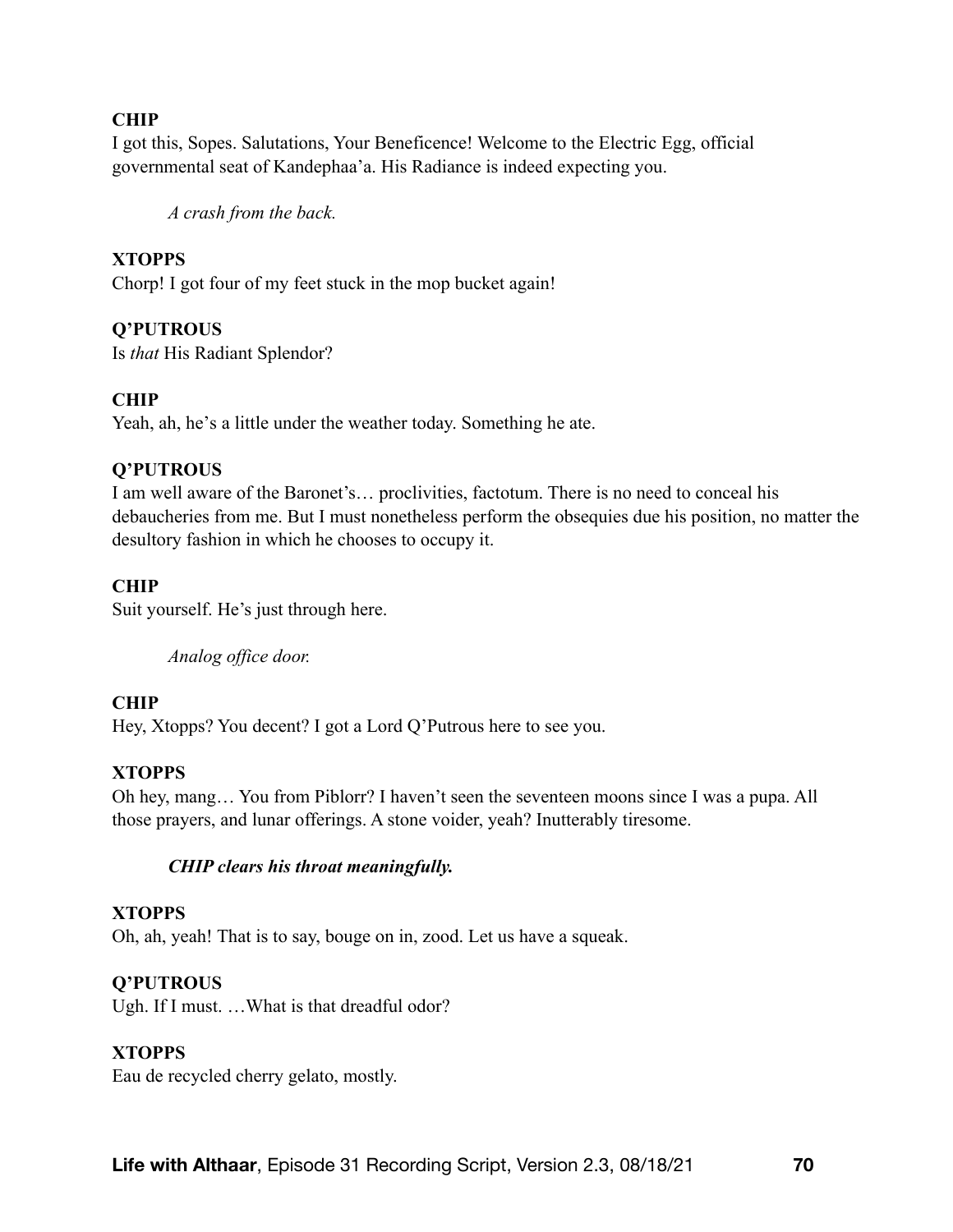**CHIP**
I got this, Sopes. Salutations, Your Beneficence! Welcome to the Electric Egg, official governmental seat of Kandephaa'a. His Radiance is indeed expecting you.

*A crash from the back.*

**XTOPPS**
Chorp! I got four of my feet stuck in the mop bucket again!

**Q'PUTROUS**
Is *that* His Radiant Splendor?

**CHIP**
Yeah, ah, he's a little under the weather today. Something he ate.

**Q'PUTROUS**
I am well aware of the Baronet's… proclivities, factotum. There is no need to conceal his debaucheries from me. But I must nonetheless perform the obsequies due his position, no matter the desultory fashion in which he chooses to occupy it.

**CHIP**
Suit yourself. He's just through here.

*Analog office door.*

**CHIP**
Hey, Xtopps? You decent? I got a Lord Q'Putrous here to see you.

**XTOPPS**
Oh hey, mang… You from Piblorr? I haven't seen the seventeen moons since I was a pupa. All those prayers, and lunar offerings. A stone voider, yeah? Inutterably tiresome.

***CHIP clears his throat meaningfully.***

**XTOPPS**
Oh, ah, yeah! That is to say, bouge on in, zood. Let us have a squeak.

**Q'PUTROUS**
Ugh. If I must. …What is that dreadful odor?

**XTOPPS**
Eau de recycled cherry gelato, mostly.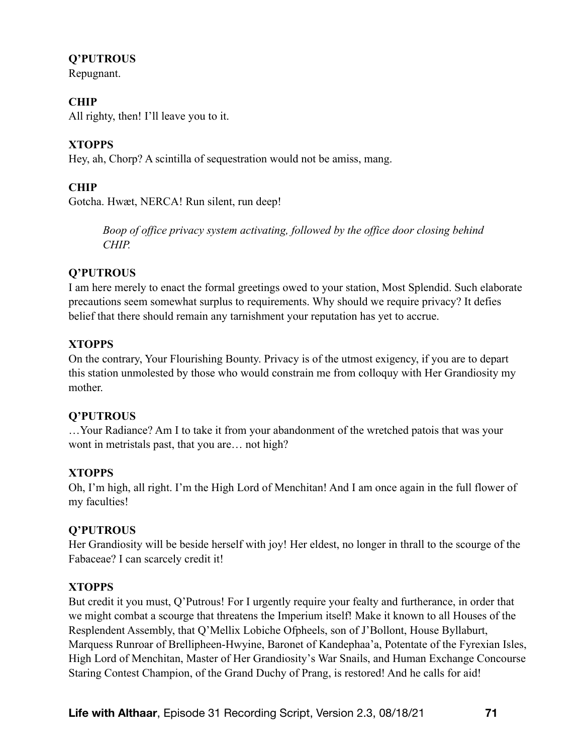**Q'PUTROUS**
Repugnant.

**CHIP**
All righty, then! I'll leave you to it.

**XTOPPS**
Hey, ah, Chorp? A scintilla of sequestration would not be amiss, mang.

**CHIP**
Gotcha. Hwæt, NERCA! Run silent, run deep!

> *Boop of office privacy system activating, followed by the office door closing behind CHIP.*

**Q'PUTROUS**
I am here merely to enact the formal greetings owed to your station, Most Splendid. Such elaborate precautions seem somewhat surplus to requirements. Why should we require privacy? It defies belief that there should remain any tarnishment your reputation has yet to accrue.

**XTOPPS**
On the contrary, Your Flourishing Bounty. Privacy is of the utmost exigency, if you are to depart this station unmolested by those who would constrain me from colloquy with Her Grandiosity my mother.

**Q'PUTROUS**
…Your Radiance? Am I to take it from your abandonment of the wretched patois that was your wont in metristals past, that you are… not high?

**XTOPPS**
Oh, I'm high, all right. I'm the High Lord of Menchitan! And I am once again in the full flower of my faculties!

**Q'PUTROUS**
Her Grandiosity will be beside herself with joy! Her eldest, no longer in thrall to the scourge of the Fabaceae? I can scarcely credit it!

**XTOPPS**
But credit it you must, Q'Putrous! For I urgently require your fealty and furtherance, in order that we might combat a scourge that threatens the Imperium itself! Make it known to all Houses of the Resplendent Assembly, that Q'Mellix Lobiche Ofpheels, son of J'Bollont, House Byllaburt, Marquess Runroar of Brellipheen-Hwyine, Baronet of Kandephaa'a, Potentate of the Fyrexian Isles, High Lord of Menchitan, Master of Her Grandiosity's War Snails, and Human Exchange Concourse Staring Contest Champion, of the Grand Duchy of Prang, is restored! And he calls for aid!